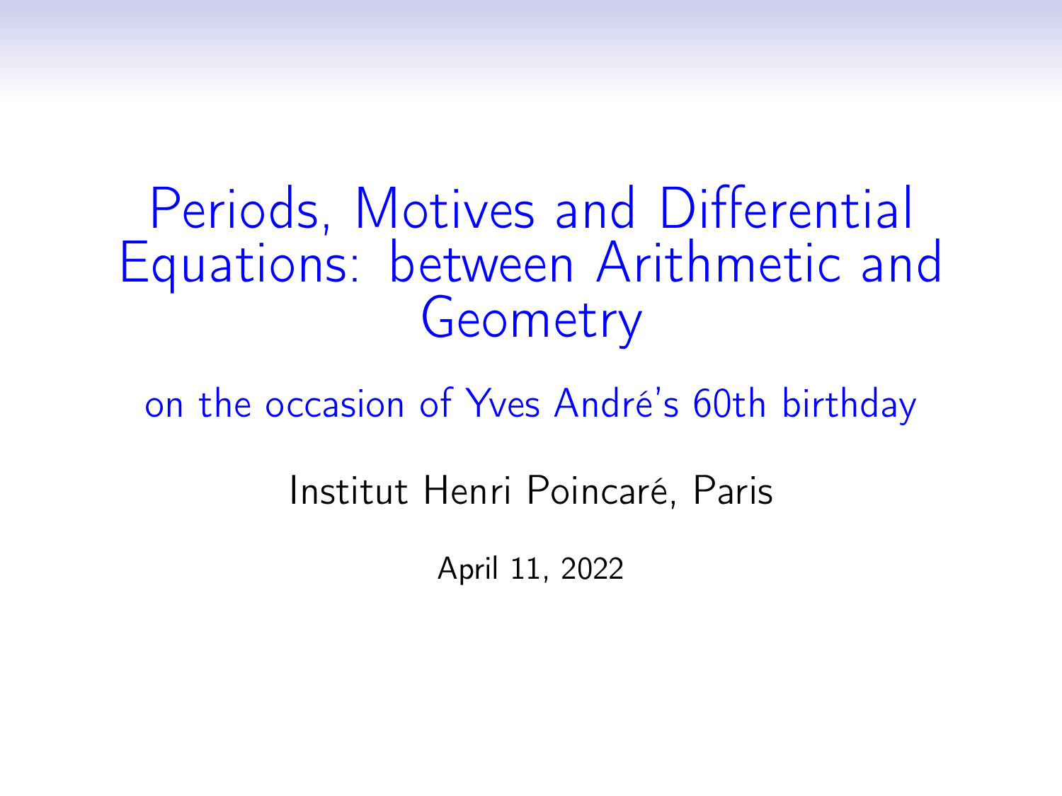# Periods, Motives and Differential Equations: between Arithmetic and Geometry

on the occasion of Yves André's 60th birthday

Institut Henri Poincaré, Paris

April 11, 2022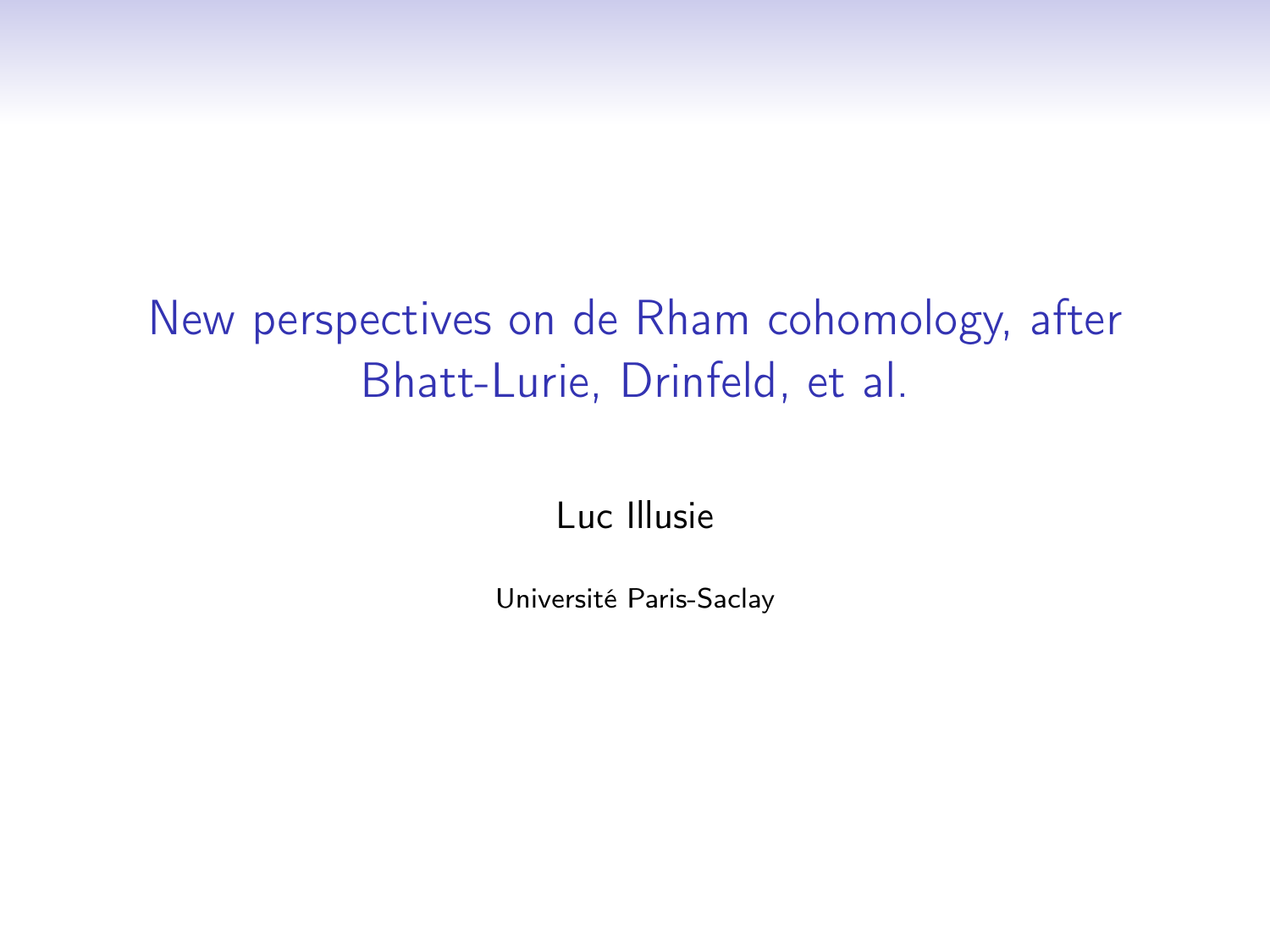# New perspectives on de Rham cohomology, after Bhatt-Lurie, Drinfeld, et al.

Luc Illusie

Université Paris-Saclay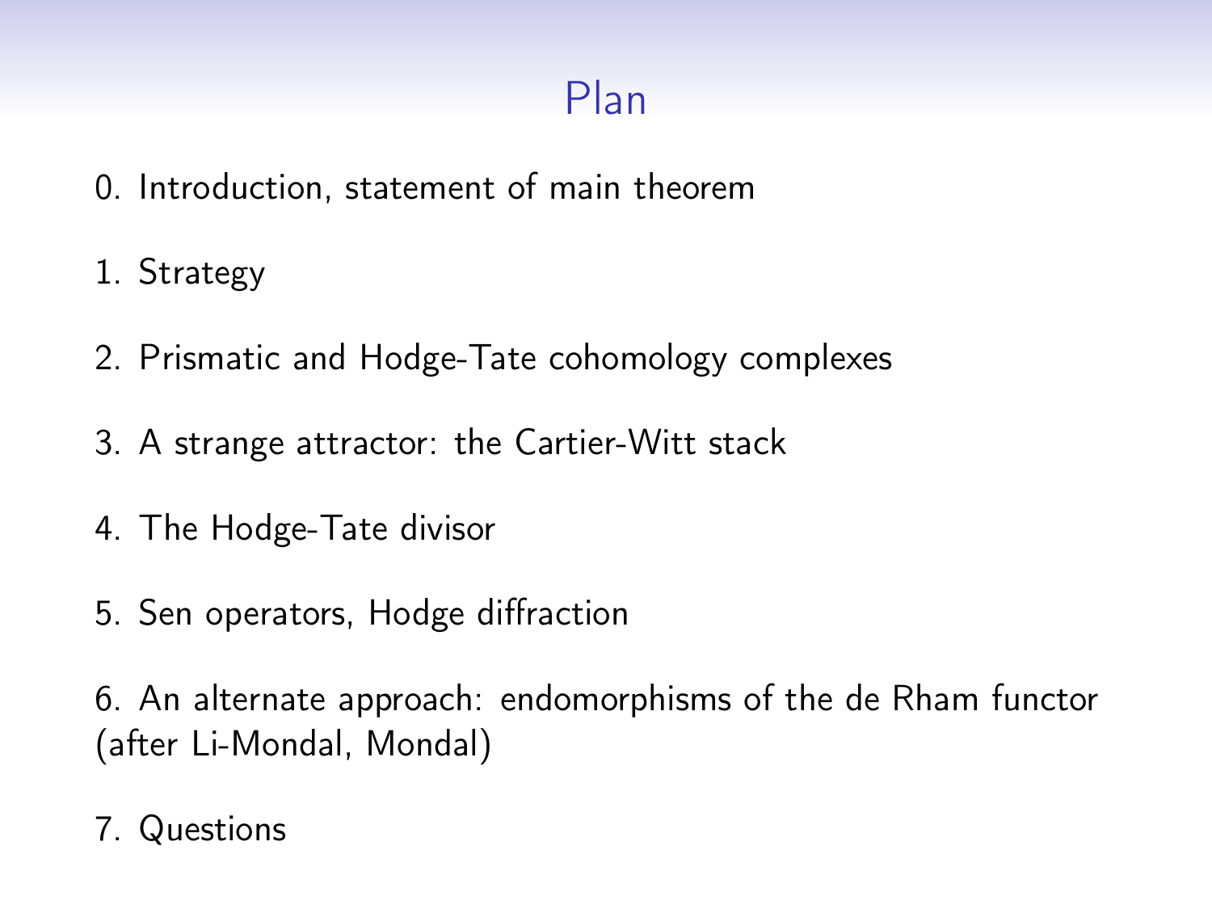# Plan

0. Introduction, statement of main theorem

1. Strategy

2. Prismatic and Hodge-Tate cohomology complexes

3. A strange attractor: the Cartier-Witt stack

4. The Hodge-Tate divisor

5. Sen operators, Hodge diffraction

6. An alternate approach: endomorphisms of the de Rham functor (after Li-Mondal, Mondal)

7. Questions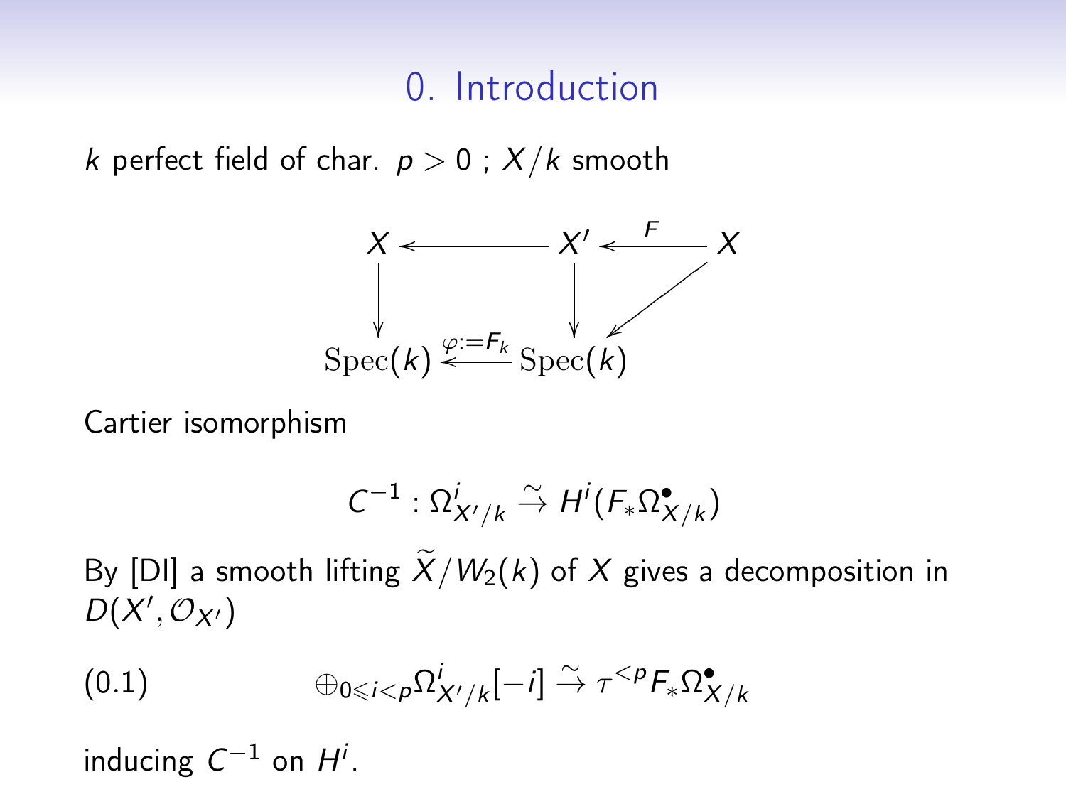# 0. Introduction

$k$ perfect field of char. $p > 0$ ; $X/k$ smooth

$$
\begin{array}{ccccc}
X & \longleftarrow & X' & \xleftarrow{F} & X \\
\downarrow & & \downarrow & \swarrow & \\
\mathrm{Spec}(k) & \xleftarrow{\varphi := F_k} & \mathrm{Spec}(k) & &
\end{array}
$$

Cartier isomorphism

$$
C^{-1} : \Omega^i_{X'/k} \xrightarrow{\sim} H^i(F_* \Omega^\bullet_{X/k})
$$

By [DI] a smooth lifting $\widetilde{X}/W_2(k)$ of $X$ gives a decomposition in $D(X', \mathcal{O}_{X'})$

$$
\oplus_{0 \leqslant i < p} \Omega^i_{X'/k}[-i] \xrightarrow{\sim} \tau^{<p} F_* \Omega^\bullet_{X/k} \tag{0.1}
$$

inducing $C^{-1}$ on $H^i$.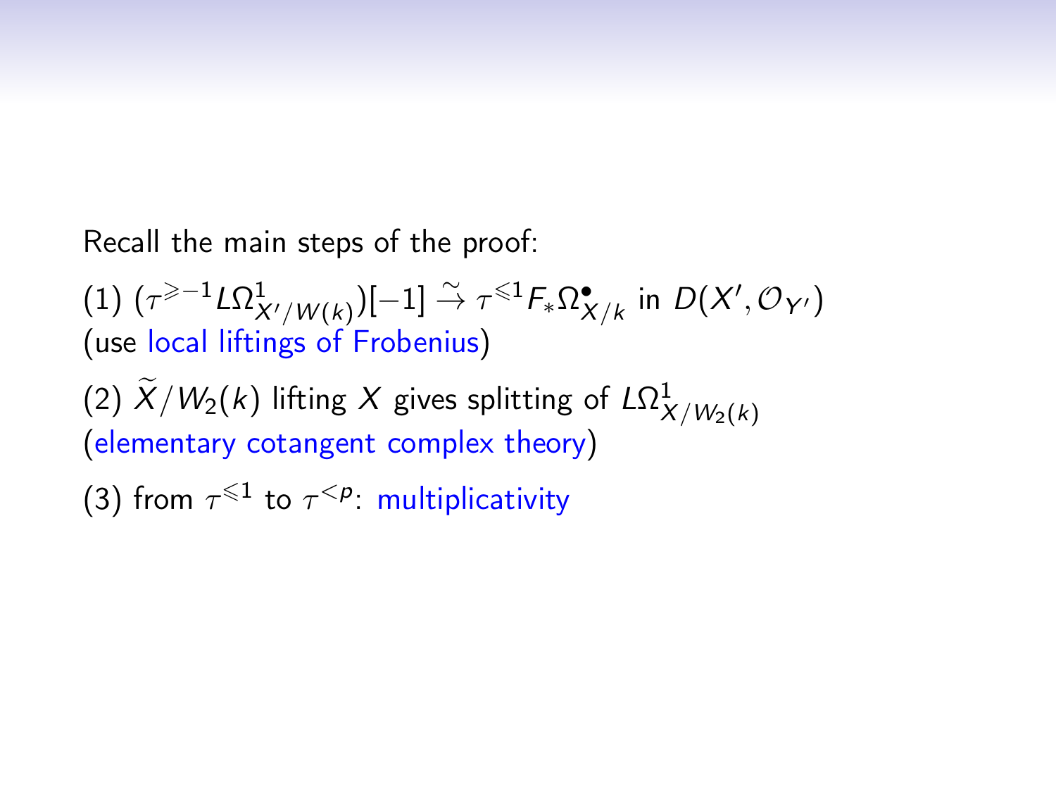Recall the main steps of the proof:

(1) $(\tau^{\geqslant -1} L\Omega^1_{X'/W(k)})[-1] \xrightarrow{\sim} \tau^{\leqslant 1} F_* \Omega^\bullet_{X/k}$ in $D(X', \mathcal{O}_{Y'})$
(use local liftings of Frobenius)

(2) $\widetilde{X}/W_2(k)$ lifting $X$ gives splitting of $L\Omega^1_{X/W_2(k)}$
(elementary cotangent complex theory)

(3) from $\tau^{\leqslant 1}$ to $\tau^{<p}$: multiplicativity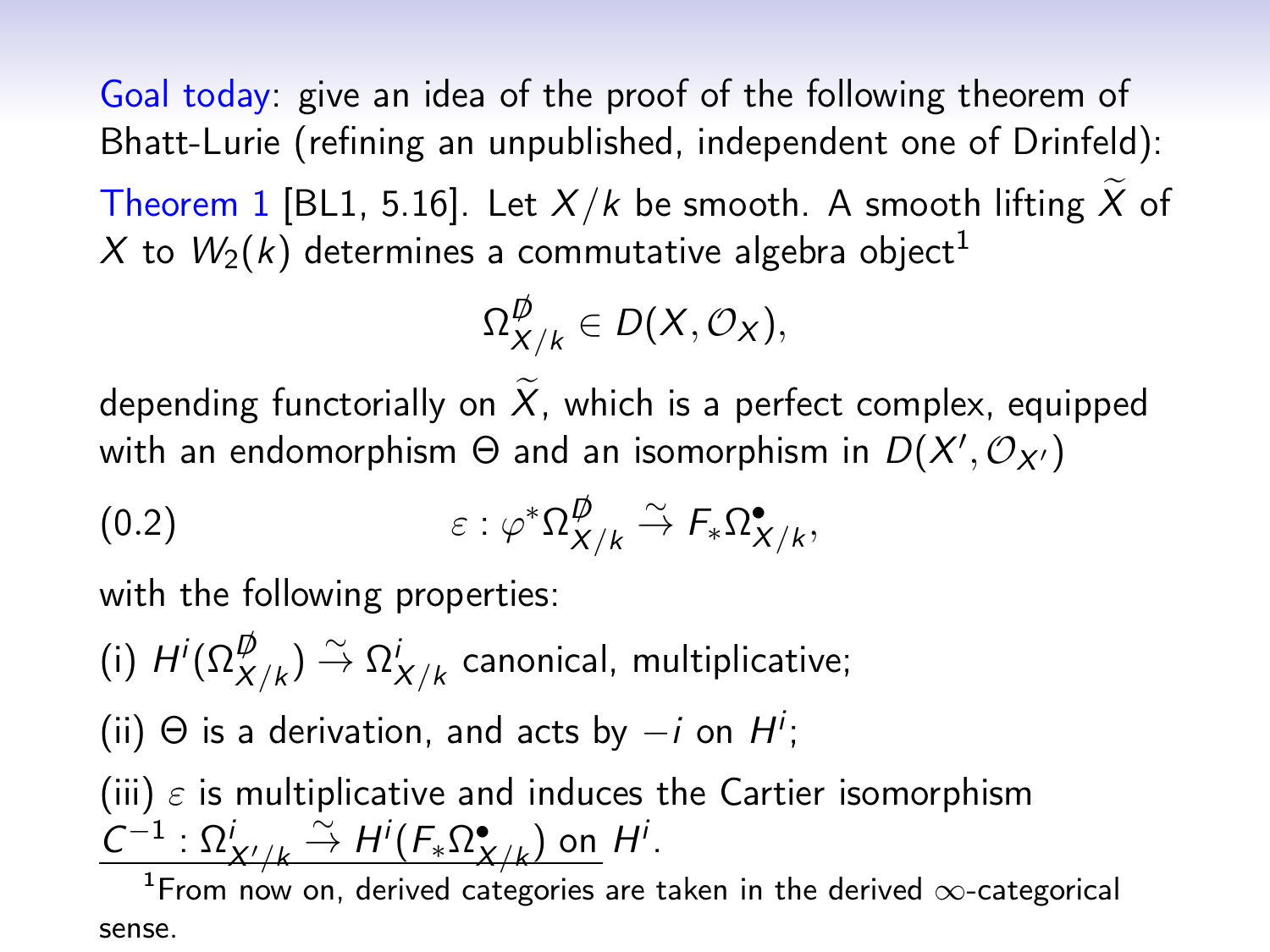Goal today: give an idea of the proof of the following theorem of Bhatt-Lurie (refining an unpublished, independent one of Drinfeld):

Theorem 1 [BL1, 5.16]. Let $X/k$ be smooth. A smooth lifting $\widetilde{X}$ of $X$ to $W_2(k)$ determines a commutative algebra object[1]

$$\Omega^{\not{D}}_{X/k} \in D(X, \mathcal{O}_X),$$

depending functorially on $\widetilde{X}$, which is a perfect complex, equipped with an endomorphism $\Theta$ and an isomorphism in $D(X', \mathcal{O}_{X'})$

$$\varepsilon : \varphi^* \Omega^{\not{D}}_{X/k} \xrightarrow{\sim} F_* \Omega^\bullet_{X/k}, \tag{0.2}$$

with the following properties:

(i) $H^i(\Omega^{\not{D}}_{X/k}) \xrightarrow{\sim} \Omega^i_{X/k}$ canonical, multiplicative;

(ii) $\Theta$ is a derivation, and acts by $-i$ on $H^i$;

(iii) $\varepsilon$ is multiplicative and induces the Cartier isomorphism $C^{-1} : \Omega^i_{X'/k} \xrightarrow{\sim} H^i(F_* \Omega^\bullet_{X/k})$ on $H^i$.

[1] From now on, derived categories are taken in the derived $\infty$-categorical sense.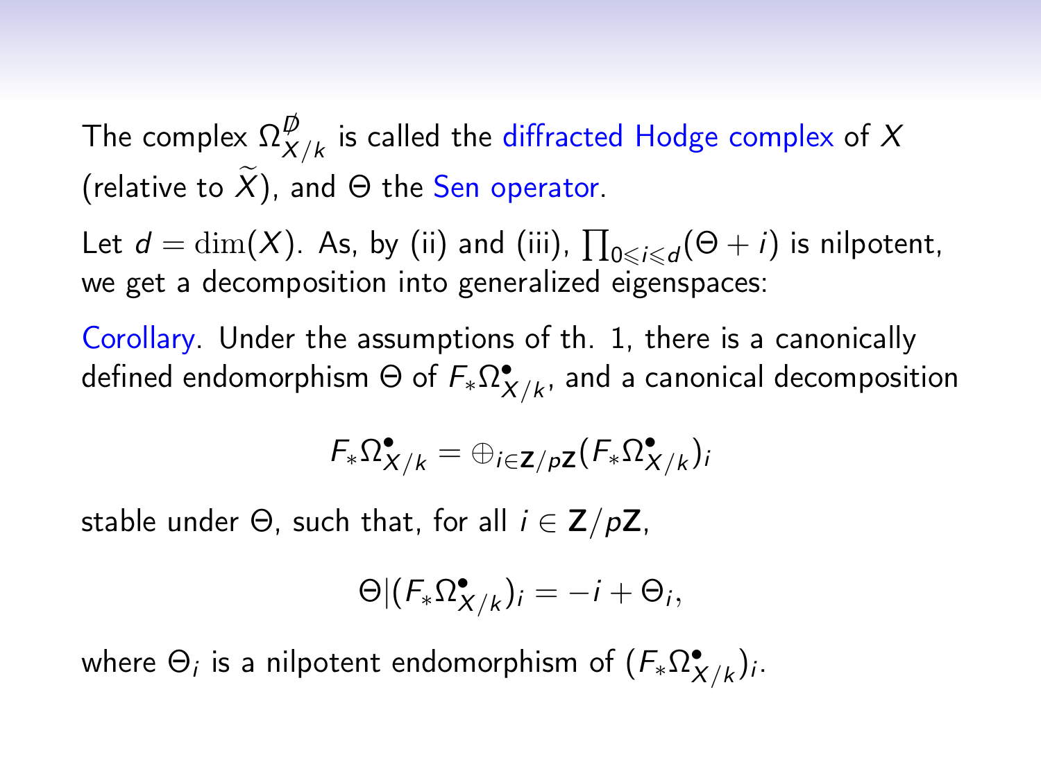The complex $\Omega^{\not{D}}_{X/k}$ is called the diffracted Hodge complex of $X$ (relative to $\widetilde{X}$), and $\Theta$ the Sen operator.

Let $d = \dim(X)$. As, by (ii) and (iii), $\prod_{0 \leqslant i \leqslant d}(\Theta + i)$ is nilpotent, we get a decomposition into generalized eigenspaces:

Corollary. Under the assumptions of th. 1, there is a canonically defined endomorphism $\Theta$ of $F_*\Omega^\bullet_{X/k}$, and a canonical decomposition

$$F_*\Omega^\bullet_{X/k} = \oplus_{i \in \mathbf{Z}/p\mathbf{Z}} (F_*\Omega^\bullet_{X/k})_i$$

stable under $\Theta$, such that, for all $i \in \mathbf{Z}/p\mathbf{Z}$,

$$\Theta | (F_*\Omega^\bullet_{X/k})_i = -i + \Theta_i,$$

where $\Theta_i$ is a nilpotent endomorphism of $(F_*\Omega^\bullet_{X/k})_i$.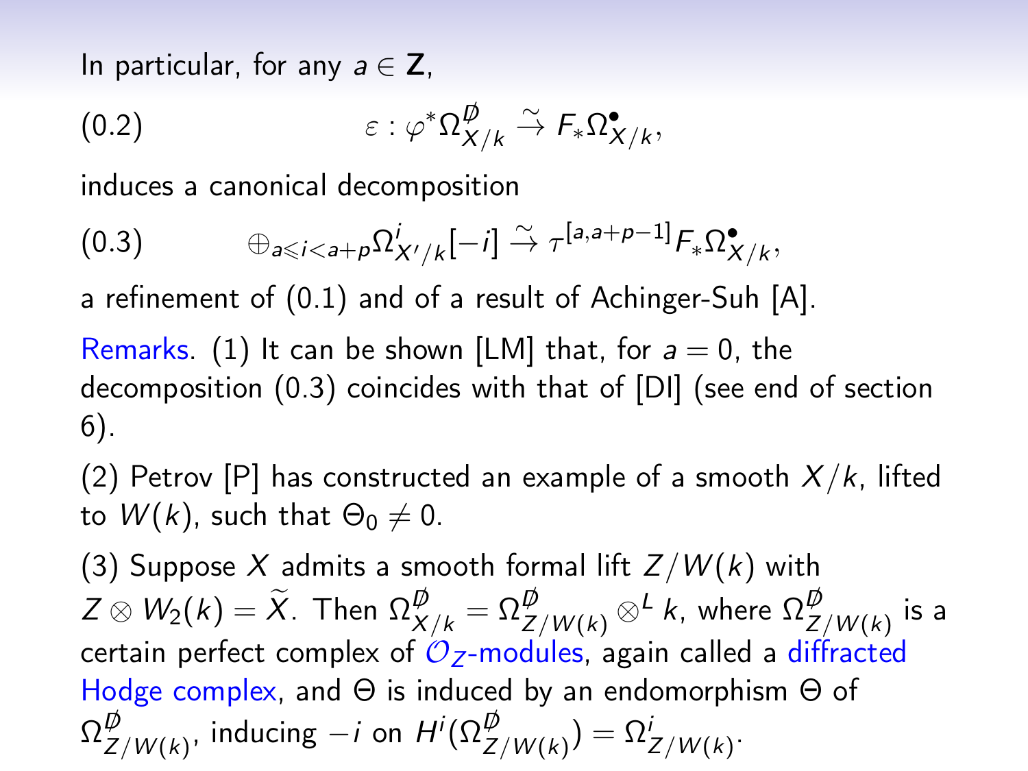In particular, for any $a \in \mathbf{Z}$,

$$\varepsilon : \varphi^* \Omega^{\not{D}}_{X/k} \xrightarrow{\sim} F_* \Omega^\bullet_{X/k}, \tag{0.2}$$

induces a canonical decomposition

$$\oplus_{a \leqslant i < a+p} \Omega^i_{X'/k}[-i] \xrightarrow{\sim} \tau^{[a,a+p-1]} F_* \Omega^\bullet_{X/k}, \tag{0.3}$$

a refinement of (0.1) and of a result of Achinger-Suh [A].

Remarks. (1) It can be shown [LM] that, for $a = 0$, the decomposition (0.3) coincides with that of [DI] (see end of section 6).

(2) Petrov [P] has constructed an example of a smooth $X/k$, lifted to $W(k)$, such that $\Theta_0 \neq 0$.

(3) Suppose $X$ admits a smooth formal lift $Z/W(k)$ with $Z \otimes W_2(k) = \widetilde{X}$. Then $\Omega^{\not{D}}_{X/k} = \Omega^{\not{D}}_{Z/W(k)} \otimes^L k$, where $\Omega^{\not{D}}_{Z/W(k)}$ is a certain perfect complex of $\mathcal{O}_Z$-modules, again called a diffracted Hodge complex, and $\Theta$ is induced by an endomorphism $\Theta$ of $\Omega^{\not{D}}_{Z/W(k)}$, inducing $-i$ on $H^i(\Omega^{\not{D}}_{Z/W(k)}) = \Omega^i_{Z/W(k)}$.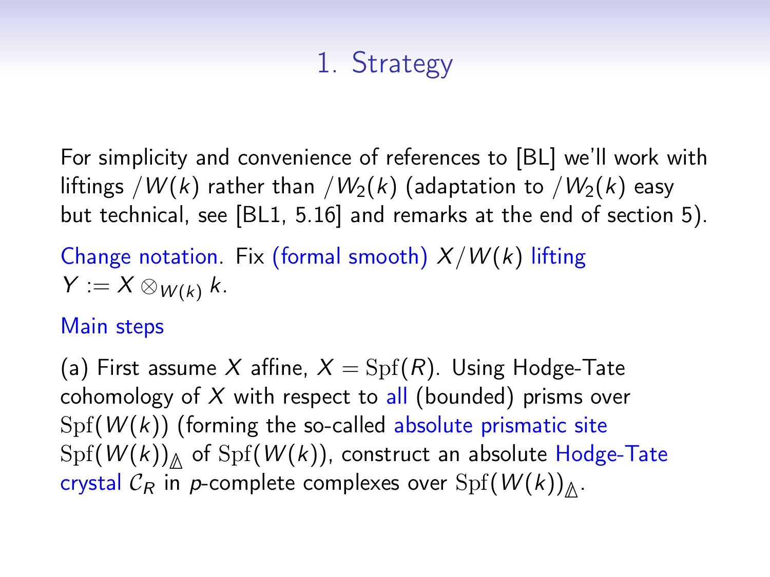# 1. Strategy

For simplicity and convenience of references to [BL] we'll work with liftings $/W(k)$ rather than $/W_2(k)$ (adaptation to $/W_2(k)$ easy but technical, see [BL1, 5.16] and remarks at the end of section 5).

Change notation. Fix (formal smooth) $X/W(k)$ lifting $Y := X \otimes_{W(k)} k$.

Main steps

(a) First assume $X$ affine, $X = \mathrm{Spf}(R)$. Using Hodge-Tate cohomology of $X$ with respect to all (bounded) prisms over $\mathrm{Spf}(W(k))$ (forming the so-called absolute prismatic site $\mathrm{Spf}(W(k))_{\Delta}$ of $\mathrm{Spf}(W(k))$, construct an absolute Hodge-Tate crystal $\mathcal{C}_R$ in $p$-complete complexes over $\mathrm{Spf}(W(k))_{\Delta}$.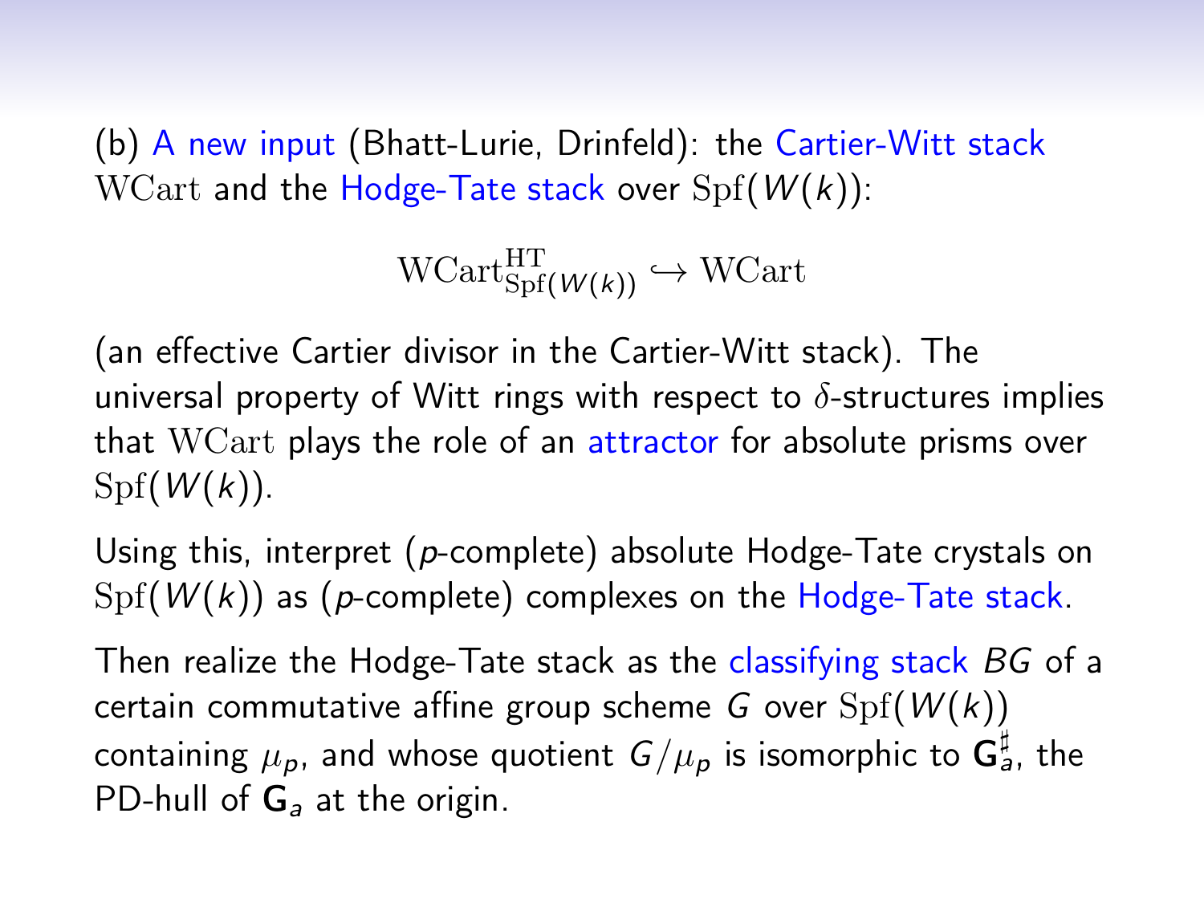(b) A new input (Bhatt-Lurie, Drinfeld): the Cartier-Witt stack $\mathrm{WCart}$ and the Hodge-Tate stack over $\mathrm{Spf}(W(k))$:

$$\mathrm{WCart}^{\mathrm{HT}}_{\mathrm{Spf}(W(k))} \hookrightarrow \mathrm{WCart}$$

(an effective Cartier divisor in the Cartier-Witt stack). The universal property of Witt rings with respect to $\delta$-structures implies that $\mathrm{WCart}$ plays the role of an attractor for absolute prisms over $\mathrm{Spf}(W(k))$.

Using this, interpret ($p$-complete) absolute Hodge-Tate crystals on $\mathrm{Spf}(W(k))$ as ($p$-complete) complexes on the Hodge-Tate stack.

Then realize the Hodge-Tate stack as the classifying stack $BG$ of a certain commutative affine group scheme $G$ over $\mathrm{Spf}(W(k))$ containing $\mu_p$, and whose quotient $G/\mu_p$ is isomorphic to $\mathbf{G}_a^\sharp$, the PD-hull of $\mathbf{G}_a$ at the origin.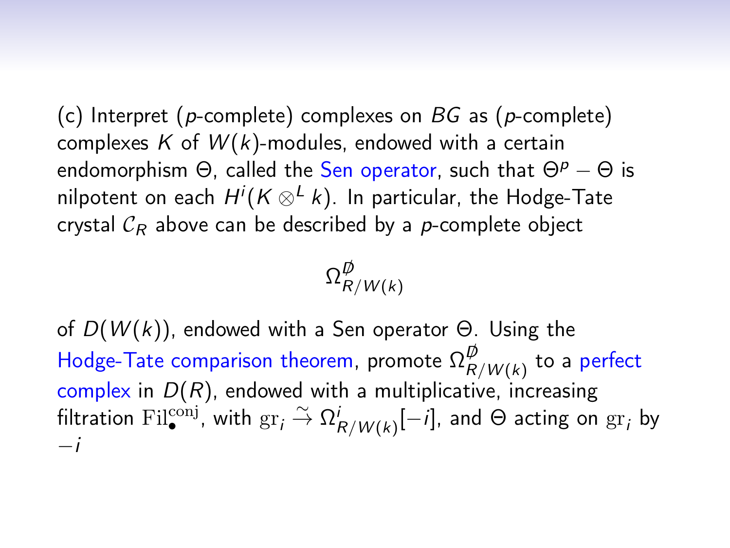(c) Interpret ($p$-complete) complexes on $BG$ as ($p$-complete) complexes $K$ of $W(k)$-modules, endowed with a certain endomorphism $\Theta$, called the Sen operator, such that $\Theta^p - \Theta$ is nilpotent on each $H^i(K \otimes^L k)$. In particular, the Hodge-Tate crystal $\mathcal{C}_R$ above can be described by a $p$-complete object

$$\Omega^{\not D}_{R/W(k)}$$

of $D(W(k))$, endowed with a Sen operator $\Theta$. Using the Hodge-Tate comparison theorem, promote $\Omega^{\not D}_{R/W(k)}$ to a perfect complex in $D(R)$, endowed with a multiplicative, increasing filtration $\mathrm{Fil}^{\mathrm{conj}}_\bullet$, with $\mathrm{gr}_i \xrightarrow{\sim} \Omega^i_{R/W(k)}[-i]$, and $\Theta$ acting on $\mathrm{gr}_i$ by $-i$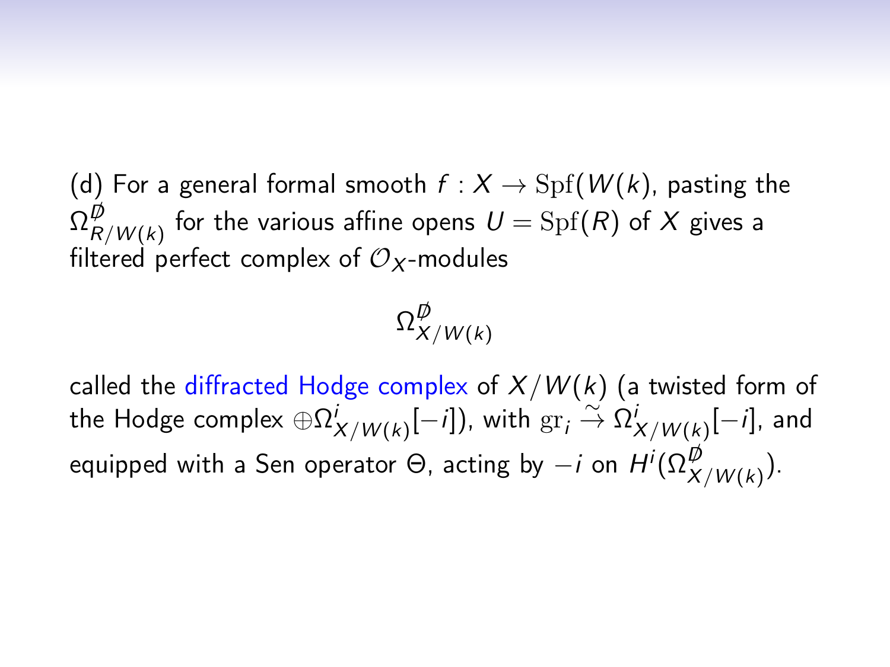(d) For a general formal smooth $f : X \to \mathrm{Spf}(W(k))$, pasting the $\Omega^{\not{D}}_{R/W(k)}$ for the various affine opens $U = \mathrm{Spf}(R)$ of $X$ gives a filtered perfect complex of $\mathcal{O}_X$-modules

$$\Omega^{\not{D}}_{X/W(k)}$$

called the diffracted Hodge complex of $X/W(k)$ (a twisted form of the Hodge complex $\oplus\Omega^i_{X/W(k)}[-i]$), with $\mathrm{gr}_i \xrightarrow{\sim} \Omega^i_{X/W(k)}[-i]$, and equipped with a Sen operator $\Theta$, acting by $-i$ on $H^i(\Omega^{\not{D}}_{X/W(k)})$.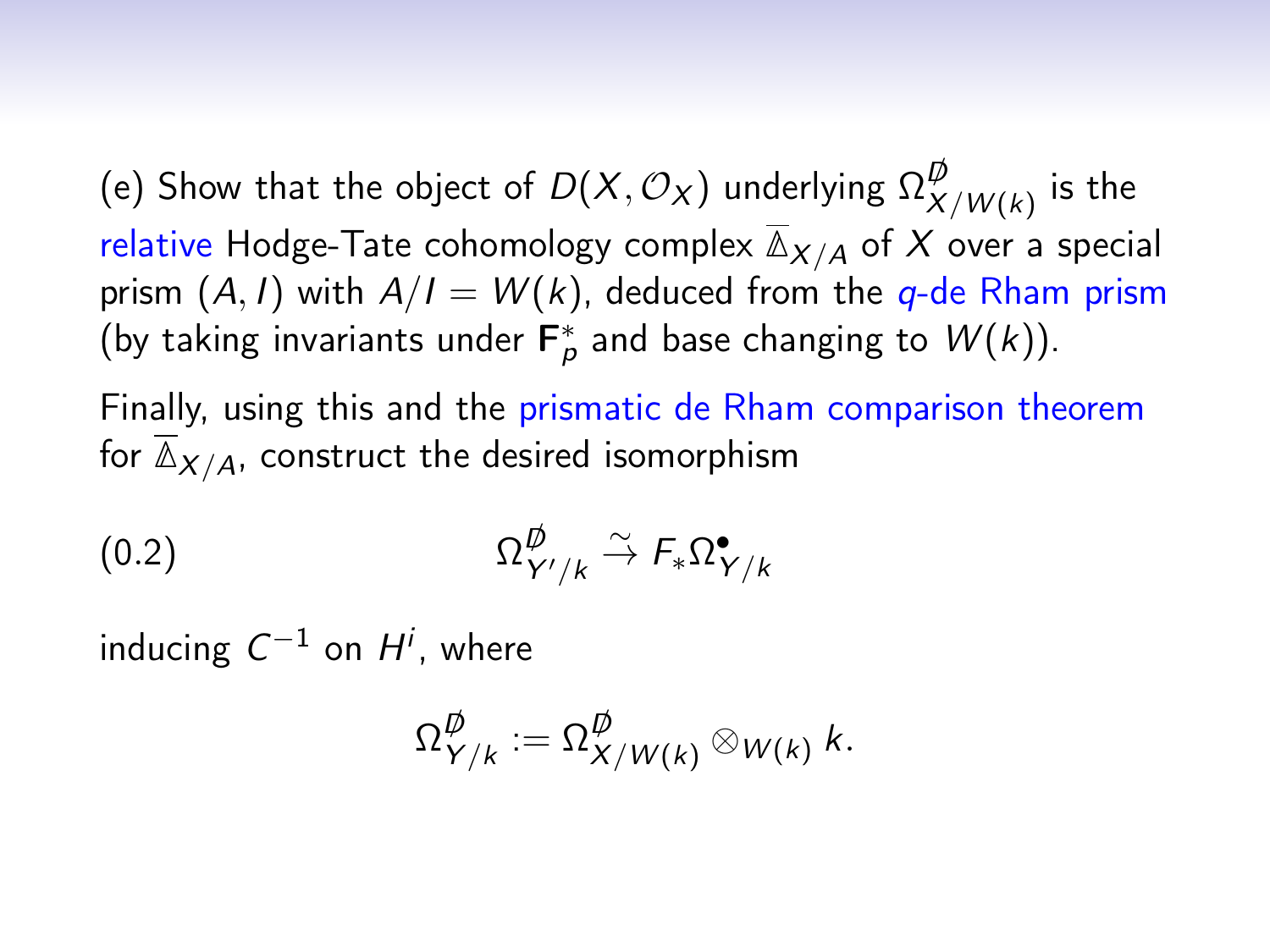(e) Show that the object of $D(X, \mathcal{O}_X)$ underlying $\Omega^{\not{D}}_{X/W(k)}$ is the relative Hodge-Tate cohomology complex $\overline{\mathbb{\Delta}}_{X/A}$ of $X$ over a special prism $(A, I)$ with $A/I = W(k)$, deduced from the $q$-de Rham prism (by taking invariants under $\mathbf{F}_p^*$ and base changing to $W(k)$).

Finally, using this and the prismatic de Rham comparison theorem for $\overline{\mathbb{\Delta}}_{X/A}$, construct the desired isomorphism

$$\Omega^{\not{D}}_{Y'/k} \xrightarrow{\sim} F_* \Omega^{\bullet}_{Y/k} \tag{0.2}$$

inducing $C^{-1}$ on $H^i$, where

$$\Omega^{\not{D}}_{Y/k} := \Omega^{\not{D}}_{X/W(k)} \otimes_{W(k)} k.$$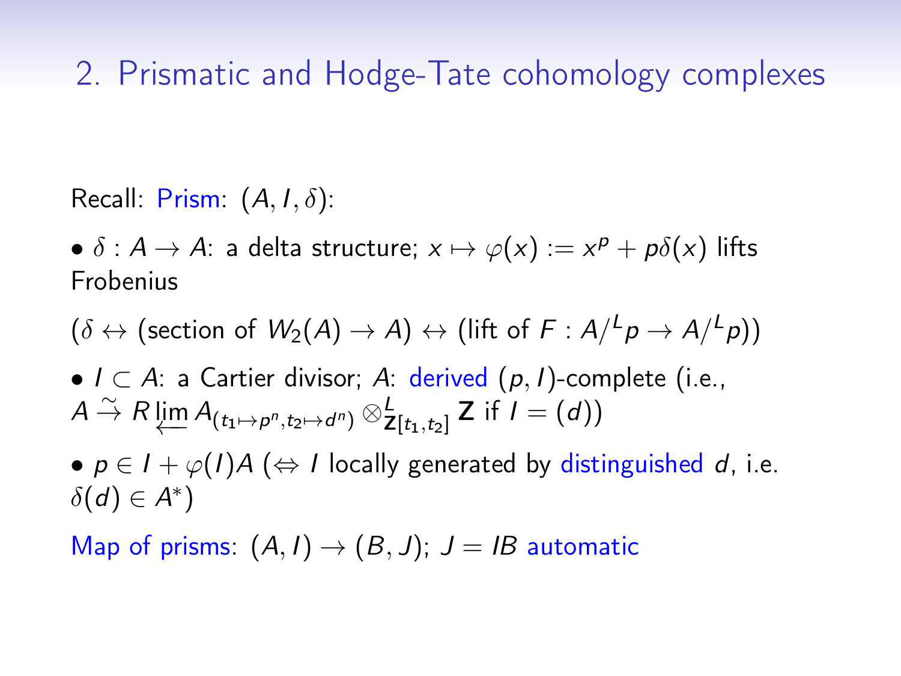## 2. Prismatic and Hodge-Tate cohomology complexes

Recall: Prism: $(A, I, \delta)$:

- $\delta : A \to A$: a delta structure; $x \mapsto \varphi(x) := x^p + p\delta(x)$ lifts Frobenius

($\delta \leftrightarrow$ (section of $W_2(A) \to A$) $\leftrightarrow$ (lift of $F : A/^L p \to A/^L p$))

- $I \subset A$: a Cartier divisor; $A$: derived $(p, I)$-complete (i.e., $A \overset{\sim}{\to} R \varprojlim A_{(t_1 \mapsto p^n, t_2 \mapsto d^n)} \otimes^L_{\mathbf{Z}[t_1, t_2]} \mathbf{Z}$ if $I = (d)$)

- $p \in I + \varphi(I)A$ ($\Leftrightarrow$ $I$ locally generated by distinguished $d$, i.e. $\delta(d) \in A^*$)

Map of prisms: $(A, I) \to (B, J)$; $J = IB$ automatic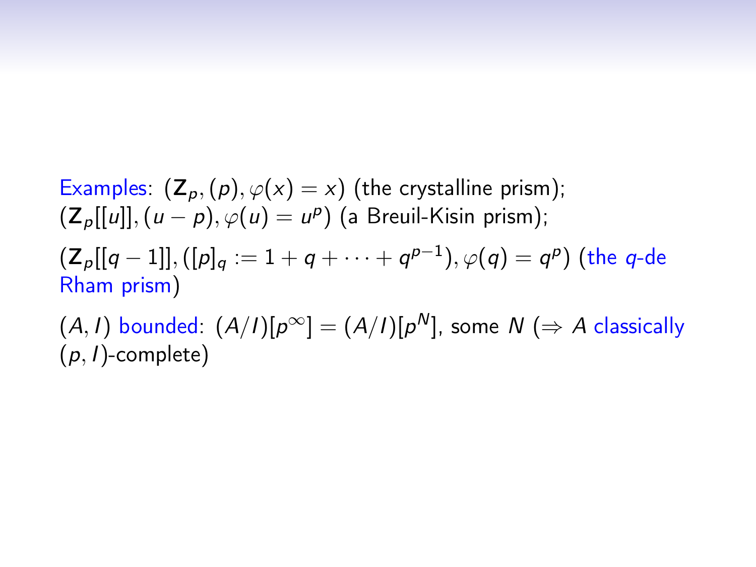Examples: $(\mathbf{Z}_p, (p), \varphi(x) = x)$ (the crystalline prism); $(\mathbf{Z}_p[[u]], (u - p), \varphi(u) = u^p)$ (a Breuil-Kisin prism);

$(\mathbf{Z}_p[[q-1]], ([p]_q := 1 + q + \cdots + q^{p-1}), \varphi(q) = q^p)$ (the $q$-de Rham prism)

$(A, I)$ bounded: $(A/I)[p^\infty] = (A/I)[p^N]$, some $N$ ($\Rightarrow A$ classically $(p, I)$-complete)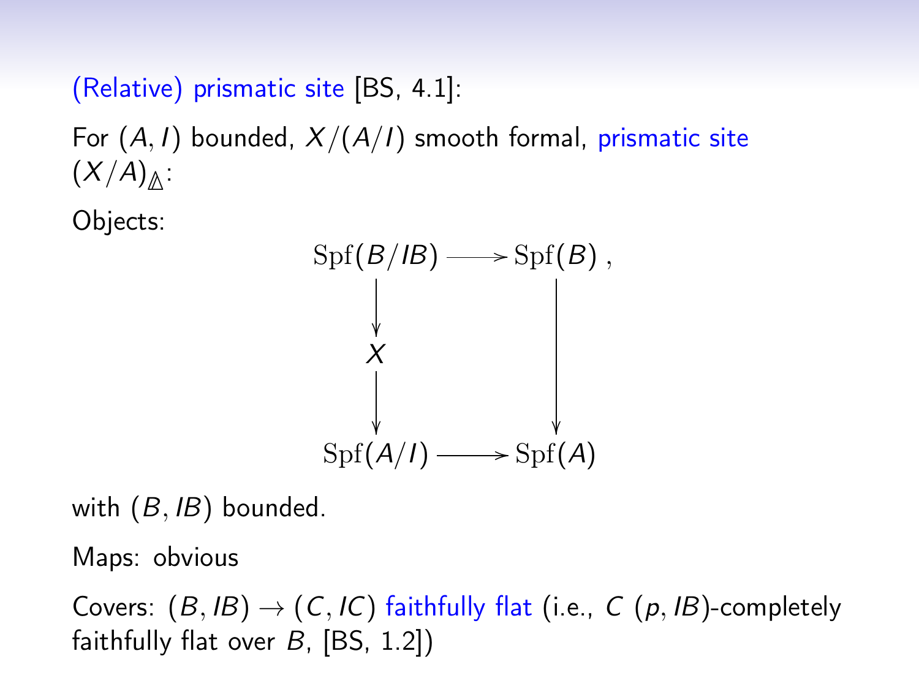(Relative) prismatic site [BS, 4.1]:

For $(A, I)$ bounded, $X/(A/I)$ smooth formal, prismatic site $(X/A)_{\mathbb{\Delta}}$:

Objects:

$$
\begin{array}{ccc}
\mathrm{Spf}(B/IB) & \longrightarrow & \mathrm{Spf}(B)\,, \\
\downarrow & & \\
X & & \downarrow \\
\downarrow & & \\
\mathrm{Spf}(A/I) & \longrightarrow & \mathrm{Spf}(A)
\end{array}
$$

with $(B, IB)$ bounded.

Maps: obvious

Covers: $(B, IB) \to (C, IC)$ faithfully flat (i.e., $C$ $(p, IB)$-completely faithfully flat over $B$, [BS, 1.2])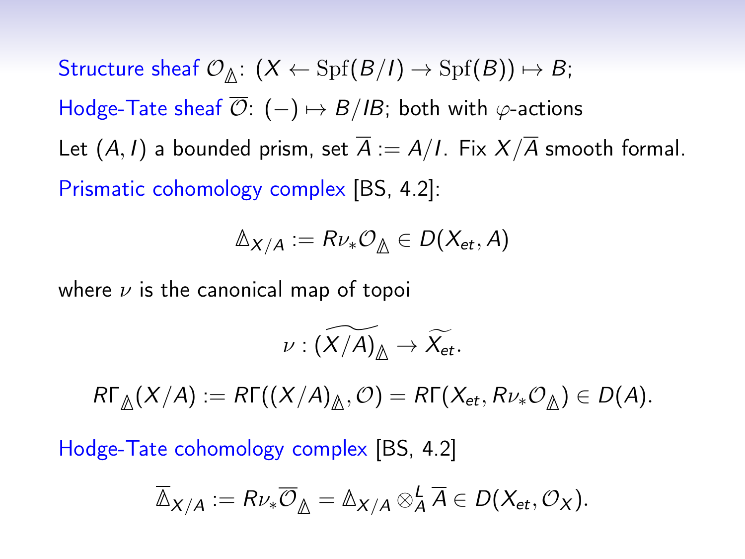Structure sheaf $\mathcal{O}_{\mathbb{\Delta}}$: $(X \leftarrow \mathrm{Spf}(B/I) \to \mathrm{Spf}(B)) \mapsto B$;

Hodge-Tate sheaf $\overline{\mathcal{O}}$: $(-) \mapsto B/IB$; both with $\varphi$-actions

Let $(A, I)$ a bounded prism, set $\overline{A} := A/I$. Fix $X/\overline{A}$ smooth formal.

Prismatic cohomology complex [BS, 4.2]:

$$\mathbb{\Delta}_{X/A} := R\nu_* \mathcal{O}_{\mathbb{\Delta}} \in D(X_{et}, A)$$

where $\nu$ is the canonical map of topoi

$$\nu : \widetilde{(X/A)_{\mathbb{\Delta}}} \to \widetilde{X_{et}}.$$

$$R\Gamma_{\mathbb{\Delta}}(X/A) := R\Gamma((X/A)_{\mathbb{\Delta}}, \mathcal{O}) = R\Gamma(X_{et}, R\nu_* \mathcal{O}_{\mathbb{\Delta}}) \in D(A).$$

Hodge-Tate cohomology complex [BS, 4.2]

$$\overline{\mathbb{\Delta}}_{X/A} := R\nu_* \overline{\mathcal{O}}_{\mathbb{\Delta}} = \mathbb{\Delta}_{X/A} \otimes^L_A \overline{A} \in D(X_{et}, \mathcal{O}_X).$$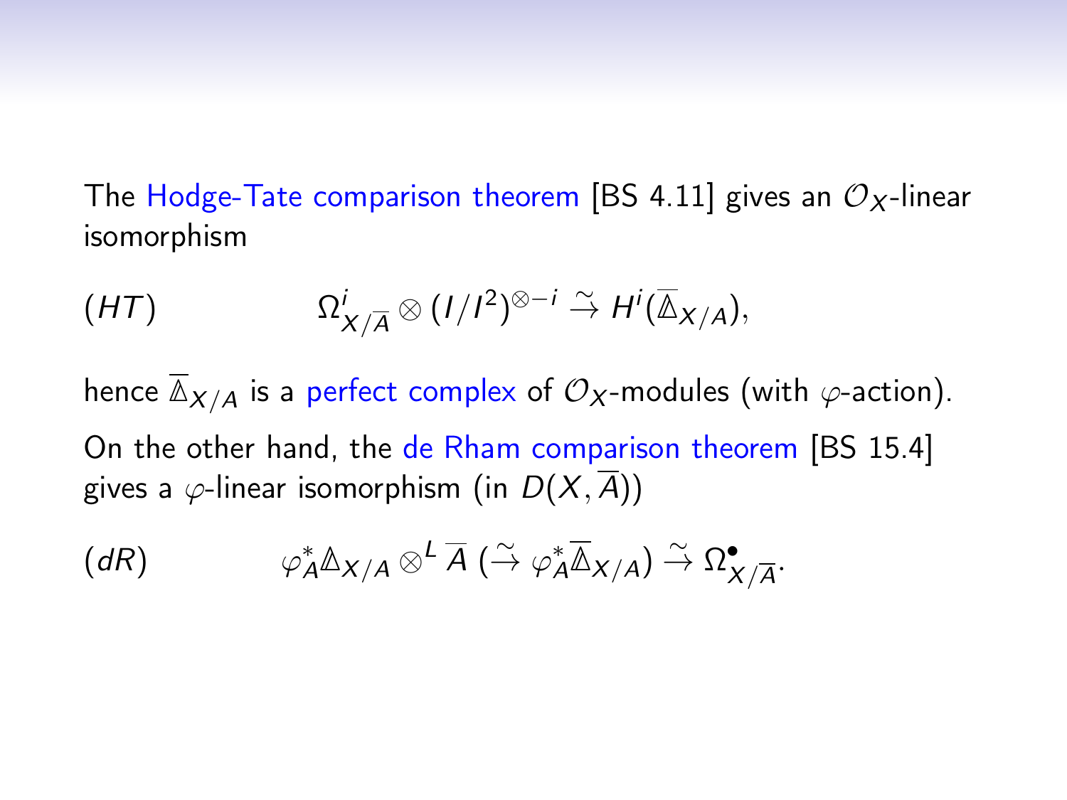The Hodge-Tate comparison theorem [BS 4.11] gives an $\mathcal{O}_X$-linear isomorphism

$$(HT) \qquad \Omega^i_{X/\overline{A}} \otimes (I/I^2)^{\otimes -i} \xrightarrow{\sim} H^i(\overline{\mathbb{\Delta}}_{X/A}),$$

hence $\overline{\mathbb{\Delta}}_{X/A}$ is a perfect complex of $\mathcal{O}_X$-modules (with $\varphi$-action).

On the other hand, the de Rham comparison theorem [BS 15.4] gives a $\varphi$-linear isomorphism (in $D(X, \overline{A})$)

$$(dR) \qquad \varphi_A^* \mathbb{\Delta}_{X/A} \otimes^L \overline{A} \; (\xrightarrow{\sim} \varphi_A^* \overline{\mathbb{\Delta}}_{X/A}) \xrightarrow{\sim} \Omega^\bullet_{X/\overline{A}}.$$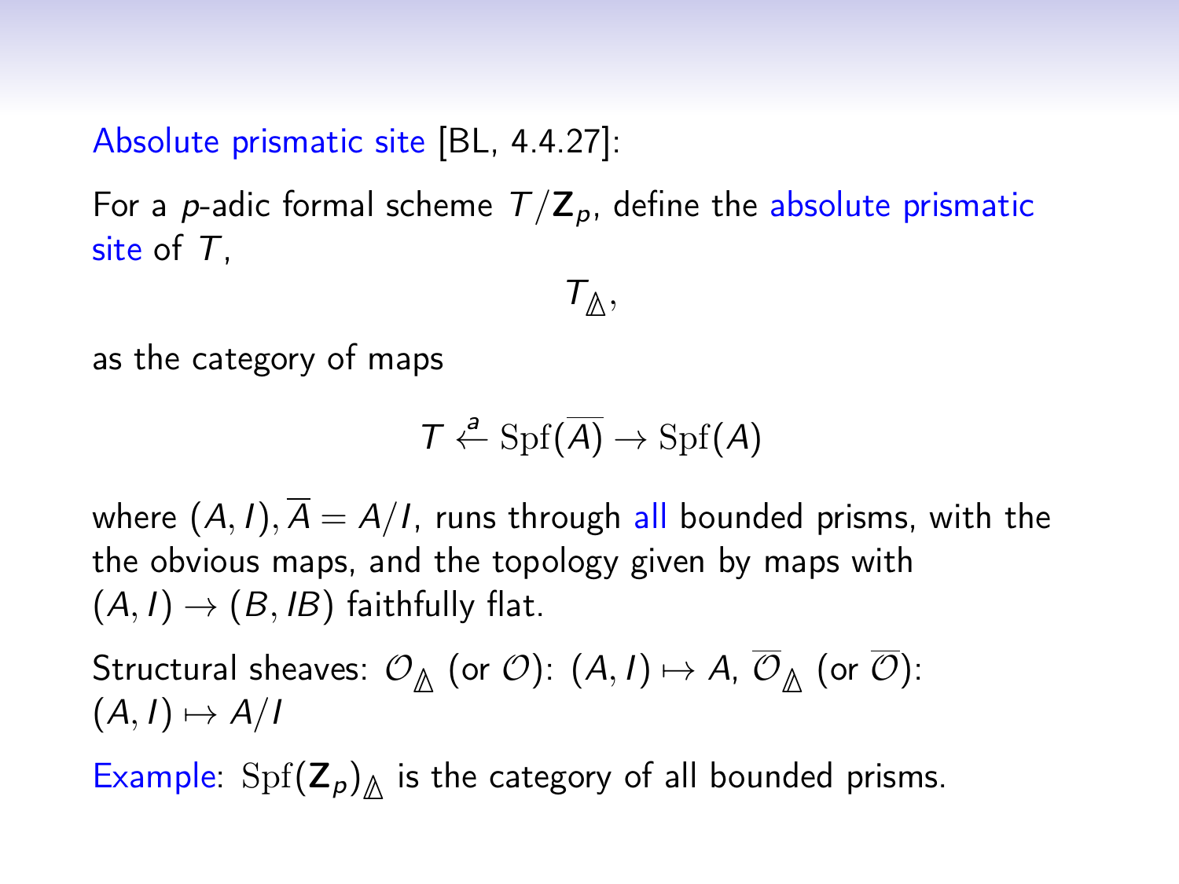Absolute prismatic site [BL, 4.4.27]:

For a $p$-adic formal scheme $T/\mathbf{Z}_p$, define the absolute prismatic site of $T$,

$$T_{\Delta},$$

as the category of maps

$$T \overset{a}{\leftarrow} \mathrm{Spf}(\overline{A}) \to \mathrm{Spf}(A)$$

where $(A, I), \overline{A} = A/I$, runs through all bounded prisms, with the the obvious maps, and the topology given by maps with $(A, I) \to (B, IB)$ faithfully flat.

Structural sheaves: $\mathcal{O}_{\Delta}$ (or $\mathcal{O}$): $(A, I) \mapsto A$, $\overline{\mathcal{O}}_{\Delta}$ (or $\overline{\mathcal{O}}$): $(A, I) \mapsto A/I$

Example: $\mathrm{Spf}(\mathbf{Z}_p)_{\Delta}$ is the category of all bounded prisms.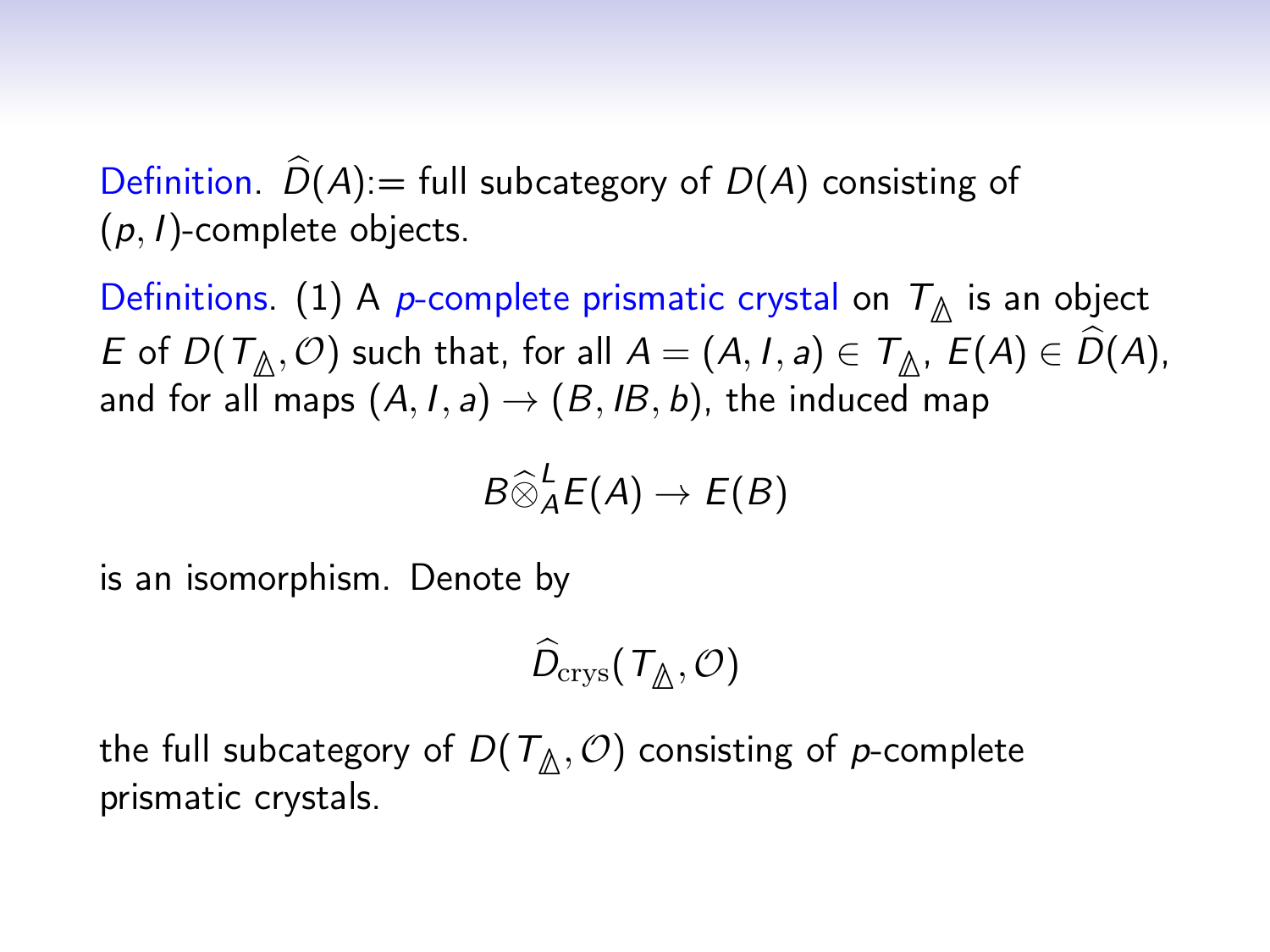Definition. $\widehat{D}(A)$:= full subcategory of $D(A)$ consisting of $(p, I)$-complete objects.

Definitions. (1) A *p-complete prismatic crystal* on $T_{\mathbb{\Delta}}$ is an object $E$ of $D(T_{\mathbb{\Delta}}, \mathcal{O})$ such that, for all $A = (A, I, a) \in T_{\mathbb{\Delta}}$, $E(A) \in \widehat{D}(A)$, and for all maps $(A, I, a) \to (B, IB, b)$, the induced map

$$B \widehat{\otimes}^L_A E(A) \to E(B)$$

is an isomorphism. Denote by

$$\widehat{D}_{\mathrm{crys}}(T_{\mathbb{\Delta}}, \mathcal{O})$$

the full subcategory of $D(T_{\mathbb{\Delta}}, \mathcal{O})$ consisting of $p$-complete prismatic crystals.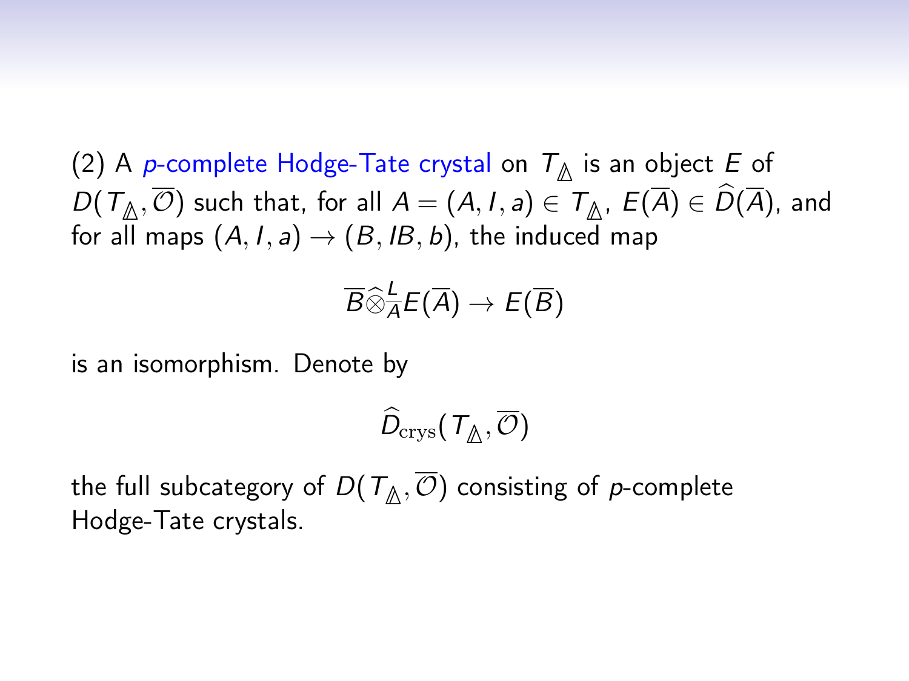(2) A *p-complete Hodge-Tate crystal* on $T_{\mathbb{\Delta}}$ is an object $E$ of $D(T_{\mathbb{\Delta}}, \overline{\mathcal{O}})$ such that, for all $A = (A, I, a) \in T_{\mathbb{\Delta}}$, $E(\overline{A}) \in \widehat{D}(\overline{A})$, and for all maps $(A, I, a) \to (B, IB, b)$, the induced map

$$\overline{B} \widehat{\otimes}^{L}_{\overline{A}} E(\overline{A}) \to E(\overline{B})$$

is an isomorphism. Denote by

$$\widehat{D}_{\mathrm{crys}}(T_{\mathbb{\Delta}}, \overline{\mathcal{O}})$$

the full subcategory of $D(T_{\mathbb{\Delta}}, \overline{\mathcal{O}})$ consisting of $p$-complete Hodge-Tate crystals.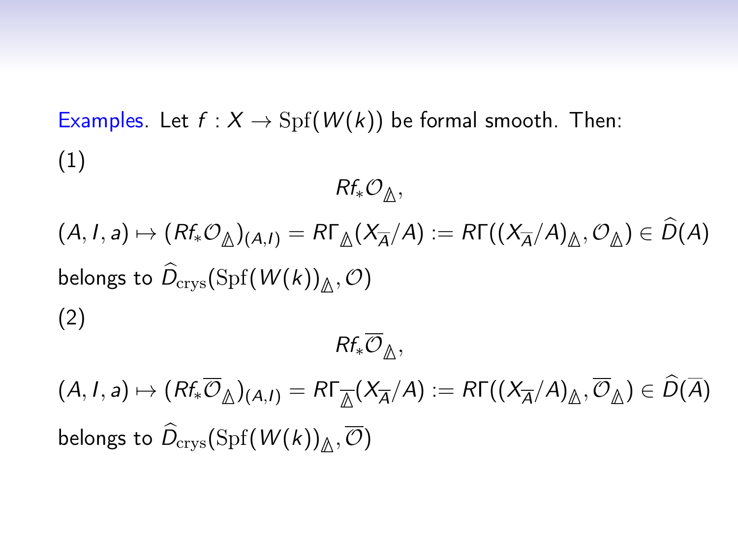Examples. Let $f : X \to \mathrm{Spf}(W(k))$ be formal smooth. Then:

(1)

$$Rf_*\mathcal{O}_{\mathbb{\Delta}},$$

$$(A, I, a) \mapsto (Rf_*\mathcal{O}_{\mathbb{\Delta}})_{(A,I)} = R\Gamma_{\mathbb{\Delta}}(X_{\overline{A}}/A) := R\Gamma((X_{\overline{A}}/A)_{\mathbb{\Delta}}, \mathcal{O}_{\mathbb{\Delta}}) \in \widehat{D}(A)$$

belongs to $\widehat{D}_{\mathrm{crys}}(\mathrm{Spf}(W(k))_{\mathbb{\Delta}}, \mathcal{O})$

(2)

$$Rf_*\overline{\mathcal{O}}_{\mathbb{\Delta}},$$

$$(A, I, a) \mapsto (Rf_*\overline{\mathcal{O}}_{\mathbb{\Delta}})_{(A,I)} = R\Gamma_{\overline{\mathbb{\Delta}}}(X_{\overline{A}}/A) := R\Gamma((X_{\overline{A}}/A)_{\mathbb{\Delta}}, \overline{\mathcal{O}}_{\mathbb{\Delta}}) \in \widehat{D}(\overline{A})$$

belongs to $\widehat{D}_{\mathrm{crys}}(\mathrm{Spf}(W(k))_{\mathbb{\Delta}}, \overline{\mathcal{O}})$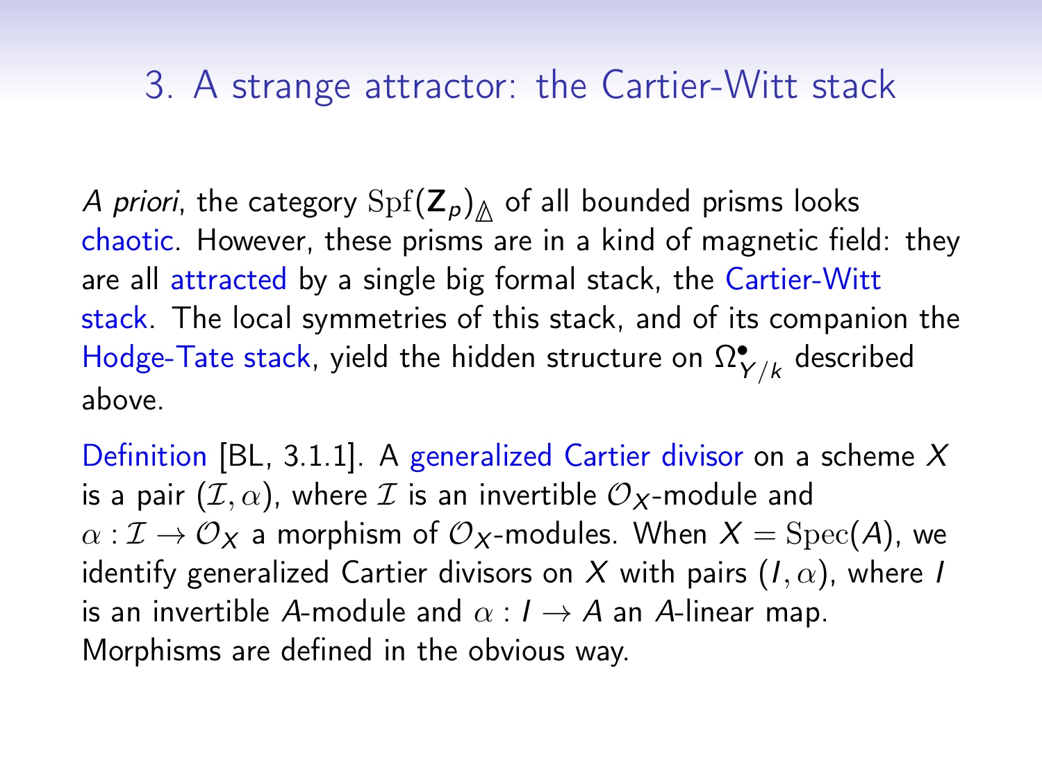## 3. A strange attractor: the Cartier-Witt stack

*A priori*, the category $\mathrm{Spf}(\mathbf{Z}_p)_{\Delta}$ of all bounded prisms looks chaotic. However, these prisms are in a kind of magnetic field: they are all attracted by a single big formal stack, the Cartier-Witt stack. The local symmetries of this stack, and of its companion the Hodge-Tate stack, yield the hidden structure on $\Omega^{\bullet}_{Y/k}$ described above.

Definition [BL, 3.1.1]. A generalized Cartier divisor on a scheme $X$ is a pair $(\mathcal{I}, \alpha)$, where $\mathcal{I}$ is an invertible $\mathcal{O}_X$-module and $\alpha : \mathcal{I} \to \mathcal{O}_X$ a morphism of $\mathcal{O}_X$-modules. When $X = \mathrm{Spec}(A)$, we identify generalized Cartier divisors on $X$ with pairs $(I, \alpha)$, where $I$ is an invertible $A$-module and $\alpha : I \to A$ an $A$-linear map. Morphisms are defined in the obvious way.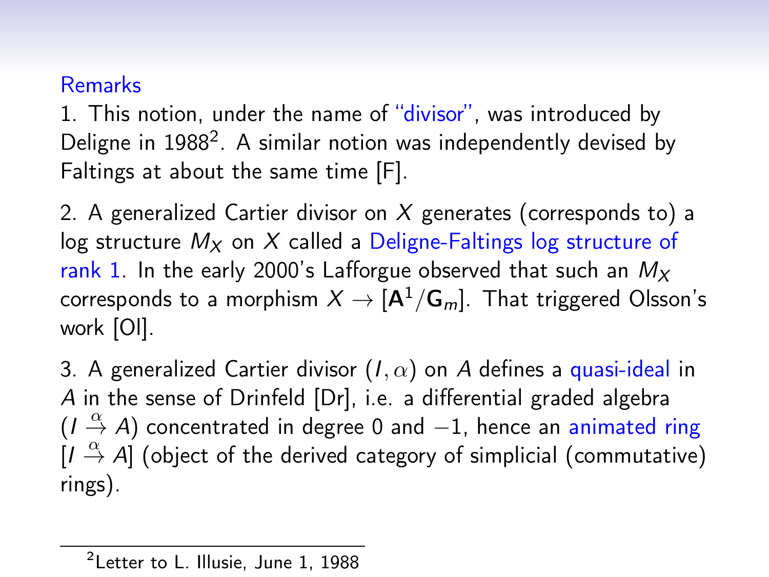Remarks

1. This notion, under the name of "divisor", was introduced by Deligne in 1988[2]. A similar notion was independently devised by Faltings at about the same time [F].

2. A generalized Cartier divisor on $X$ generates (corresponds to) a log structure $M_X$ on $X$ called a Deligne-Faltings log structure of rank 1. In the early 2000's Lafforgue observed that such an $M_X$ corresponds to a morphism $X \to [\mathbf{A}^1/\mathbf{G}_m]$. That triggered Olsson's work [Ol].

3. A generalized Cartier divisor $(I, \alpha)$ on $A$ defines a quasi-ideal in $A$ in the sense of Drinfeld [Dr], i.e. a differential graded algebra $(I \stackrel{\alpha}{\to} A)$ concentrated in degree 0 and $-1$, hence an animated ring $[I \stackrel{\alpha}{\to} A]$ (object of the derived category of simplicial (commutative) rings).

---

[2] Letter to L. Illusie, June 1, 1988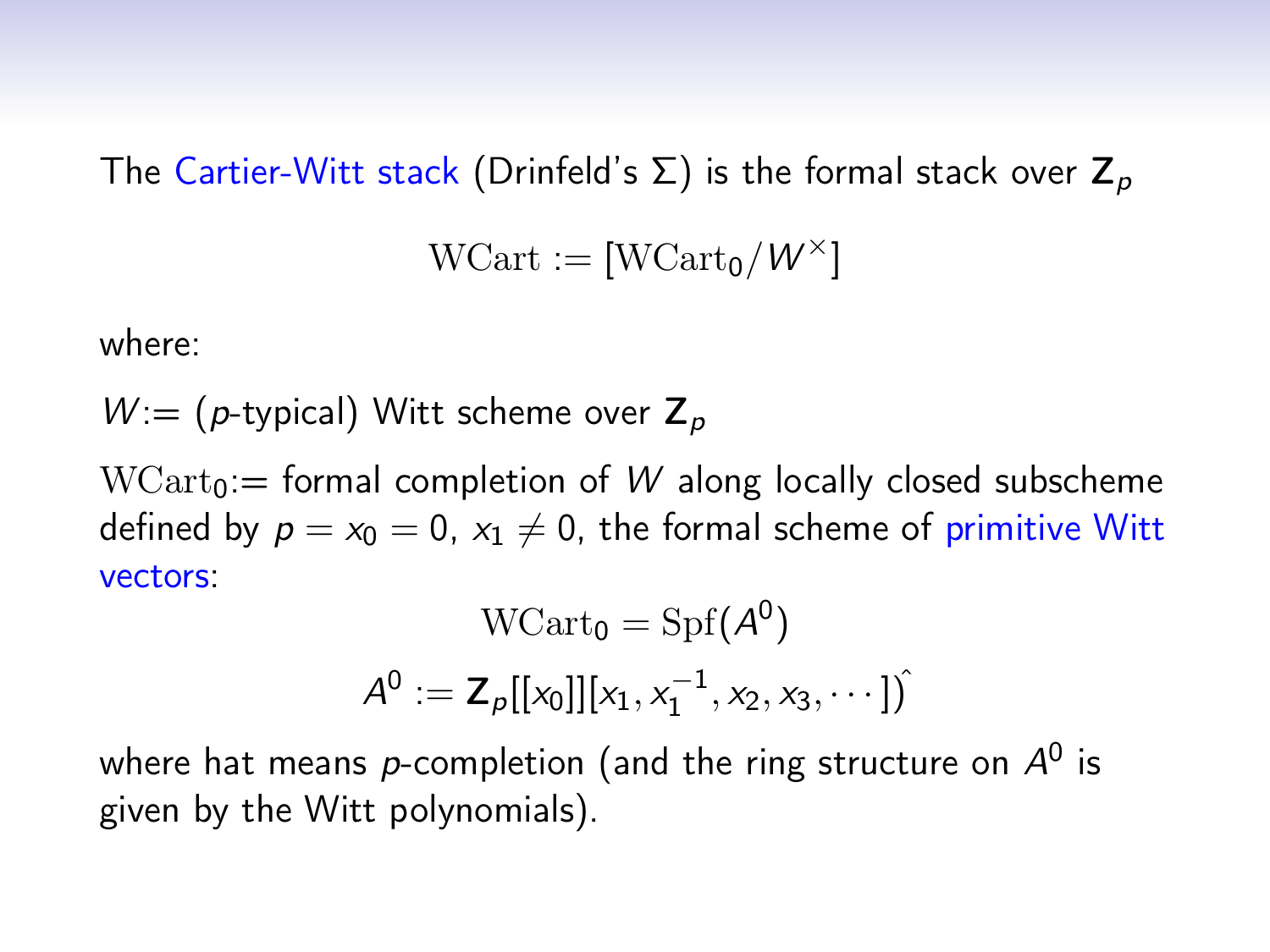The Cartier-Witt stack (Drinfeld's $\Sigma$) is the formal stack over $\mathbf{Z}_p$

$$\mathrm{WCart} := [\mathrm{WCart}_0 / W^\times]$$

where:

$W$:= ($p$-typical) Witt scheme over $\mathbf{Z}_p$

$\mathrm{WCart}_0$:= formal completion of $W$ along locally closed subscheme defined by $p = x_0 = 0$, $x_1 \neq 0$, the formal scheme of primitive Witt vectors:

$$\mathrm{WCart}_0 = \mathrm{Spf}(A^0)$$

$$A^0 := \mathbf{Z}_p[[x_0]][x_1, x_1^{-1}, x_2, x_3, \cdots ])\hat{}$$

where hat means $p$-completion (and the ring structure on $A^0$ is given by the Witt polynomials).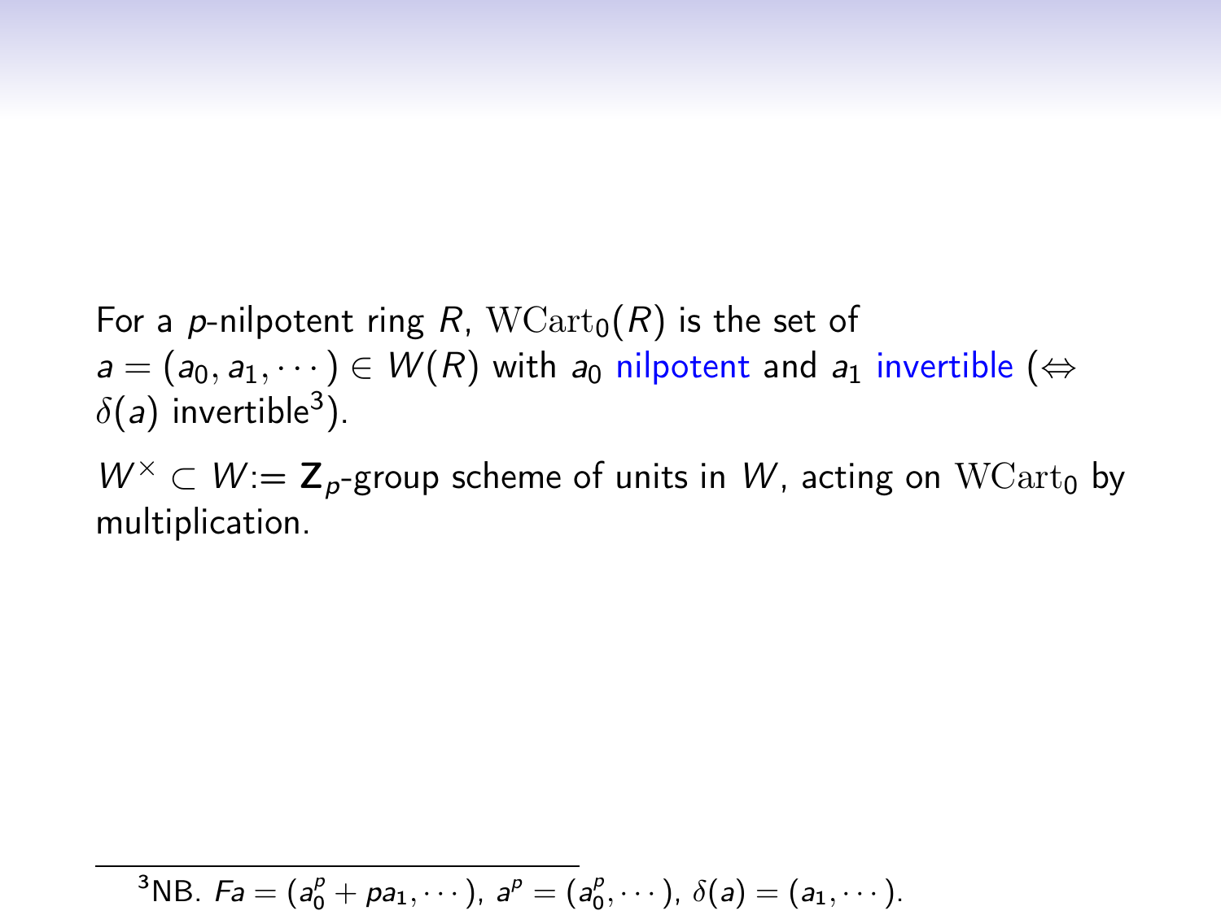For a $p$-nilpotent ring $R$, $\mathrm{WCart}_0(R)$ is the set of $a = (a_0, a_1, \cdots) \in W(R)$ with $a_0$ nilpotent and $a_1$ invertible ($\Leftrightarrow$ $\delta(a)$ invertible[3]).

$W^\times \subset W :=$ $\mathbf{Z}_p$-group scheme of units in $W$, acting on $\mathrm{WCart}_0$ by multiplication.

---

[3] NB. $Fa = (a_0^p + pa_1, \cdots)$, $a^p = (a_0^p, \cdots)$, $\delta(a) = (a_1, \cdots)$.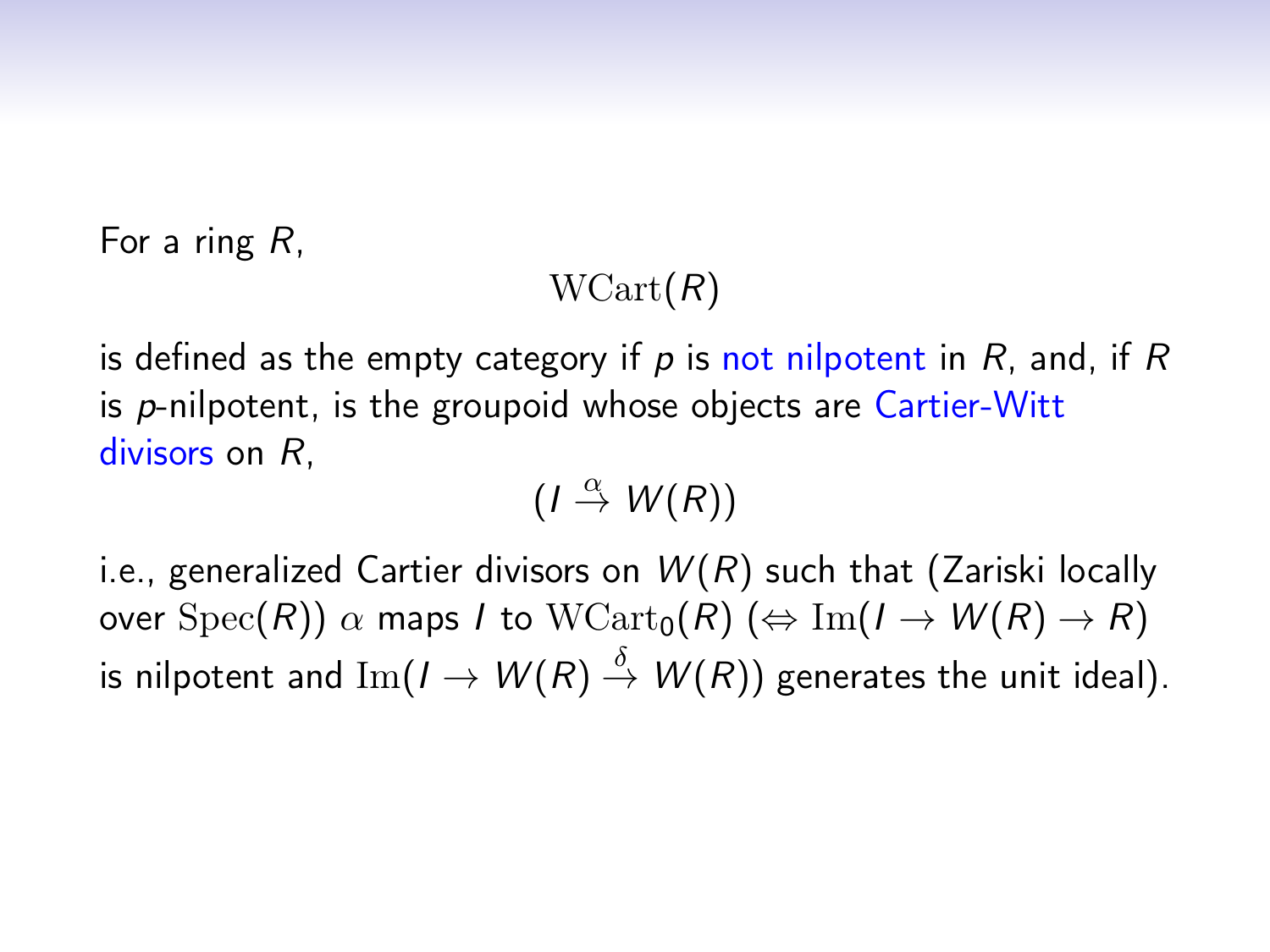For a ring $R$,

$$\mathrm{WCart}(R)$$

is defined as the empty category if $p$ is not nilpotent in $R$, and, if $R$ is $p$-nilpotent, is the groupoid whose objects are Cartier-Witt divisors on $R$,

$$(I \stackrel{\alpha}{\to} W(R))$$

i.e., generalized Cartier divisors on $W(R)$ such that (Zariski locally over $\mathrm{Spec}(R)$) $\alpha$ maps $I$ to $\mathrm{WCart}_0(R)$ ($\Leftrightarrow \mathrm{Im}(I \to W(R) \to R)$ is nilpotent and $\mathrm{Im}(I \to W(R) \stackrel{\delta}{\to} W(R))$ generates the unit ideal).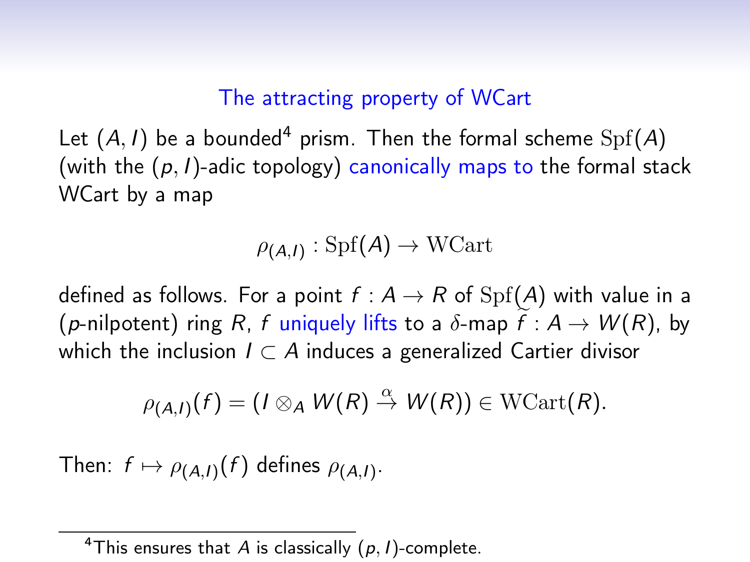## The attracting property of WCart

Let $(A, I)$ be a bounded[4] prism. Then the formal scheme $\mathrm{Spf}(A)$ (with the $(p, I)$-adic topology) canonically maps to the formal stack WCart by a map

$$\rho_{(A,I)} : \mathrm{Spf}(A) \to \mathrm{WCart}$$

defined as follows. For a point $f : A \to R$ of $\mathrm{Spf}(A)$ with value in a ($p$-nilpotent) ring $R$, $f$ uniquely lifts to a $\delta$-map $\widetilde{f} : A \to W(R)$, by which the inclusion $I \subset A$ induces a generalized Cartier divisor

$$\rho_{(A,I)}(f) = (I \otimes_A W(R) \xrightarrow{\alpha} W(R)) \in \mathrm{WCart}(R).$$

Then: $f \mapsto \rho_{(A,I)}(f)$ defines $\rho_{(A,I)}$.

[4] This ensures that $A$ is classically $(p, I)$-complete.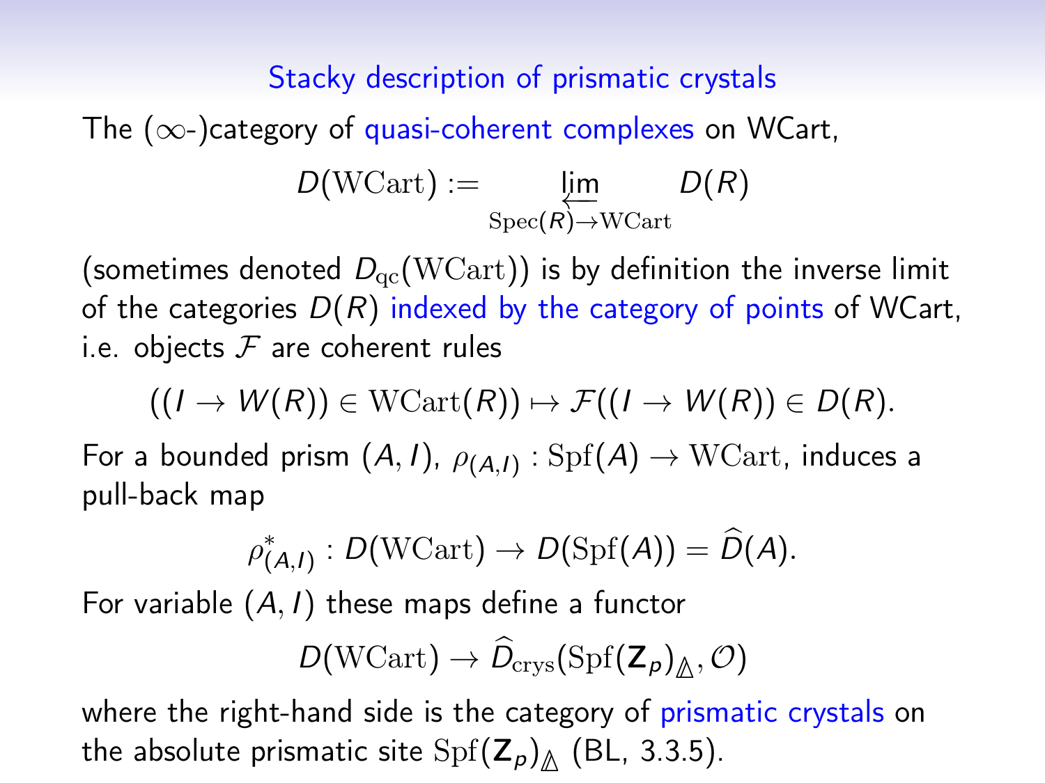## Stacky description of prismatic crystals

The ($\infty$-)category of quasi-coherent complexes on WCart,

$$D(\mathrm{WCart}) := \varprojlim_{\mathrm{Spec}(R) \to \mathrm{WCart}} D(R)$$

(sometimes denoted $D_{\mathrm{qc}}(\mathrm{WCart})$) is by definition the inverse limit of the categories $D(R)$ indexed by the category of points of WCart, i.e. objects $\mathcal{F}$ are coherent rules

$$((I \to W(R)) \in \mathrm{WCart}(R)) \mapsto \mathcal{F}((I \to W(R)) \in D(R).$$

For a bounded prism $(A, I)$, $\rho_{(A,I)} : \mathrm{Spf}(A) \to \mathrm{WCart}$, induces a pull-back map

$$\rho^*_{(A,I)} : D(\mathrm{WCart}) \to D(\mathrm{Spf}(A)) = \widehat{D}(A).$$

For variable $(A, I)$ these maps define a functor

$$D(\mathrm{WCart}) \to \widehat{D}_{\mathrm{crys}}(\mathrm{Spf}(\mathbf{Z}_p)_{\Delta}, \mathcal{O})$$

where the right-hand side is the category of prismatic crystals on the absolute prismatic site $\mathrm{Spf}(\mathbf{Z}_p)_{\Delta}$ (BL, 3.3.5).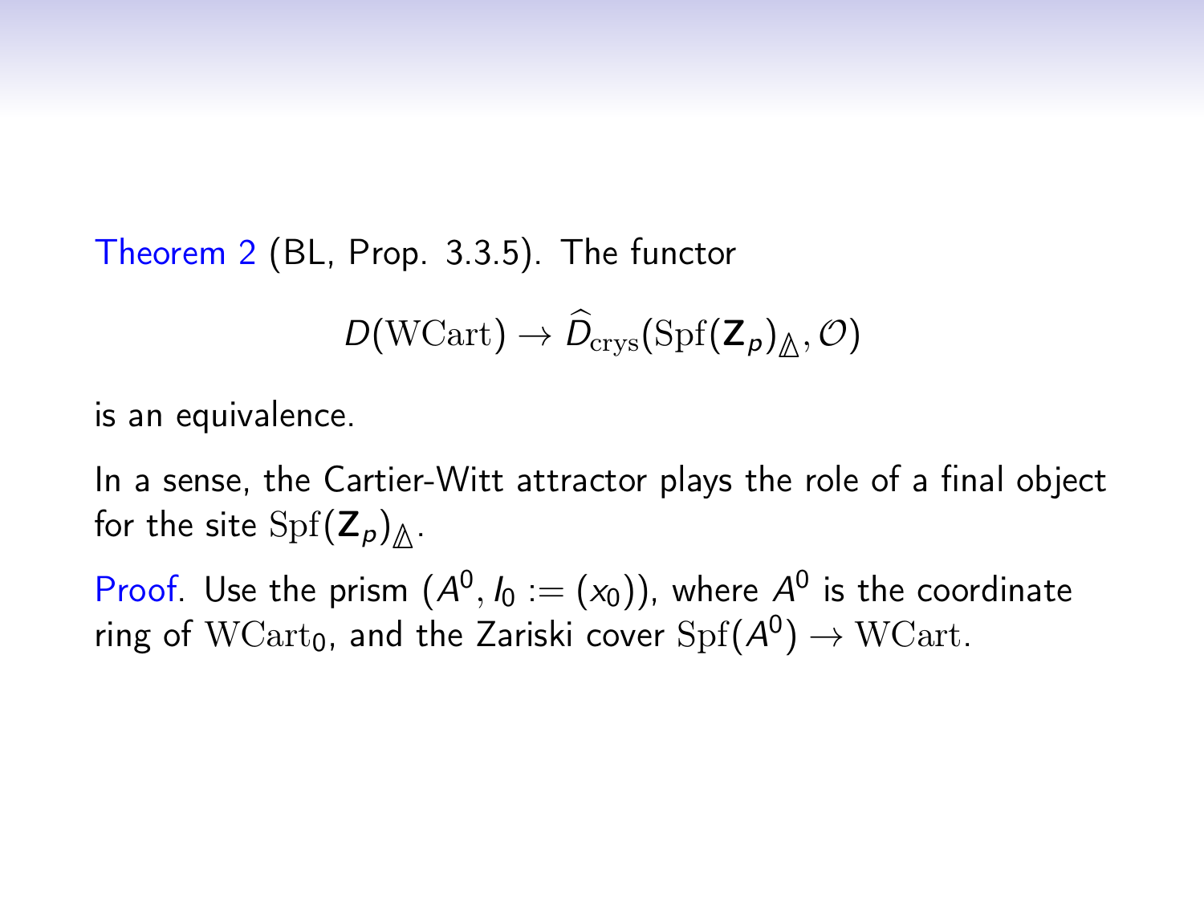**Theorem 2** (BL, Prop. 3.3.5). The functor

$$D(\mathrm{WCart}) \to \widehat{D}_{\mathrm{crys}}(\mathrm{Spf}(\mathbf{Z}_p)_{\mathbb{\Delta}}, \mathcal{O})$$

is an equivalence.

In a sense, the Cartier-Witt attractor plays the role of a final object for the site $\mathrm{Spf}(\mathbf{Z}_p)_{\mathbb{\Delta}}$.

*Proof*. Use the prism $(A^0, I_0 := (x_0))$, where $A^0$ is the coordinate ring of $\mathrm{WCart}_0$, and the Zariski cover $\mathrm{Spf}(A^0) \to \mathrm{WCart}$.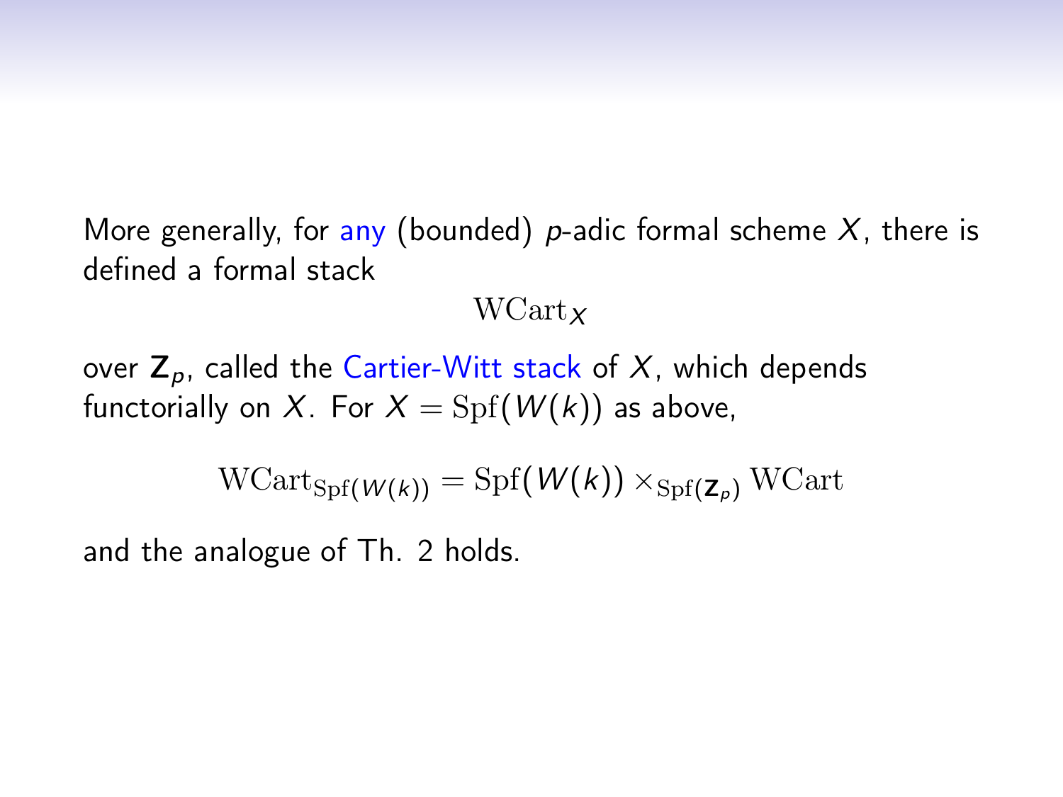More generally, for any (bounded) $p$-adic formal scheme $X$, there is defined a formal stack

$$\mathrm{WCart}_X$$

over $\mathbf{Z}_p$, called the Cartier-Witt stack of $X$, which depends functorially on $X$. For $X = \mathrm{Spf}(W(k))$ as above,

$$\mathrm{WCart}_{\mathrm{Spf}(W(k))} = \mathrm{Spf}(W(k)) \times_{\mathrm{Spf}(\mathbf{Z}_p)} \mathrm{WCart}$$

and the analogue of Th. 2 holds.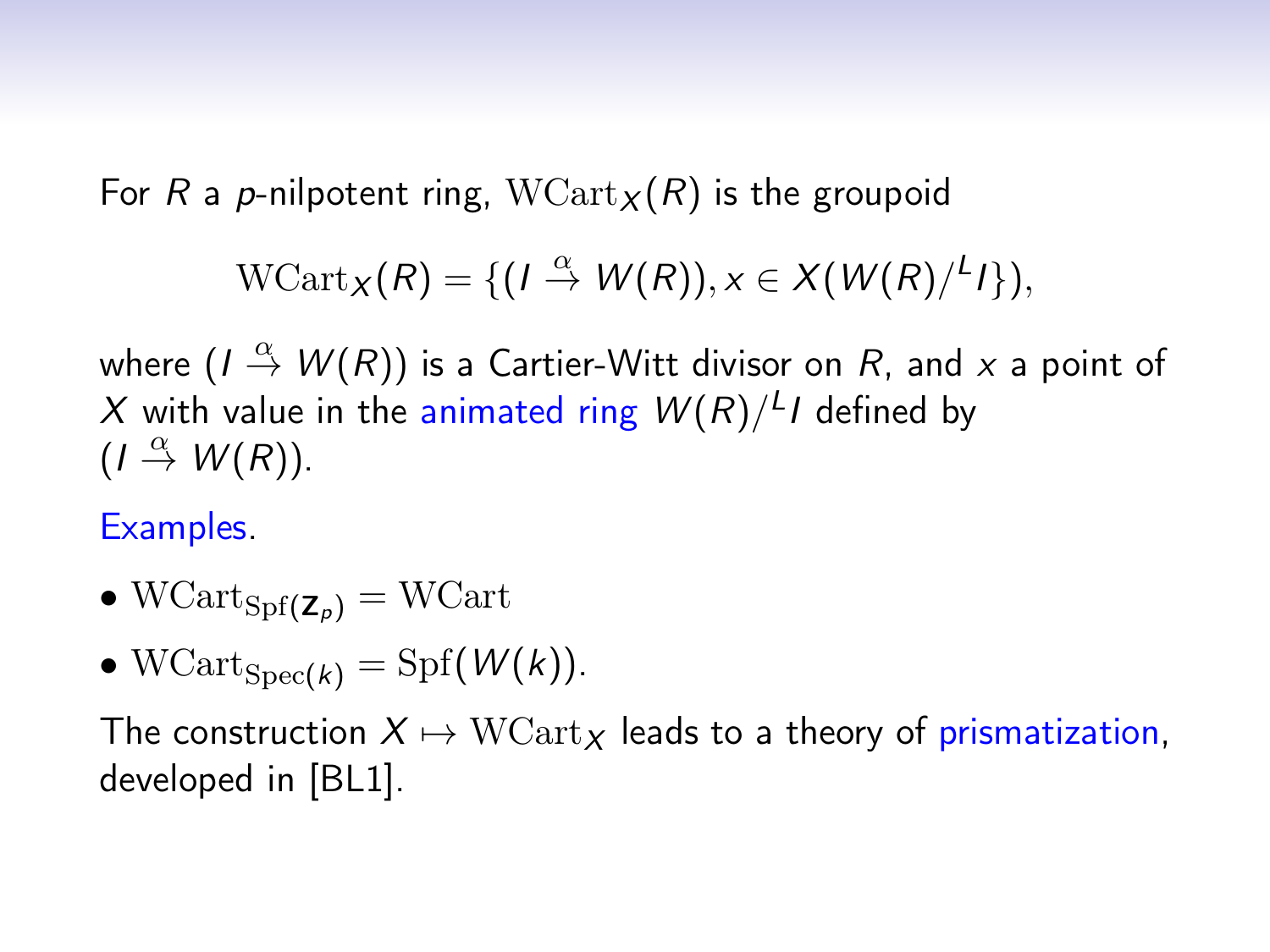For $R$ a $p$-nilpotent ring, $\mathrm{WCart}_X(R)$ is the groupoid

$$\mathrm{WCart}_X(R) = \{(I \overset{\alpha}{\to} W(R)), x \in X(W(R)/^L I\}),$$

where $(I \overset{\alpha}{\to} W(R))$ is a Cartier-Witt divisor on $R$, and $x$ a point of $X$ with value in the animated ring $W(R)/^L I$ defined by $(I \overset{\alpha}{\to} W(R))$.

Examples.

- $\mathrm{WCart}_{\mathrm{Spf}(\mathbf{Z}_p)} = \mathrm{WCart}$
- $\mathrm{WCart}_{\mathrm{Spec}(k)} = \mathrm{Spf}(W(k))$.

The construction $X \mapsto \mathrm{WCart}_X$ leads to a theory of prismatization, developed in [BL1].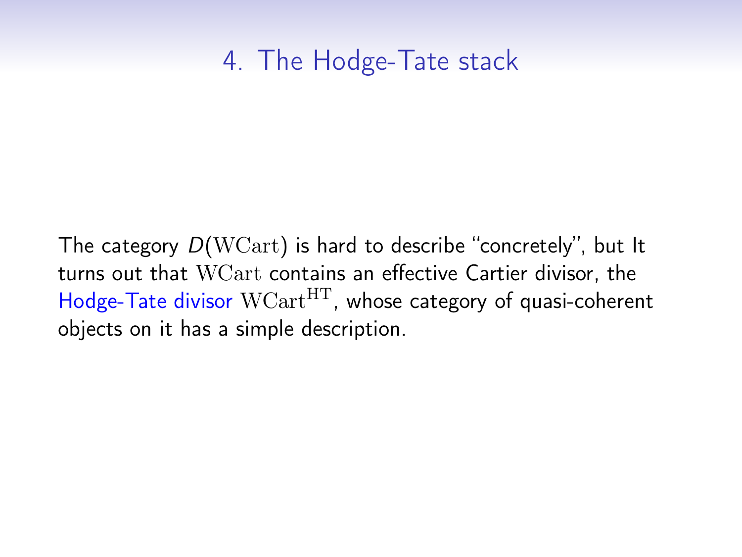# 4. The Hodge-Tate stack

The category $D(\mathrm{WCart})$ is hard to describe "concretely", but It turns out that $\mathrm{WCart}$ contains an effective Cartier divisor, the Hodge-Tate divisor $\mathrm{WCart}^{\mathrm{HT}}$, whose category of quasi-coherent objects on it has a simple description.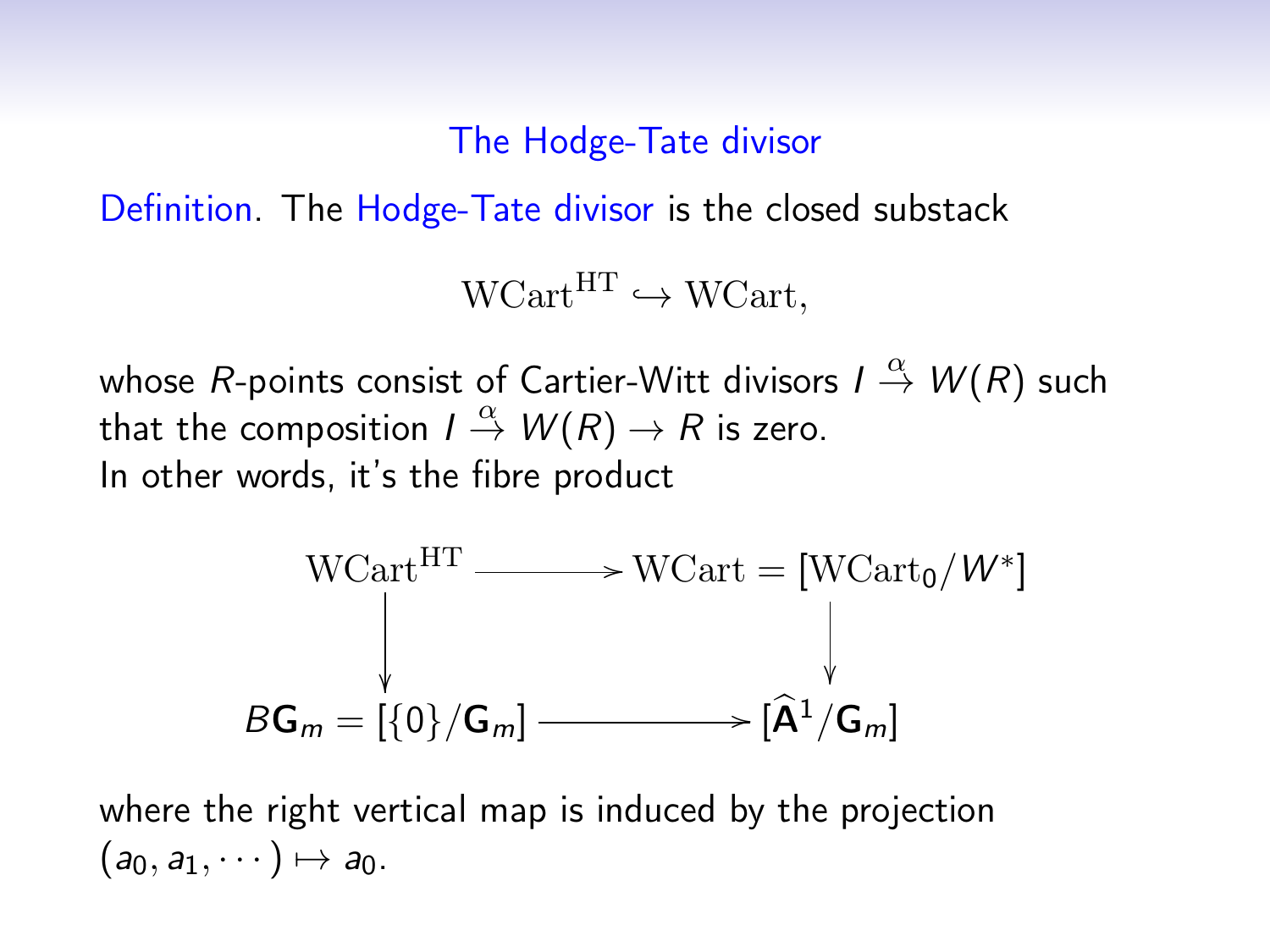## The Hodge-Tate divisor

**Definition.** The Hodge-Tate divisor is the closed substack

$$\mathrm{WCart}^{\mathrm{HT}} \hookrightarrow \mathrm{WCart},$$

whose $R$-points consist of Cartier-Witt divisors $I \xrightarrow{\alpha} W(R)$ such that the composition $I \xrightarrow{\alpha} W(R) \to R$ is zero.
In other words, it's the fibre product

$$\begin{array}{ccc}
\mathrm{WCart}^{\mathrm{HT}} & \longrightarrow & \mathrm{WCart} = [\mathrm{WCart}_0/W^*] \\
\downarrow & & \downarrow \\
B\mathbf{G}_m = [\{0\}/\mathbf{G}_m] & \longrightarrow & [\widehat{\mathbf{A}}^1/\mathbf{G}_m]
\end{array}$$

where the right vertical map is induced by the projection $(a_0, a_1, \cdots) \mapsto a_0$.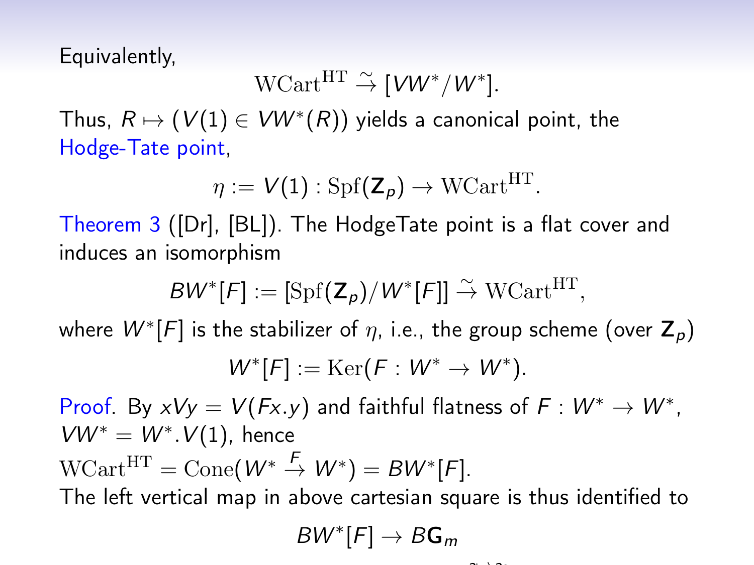Equivalently,

$$\mathrm{WCart}^{\mathrm{HT}} \xrightarrow{\sim} [VW^*/W^*].$$

Thus, $R \mapsto (V(1) \in VW^*(R))$ yields a canonical point, the Hodge-Tate point,

$$\eta := V(1) : \mathrm{Spf}(\mathbf{Z}_p) \to \mathrm{WCart}^{\mathrm{HT}}.$$

Theorem 3 ([Dr], [BL]). The HodgeTate point is a flat cover and induces an isomorphism

$$BW^*[F] := [\mathrm{Spf}(\mathbf{Z}_p)/W^*[F]] \xrightarrow{\sim} \mathrm{WCart}^{\mathrm{HT}},$$

where $W^*[F]$ is the stabilizer of $\eta$, i.e., the group scheme (over $\mathbf{Z}_p$)

$$W^*[F] := \mathrm{Ker}(F : W^* \to W^*).$$

Proof. By $xVy = V(Fx.y)$ and faithful flatness of $F : W^* \to W^*$, $VW^* = W^*.V(1)$, hence
$\mathrm{WCart}^{\mathrm{HT}} = \mathrm{Cone}(W^* \xrightarrow{F} W^*) = BW^*[F]$.
The left vertical map in above cartesian square is thus identified to

$$BW^*[F] \to B\mathbf{G}_m$$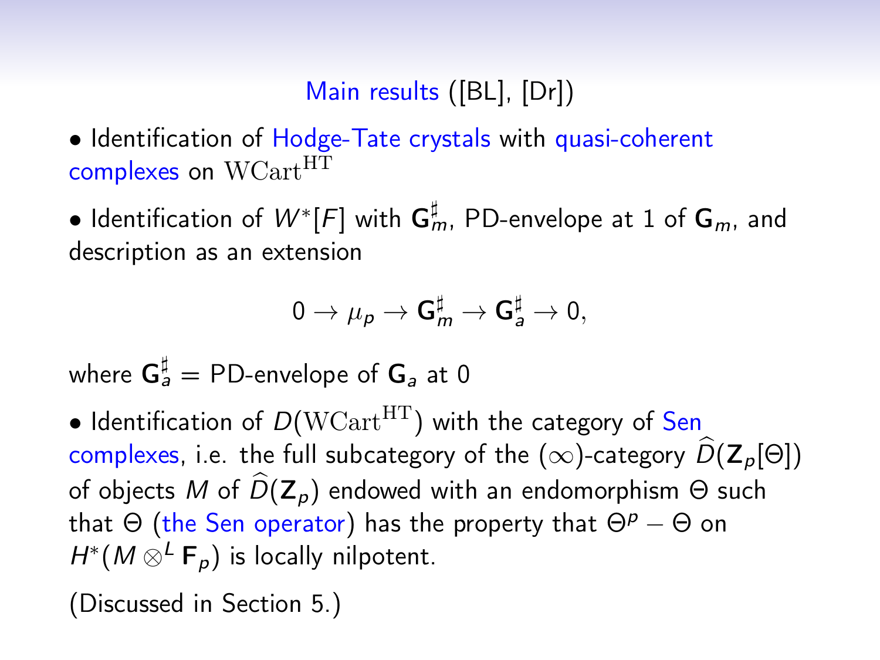## Main results ([BL], [Dr])

- Identification of Hodge-Tate crystals with quasi-coherent complexes on $\mathrm{WCart}^{\mathrm{HT}}$

- Identification of $W^*[F]$ with $\mathbf{G}_m^\sharp$, PD-envelope at 1 of $\mathbf{G}_m$, and description as an extension

$$0 \to \mu_p \to \mathbf{G}_m^\sharp \to \mathbf{G}_a^\sharp \to 0,$$

where $\mathbf{G}_a^\sharp$ = PD-envelope of $\mathbf{G}_a$ at 0

- Identification of $D(\mathrm{WCart}^{\mathrm{HT}})$ with the category of Sen complexes, i.e. the full subcategory of the ($\infty$)-category $\widehat{D}(\mathbf{Z}_p[\Theta])$ of objects $M$ of $\widehat{D}(\mathbf{Z}_p)$ endowed with an endomorphism $\Theta$ such that $\Theta$ (the Sen operator) has the property that $\Theta^p - \Theta$ on $H^*(M \otimes^L \mathbf{F}_p)$ is locally nilpotent.

(Discussed in Section 5.)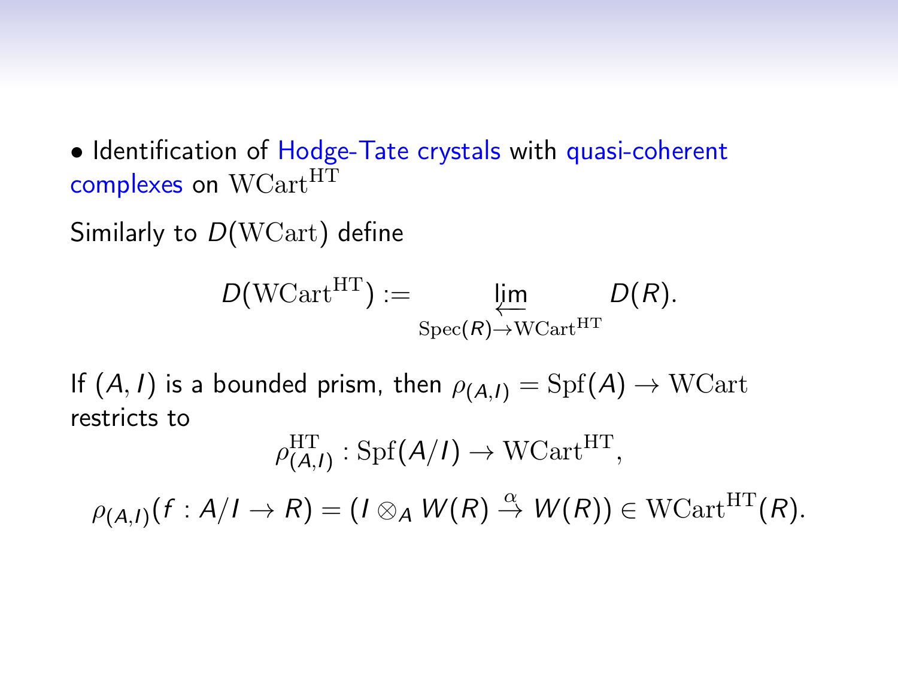- Identification of Hodge-Tate crystals with quasi-coherent complexes on $\mathrm{WCart}^{\mathrm{HT}}$

Similarly to $D(\mathrm{WCart})$ define

$$D(\mathrm{WCart}^{\mathrm{HT}}) := \varprojlim_{\mathrm{Spec}(R) \to \mathrm{WCart}^{\mathrm{HT}}} D(R).$$

If $(A, I)$ is a bounded prism, then $\rho_{(A,I)} = \mathrm{Spf}(A) \to \mathrm{WCart}$ restricts to

$$\rho^{\mathrm{HT}}_{(A,I)} : \mathrm{Spf}(A/I) \to \mathrm{WCart}^{\mathrm{HT}},$$

$$\rho_{(A,I)}(f : A/I \to R) = (I \otimes_A W(R) \overset{\alpha}{\to} W(R)) \in \mathrm{WCart}^{\mathrm{HT}}(R).$$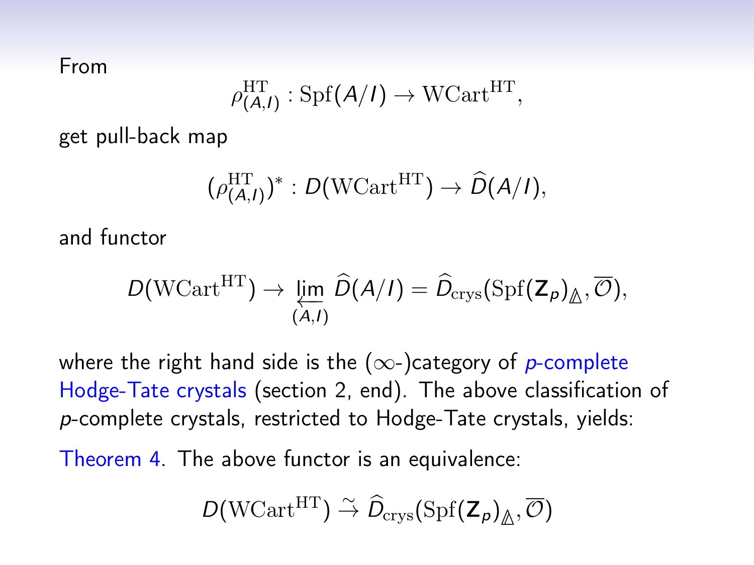From

$$\rho^{\mathrm{HT}}_{(A,I)} : \mathrm{Spf}(A/I) \to \mathrm{WCart}^{\mathrm{HT}},$$

get pull-back map

$$(\rho^{\mathrm{HT}}_{(A,I)})^* : D(\mathrm{WCart}^{\mathrm{HT}}) \to \widehat{D}(A/I),$$

and functor

$$D(\mathrm{WCart}^{\mathrm{HT}}) \to \varprojlim_{(A,I)} \widehat{D}(A/I) = \widehat{D}_{\mathrm{crys}}(\mathrm{Spf}(\mathbf{Z}_p)_{\mathbb{\Delta}}, \overline{\mathcal{O}}),$$

where the right hand side is the ($\infty$-)category of $p$-complete Hodge-Tate crystals (section 2, end). The above classification of $p$-complete crystals, restricted to Hodge-Tate crystals, yields:

Theorem 4. The above functor is an equivalence:

$$D(\mathrm{WCart}^{\mathrm{HT}}) \xrightarrow{\sim} \widehat{D}_{\mathrm{crys}}(\mathrm{Spf}(\mathbf{Z}_p)_{\mathbb{\Delta}}, \overline{\mathcal{O}})$$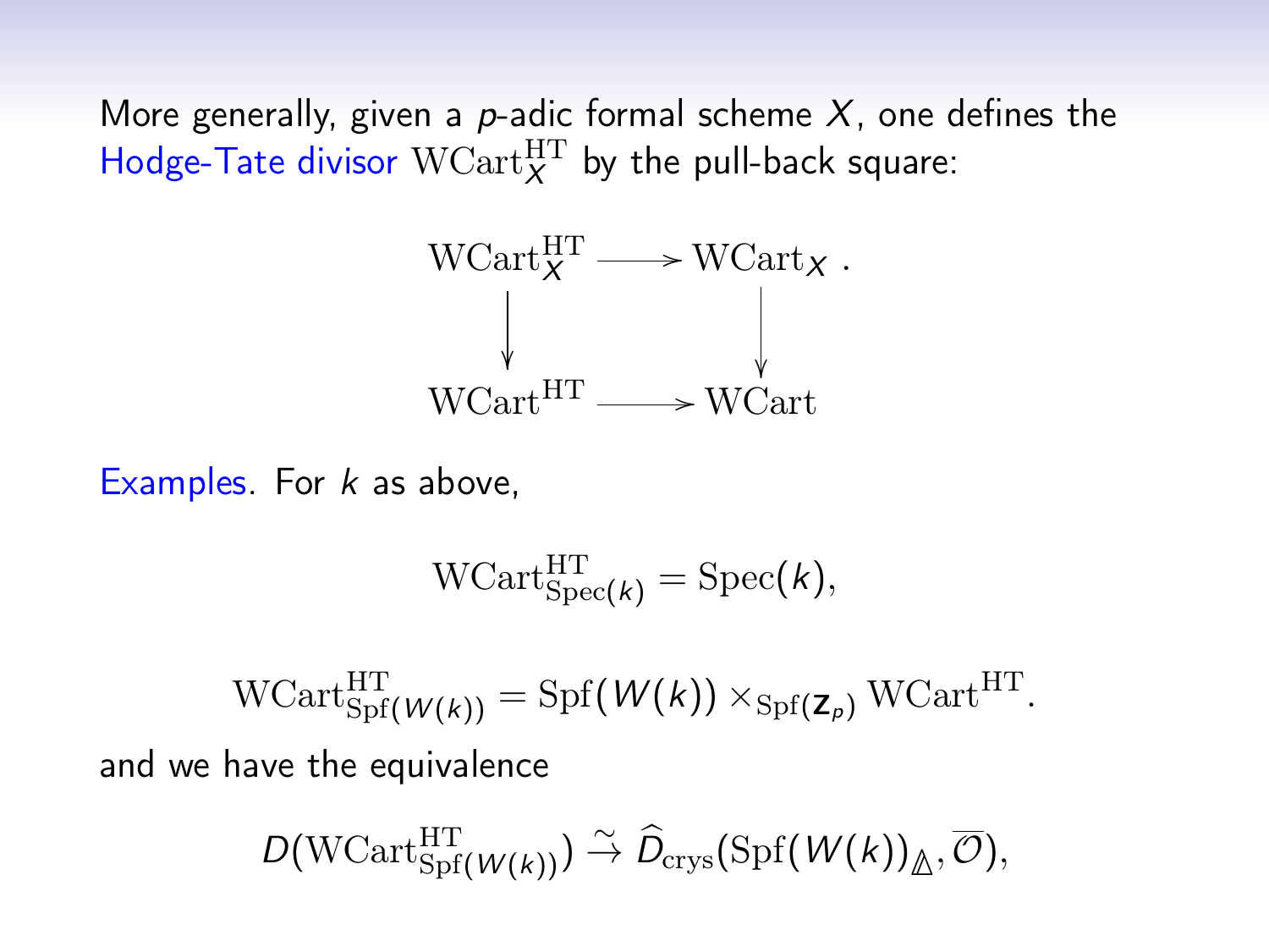More generally, given a $p$-adic formal scheme $X$, one defines the Hodge-Tate divisor $\mathrm{WCart}_X^{\mathrm{HT}}$ by the pull-back square:

$$\begin{array}{ccc} \mathrm{WCart}_X^{\mathrm{HT}} & \longrightarrow & \mathrm{WCart}_X \\ \downarrow & & \downarrow \\ \mathrm{WCart}^{\mathrm{HT}} & \longrightarrow & \mathrm{WCart} \end{array}.$$

Examples. For $k$ as above,

$$\mathrm{WCart}_{\mathrm{Spec}(k)}^{\mathrm{HT}} = \mathrm{Spec}(k),$$

$$\mathrm{WCart}_{\mathrm{Spf}(W(k))}^{\mathrm{HT}} = \mathrm{Spf}(W(k)) \times_{\mathrm{Spf}(\mathbf{Z}_p)} \mathrm{WCart}^{\mathrm{HT}}.$$

and we have the equivalence

$$D(\mathrm{WCart}_{\mathrm{Spf}(W(k))}^{\mathrm{HT}}) \xrightarrow{\sim} \widehat{D}_{\mathrm{crys}}(\mathrm{Spf}(W(k))_{\Delta}, \overline{\mathcal{O}}),$$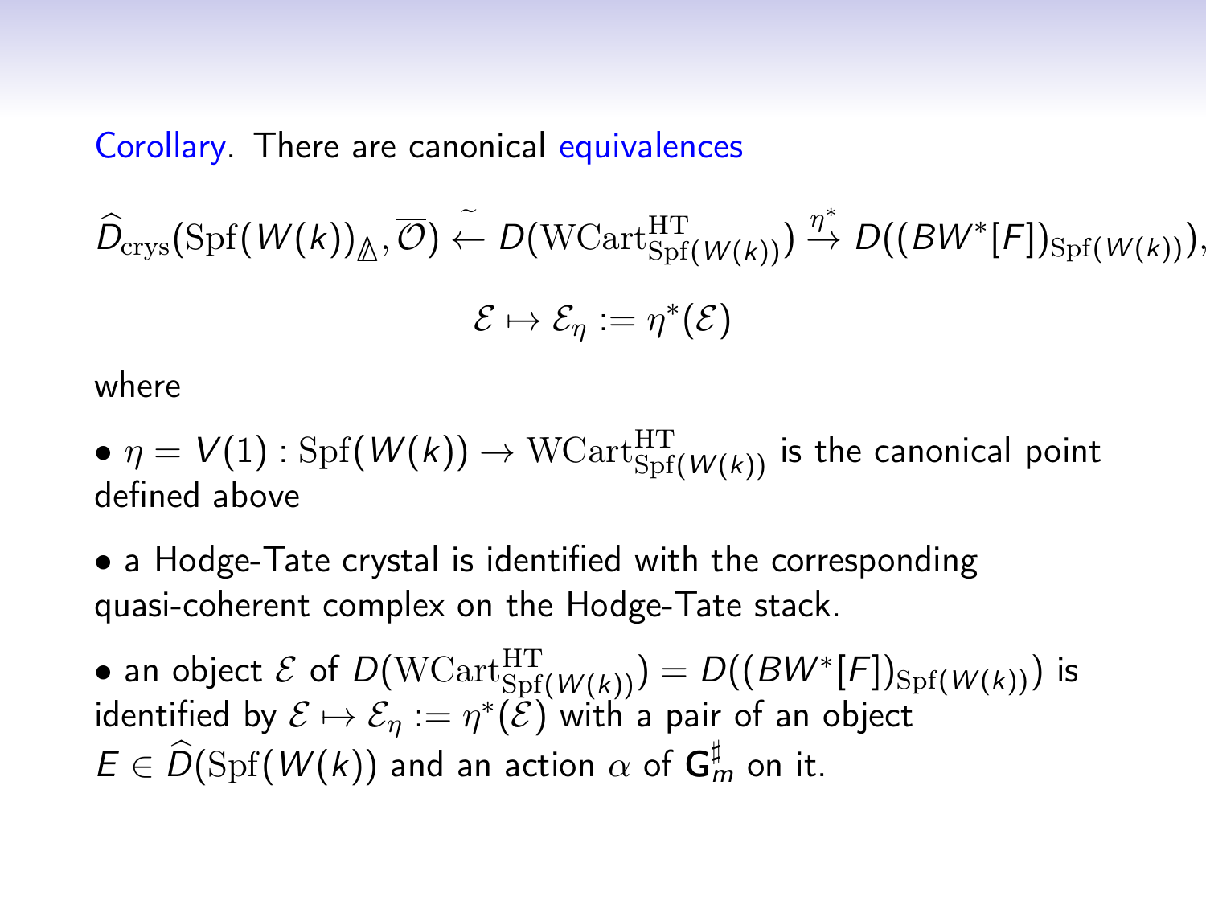Corollary. There are canonical equivalences

$$\widehat{D}_{\mathrm{crys}}(\mathrm{Spf}(W(k))_{\mathbb{\Delta}}, \overline{\mathcal{O}}) \xleftarrow{\sim} D(\mathrm{WCart}^{\mathrm{HT}}_{\mathrm{Spf}(W(k))}) \xrightarrow{\eta^*} D((BW^*[F])_{\mathrm{Spf}(W(k))}),$$

$$\mathcal{E} \mapsto \mathcal{E}_\eta := \eta^*(\mathcal{E})$$

where

- $\eta = V(1) : \mathrm{Spf}(W(k)) \to \mathrm{WCart}^{\mathrm{HT}}_{\mathrm{Spf}(W(k))}$ is the canonical point defined above
- a Hodge-Tate crystal is identified with the corresponding quasi-coherent complex on the Hodge-Tate stack.
- an object $\mathcal{E}$ of $D(\mathrm{WCart}^{\mathrm{HT}}_{\mathrm{Spf}(W(k))}) = D((BW^*[F])_{\mathrm{Spf}(W(k))})$ is identified by $\mathcal{E} \mapsto \mathcal{E}_\eta := \eta^*(\mathcal{E})$ with a pair of an object $E \in \widehat{D}(\mathrm{Spf}(W(k)))$ and an action $\alpha$ of $\mathbf{G}_m^\sharp$ on it.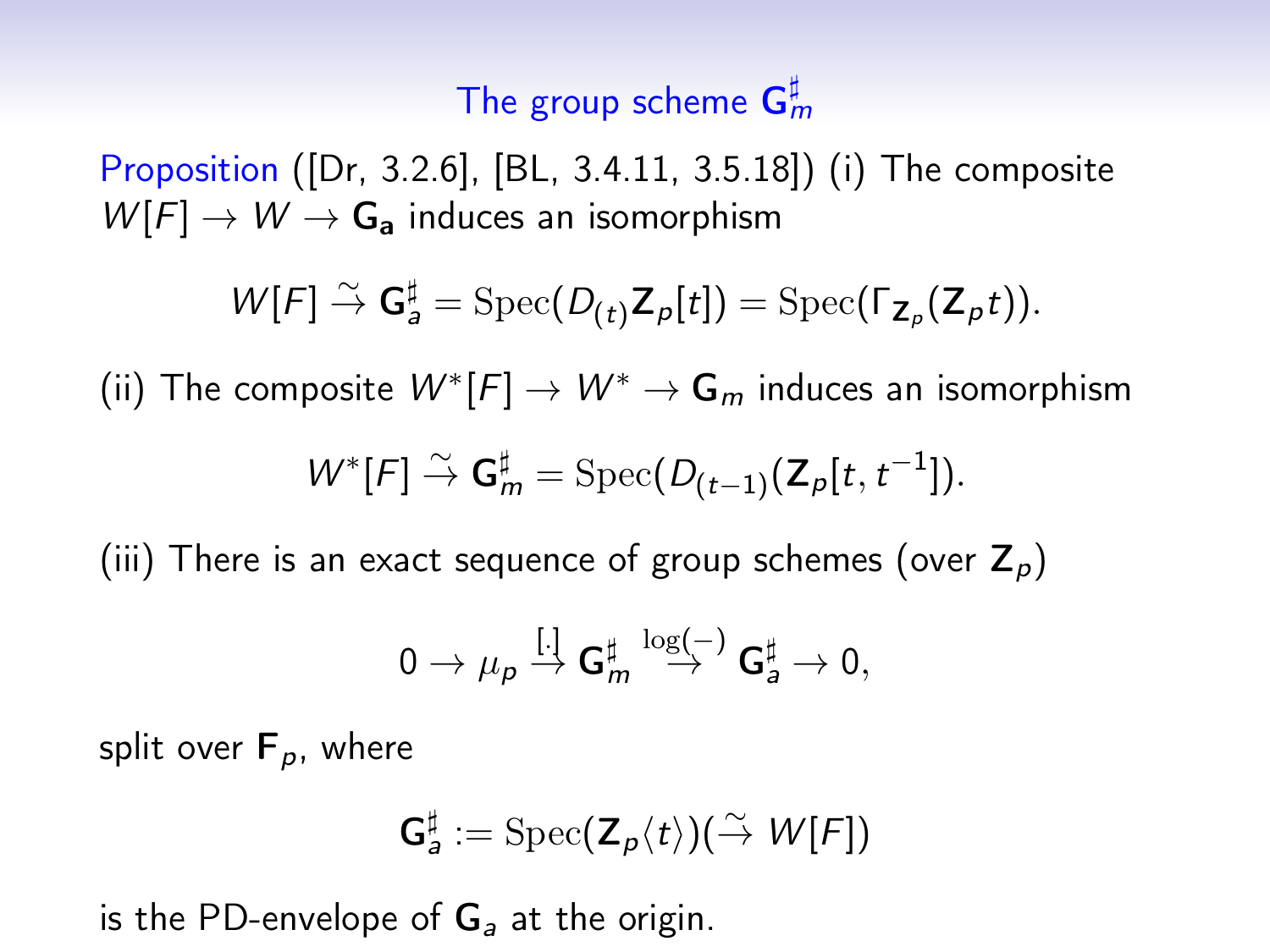## The group scheme $\mathbf{G}_m^\sharp$

Proposition ([Dr, 3.2.6], [BL, 3.4.11, 3.5.18]) (i) The composite $W[F] \to W \to \mathbf{G_a}$ induces an isomorphism

$$W[F] \stackrel{\sim}{\to} \mathbf{G}_a^\sharp = \mathrm{Spec}(D_{(t)}\mathbf{Z}_p[t]) = \mathrm{Spec}(\Gamma_{\mathbf{Z}_p}(\mathbf{Z}_p t)).$$

(ii) The composite $W^*[F] \to W^* \to \mathbf{G}_m$ induces an isomorphism

$$W^*[F] \stackrel{\sim}{\to} \mathbf{G}_m^\sharp = \mathrm{Spec}(D_{(t-1)}(\mathbf{Z}_p[t, t^{-1}]).$$

(iii) There is an exact sequence of group schemes (over $\mathbf{Z}_p$)

$$0 \to \mu_p \stackrel{[.]}{\to} \mathbf{G}_m^\sharp \stackrel{\log(-)}{\to} \mathbf{G}_a^\sharp \to 0,$$

split over $\mathbf{F}_p$, where

$$\mathbf{G}_a^\sharp := \mathrm{Spec}(\mathbf{Z}_p\langle t\rangle)(\stackrel{\sim}{\to} W[F])$$

is the PD-envelope of $\mathbf{G}_a$ at the origin.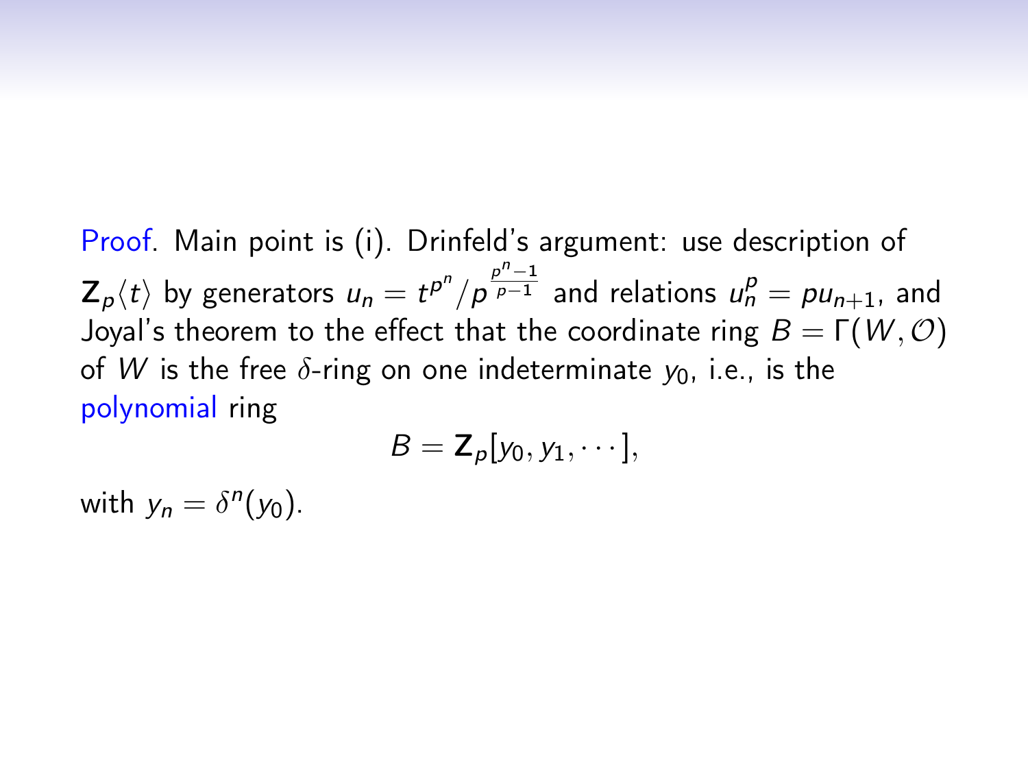Proof. Main point is (i). Drinfeld's argument: use description of $\mathbf{Z}_p\langle t\rangle$ by generators $u_n = t^{p^n}/p^{\frac{p^n-1}{p-1}}$ and relations $u_n^p = pu_{n+1}$, and Joyal's theorem to the effect that the coordinate ring $B = \Gamma(W, \mathcal{O})$ of $W$ is the free $\delta$-ring on one indeterminate $y_0$, i.e., is the polynomial ring

$$B = \mathbf{Z}_p[y_0, y_1, \cdots],$$

with $y_n = \delta^n(y_0)$.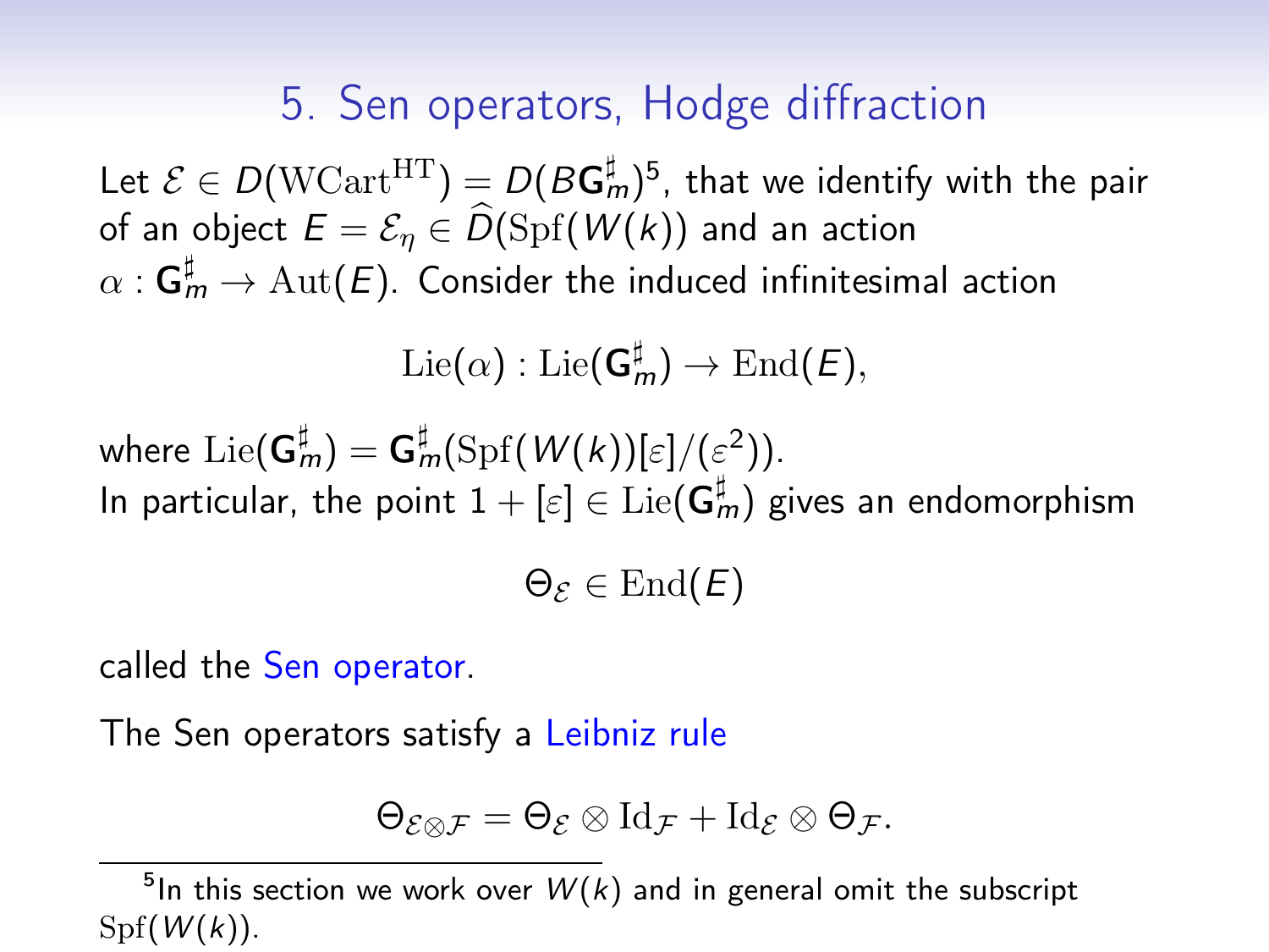# 5. Sen operators, Hodge diffraction

Let $\mathcal{E} \in D(\mathrm{WCart}^{\mathrm{HT}}) = D(B\mathbf{G}_m^\sharp)$[5], that we identify with the pair of an object $E = \mathcal{E}_\eta \in \widehat{D}(\mathrm{Spf}(W(k))$ and an action $\alpha : \mathbf{G}_m^\sharp \to \mathrm{Aut}(E)$. Consider the induced infinitesimal action

$$\mathrm{Lie}(\alpha) : \mathrm{Lie}(\mathbf{G}_m^\sharp) \to \mathrm{End}(E),$$

where $\mathrm{Lie}(\mathbf{G}_m^\sharp) = \mathbf{G}_m^\sharp(\mathrm{Spf}(W(k))[\varepsilon]/(\varepsilon^2))$.
In particular, the point $1 + [\varepsilon] \in \mathrm{Lie}(\mathbf{G}_m^\sharp)$ gives an endomorphism

$$\Theta_{\mathcal{E}} \in \mathrm{End}(E)$$

called the Sen operator.

The Sen operators satisfy a Leibniz rule

$$\Theta_{\mathcal{E}\otimes\mathcal{F}} = \Theta_{\mathcal{E}} \otimes \mathrm{Id}_{\mathcal{F}} + \mathrm{Id}_{\mathcal{E}} \otimes \Theta_{\mathcal{F}}.$$

---

[5] In this section we work over $W(k)$ and in general omit the subscript $\mathrm{Spf}(W(k))$.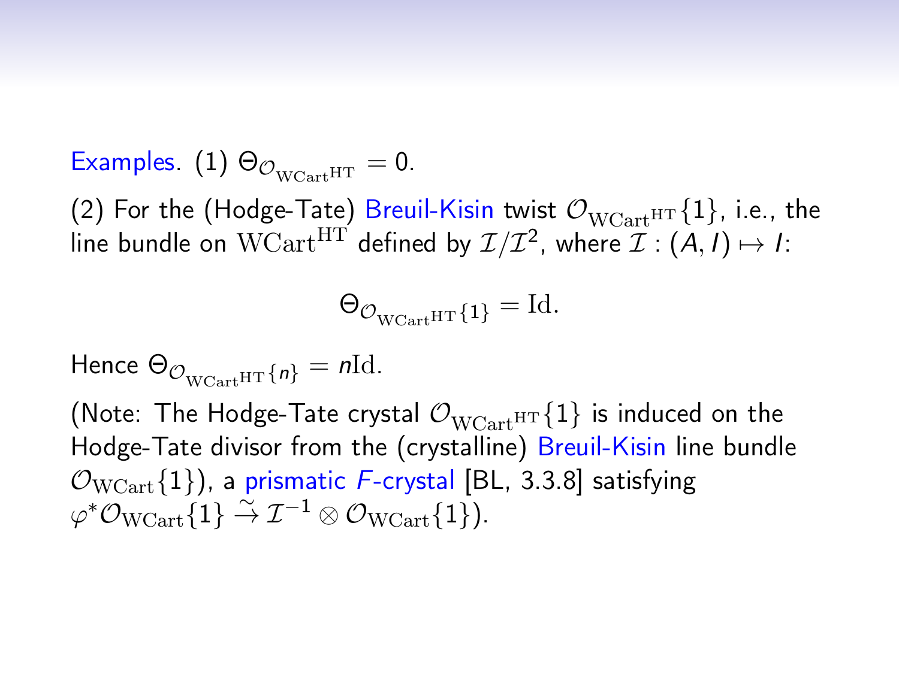Examples. (1) $\Theta_{\mathcal{O}_{\mathrm{WCart}^{\mathrm{HT}}}} = 0$.

(2) For the (Hodge-Tate) Breuil-Kisin twist $\mathcal{O}_{\mathrm{WCart}^{\mathrm{HT}}}\{1\}$, i.e., the line bundle on $\mathrm{WCart}^{\mathrm{HT}}$ defined by $\mathcal{I}/\mathcal{I}^2$, where $\mathcal{I} : (A, I) \mapsto I$:

$$\Theta_{\mathcal{O}_{\mathrm{WCart}^{\mathrm{HT}}\{1\}}} = \mathrm{Id}.$$

Hence $\Theta_{\mathcal{O}_{\mathrm{WCart}^{\mathrm{HT}}\{n\}}} = n\mathrm{Id}$.

(Note: The Hodge-Tate crystal $\mathcal{O}_{\mathrm{WCart}^{\mathrm{HT}}}\{1\}$ is induced on the Hodge-Tate divisor from the (crystalline) Breuil-Kisin line bundle $\mathcal{O}_{\mathrm{WCart}}\{1\}$), a prismatic $F$-crystal [BL, 3.3.8] satisfying $\varphi^*\mathcal{O}_{\mathrm{WCart}}\{1\} \xrightarrow{\sim} \mathcal{I}^{-1} \otimes \mathcal{O}_{\mathrm{WCart}}\{1\}$).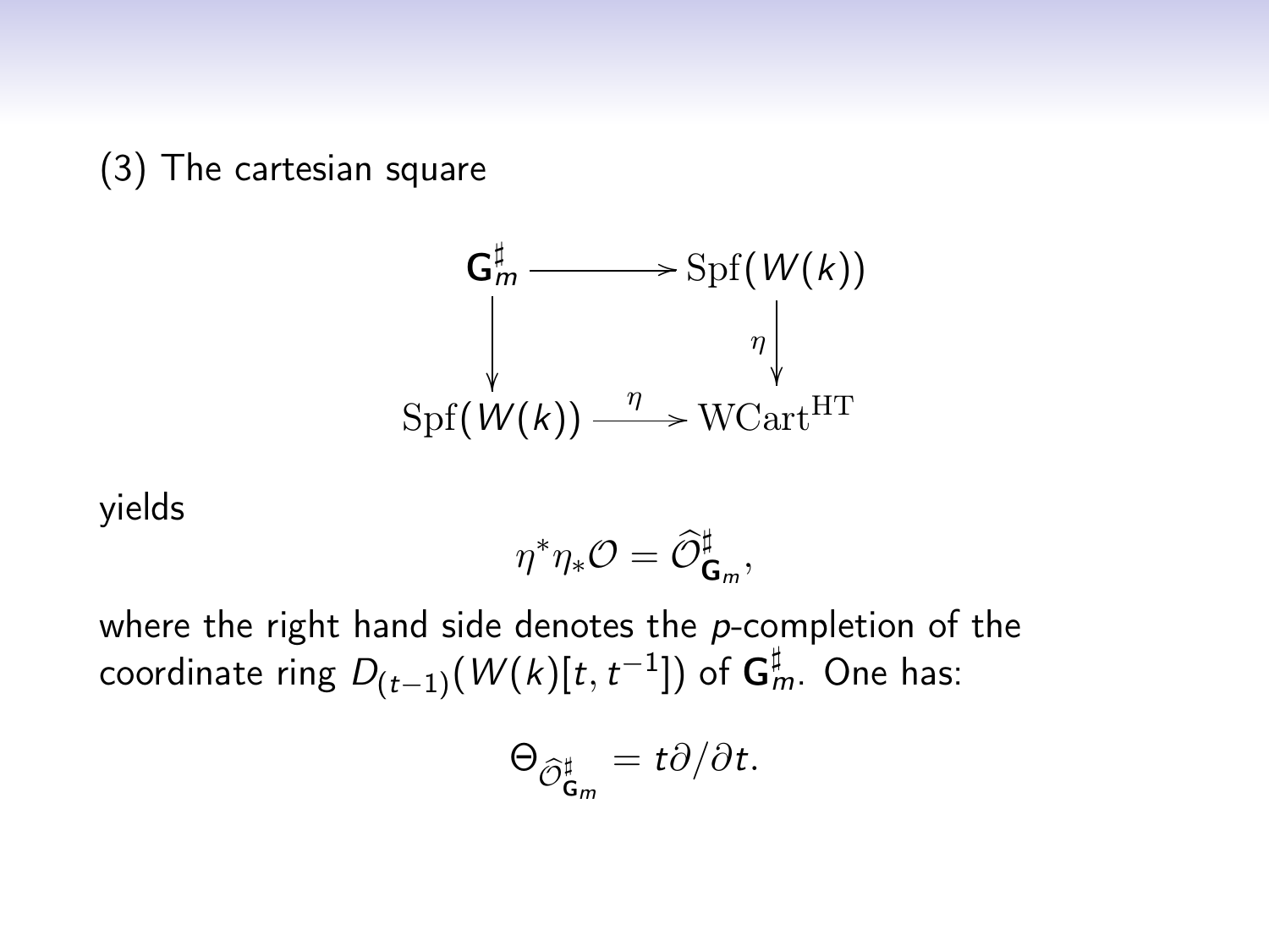(3) The cartesian square

$$
\begin{array}{ccc}
\mathbf{G}_m^\sharp & \longrightarrow & \mathrm{Spf}(W(k)) \\
\big\downarrow & & \big\downarrow \eta \\
\mathrm{Spf}(W(k)) & \xrightarrow{\ \eta\ } & \mathrm{WCart}^{\mathrm{HT}}
\end{array}
$$

yields

$$\eta^* \eta_* \mathcal{O} = \widehat{\mathcal{O}}^\sharp_{\mathbf{G}_m},$$

where the right hand side denotes the $p$-completion of the coordinate ring $D_{(t-1)}(W(k)[t, t^{-1}])$ of $\mathbf{G}_m^\sharp$. One has:

$$\Theta_{\widehat{\mathcal{O}}^\sharp_{\mathbf{G}_m}} = t\partial/\partial t.$$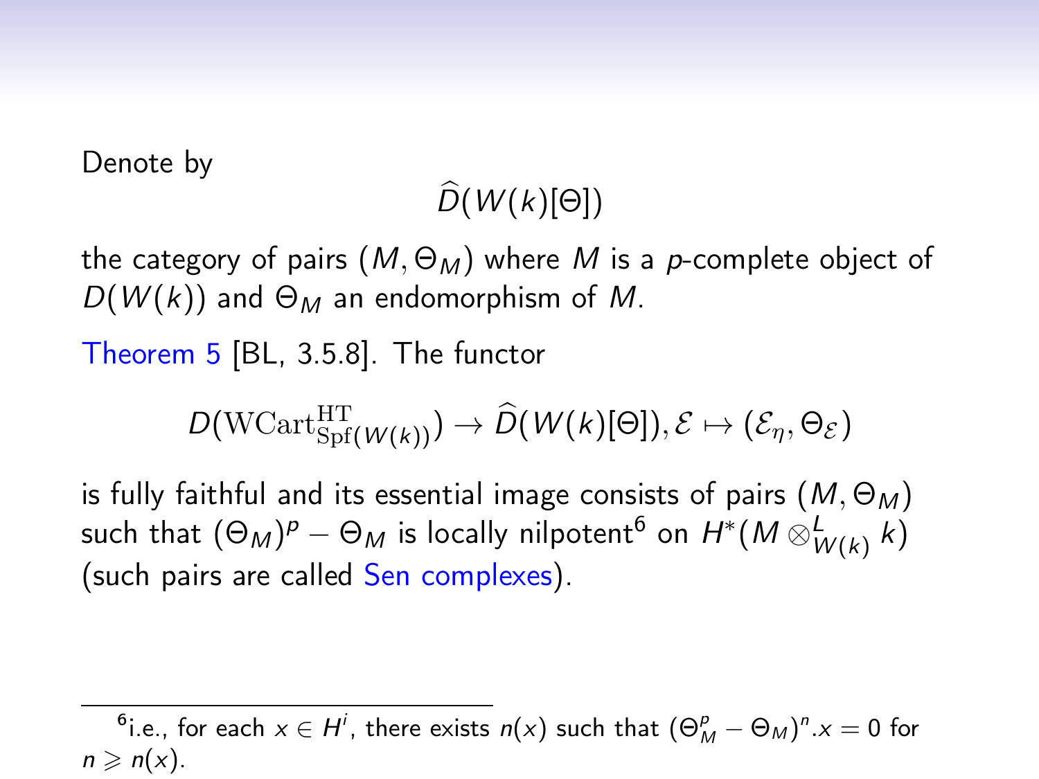Denote by

$$\widehat{D}(W(k)[\Theta])$$

the category of pairs $(M, \Theta_M)$ where $M$ is a $p$-complete object of $D(W(k))$ and $\Theta_M$ an endomorphism of $M$.

Theorem 5 [BL, 3.5.8]. The functor

$$D(\mathrm{WCart}^{\mathrm{HT}}_{\mathrm{Spf}(W(k))}) \to \widehat{D}(W(k)[\Theta]), \mathcal{E} \mapsto (\mathcal{E}_\eta, \Theta_{\mathcal{E}})$$

is fully faithful and its essential image consists of pairs $(M, \Theta_M)$ such that $(\Theta_M)^p - \Theta_M$ is locally nilpotent[6] on $H^*(M \otimes^L_{W(k)} k)$ (such pairs are called Sen complexes).

[6] i.e., for each $x \in H^i$, there exists $n(x)$ such that $(\Theta_M^p - \Theta_M)^n.x = 0$ for $n \geqslant n(x)$.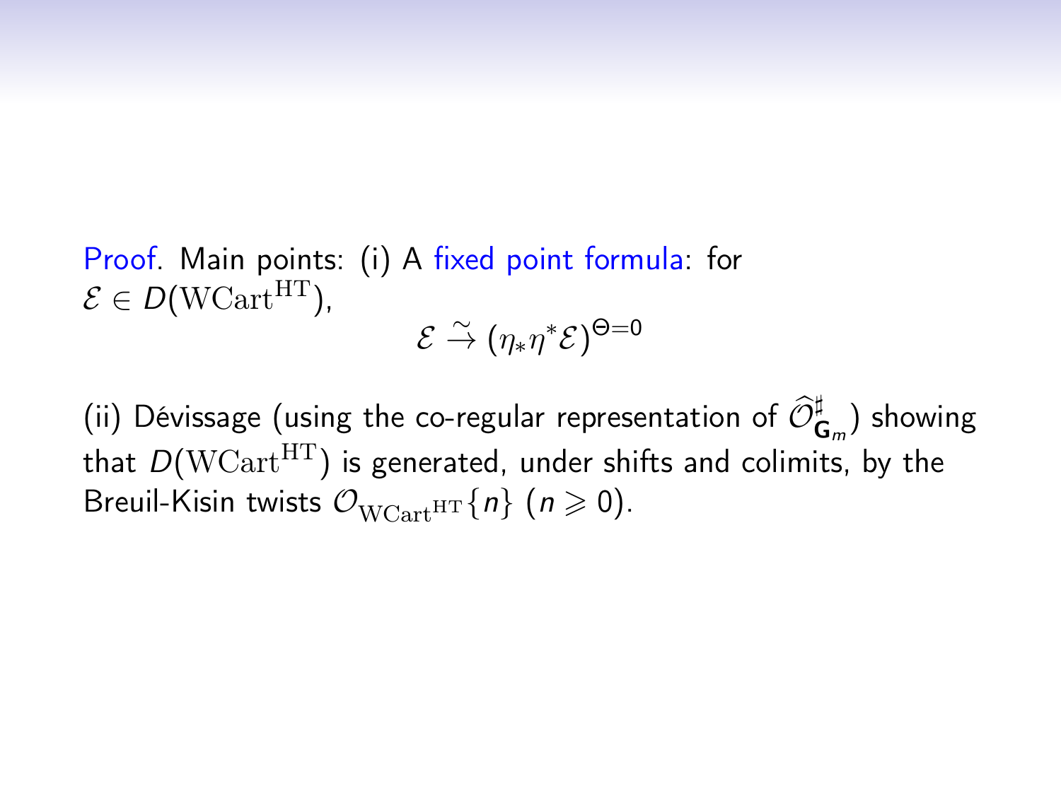Proof. Main points: (i) A fixed point formula: for $\mathcal{E} \in D(\mathrm{WCart}^{\mathrm{HT}})$,

$$\mathcal{E} \xrightarrow{\sim} (\eta_* \eta^* \mathcal{E})^{\Theta=0}$$

(ii) Dévissage (using the co-regular representation of $\widehat{\mathcal{O}}^{\sharp}_{\mathbf{G}_m}$) showing that $D(\mathrm{WCart}^{\mathrm{HT}})$ is generated, under shifts and colimits, by the Breuil-Kisin twists $\mathcal{O}_{\mathrm{WCart}^{\mathrm{HT}}}\{n\}$ ($n \geqslant 0$).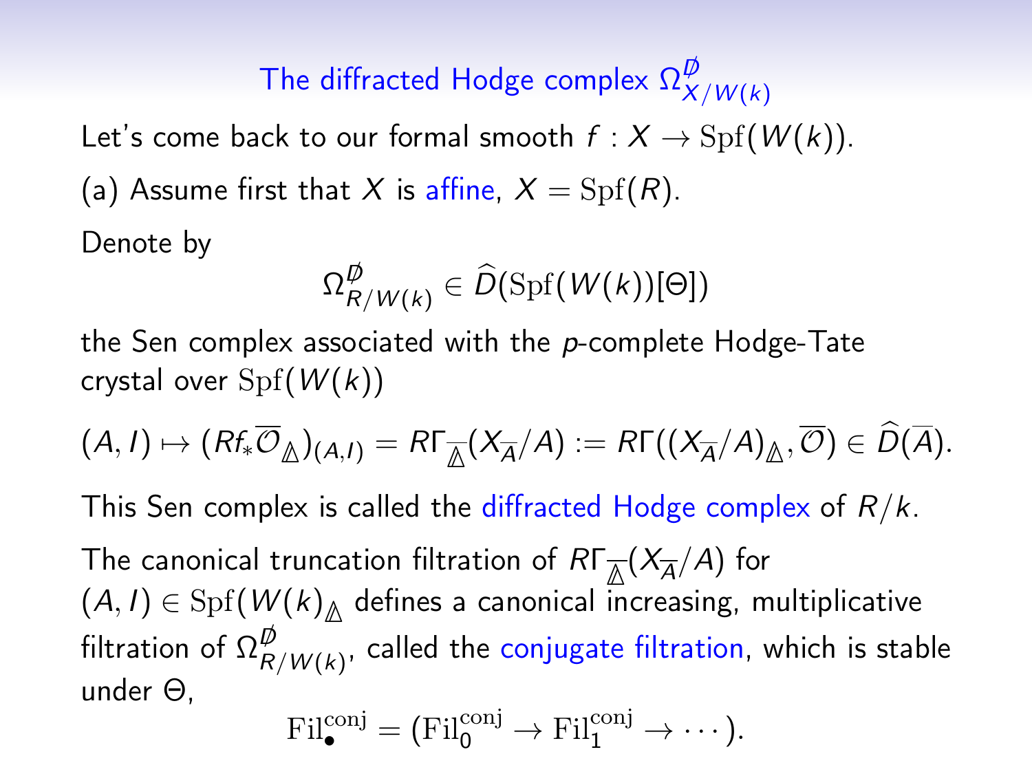## The diffracted Hodge complex $\Omega^{\not D}_{X/W(k)}$

Let's come back to our formal smooth $f : X \to \mathrm{Spf}(W(k))$.

(a) Assume first that $X$ is affine, $X = \mathrm{Spf}(R)$.

Denote by

$$\Omega^{\not D}_{R/W(k)} \in \widehat{D}(\mathrm{Spf}(W(k))[\Theta])$$

the Sen complex associated with the $p$-complete Hodge-Tate crystal over $\mathrm{Spf}(W(k))$

$$(A, I) \mapsto (Rf_*\overline{\mathcal{O}}_{\Delta})_{(A,I)} = R\Gamma_{\overline{\Delta}}(X_{\overline{A}}/A) := R\Gamma((X_{\overline{A}}/A)_{\Delta}, \overline{\mathcal{O}}) \in \widehat{D}(\overline{A}).$$

This Sen complex is called the diffracted Hodge complex of $R/k$.

The canonical truncation filtration of $R\Gamma_{\overline{\Delta}}(X_{\overline{A}}/A)$ for $(A, I) \in \mathrm{Spf}(W(k)_{\Delta}$ defines a canonical increasing, multiplicative filtration of $\Omega^{\not D}_{R/W(k)}$, called the conjugate filtration, which is stable under $\Theta$,

$$\mathrm{Fil}^{\mathrm{conj}}_{\bullet} = (\mathrm{Fil}^{\mathrm{conj}}_0 \to \mathrm{Fil}^{\mathrm{conj}}_1 \to \cdots).$$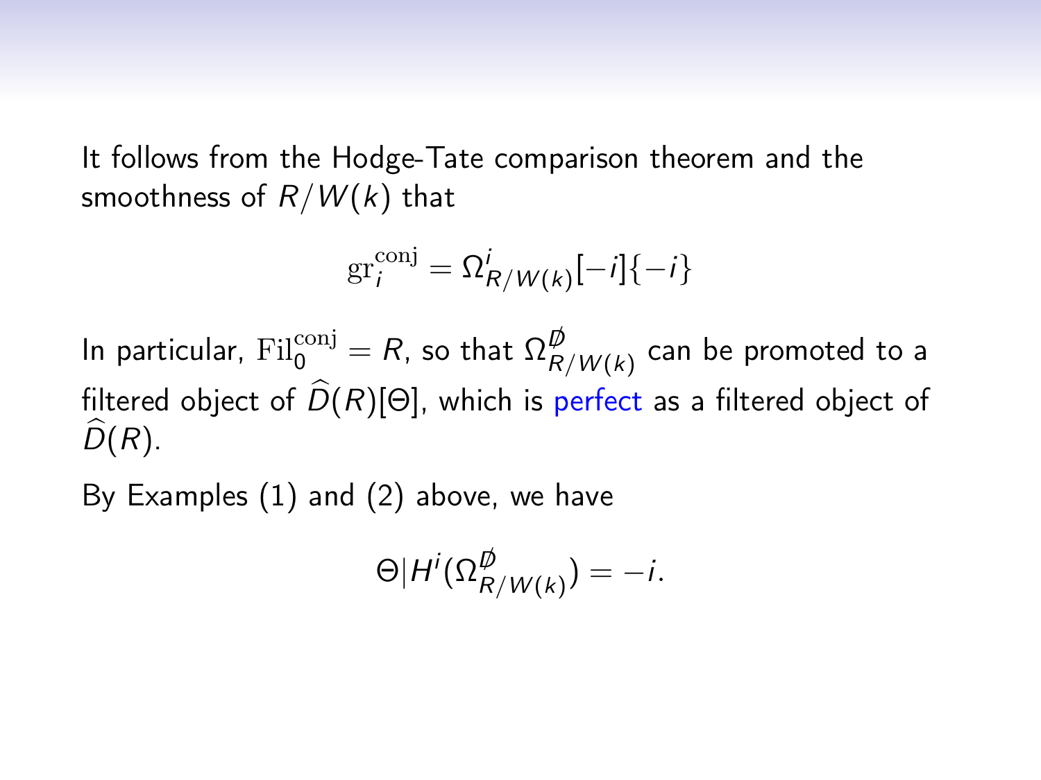It follows from the Hodge-Tate comparison theorem and the smoothness of $R/W(k)$ that

$$\mathrm{gr}_i^{\mathrm{conj}} = \Omega^i_{R/W(k)}[-i]\{-i\}$$

In particular, $\mathrm{Fil}_0^{\mathrm{conj}} = R$, so that $\Omega^{\not{D}}_{R/W(k)}$ can be promoted to a filtered object of $\widehat{D}(R)[\Theta]$, which is perfect as a filtered object of $\widehat{D}(R)$.

By Examples (1) and (2) above, we have

$$\Theta | H^i(\Omega^{\not{D}}_{R/W(k)}) = -i.$$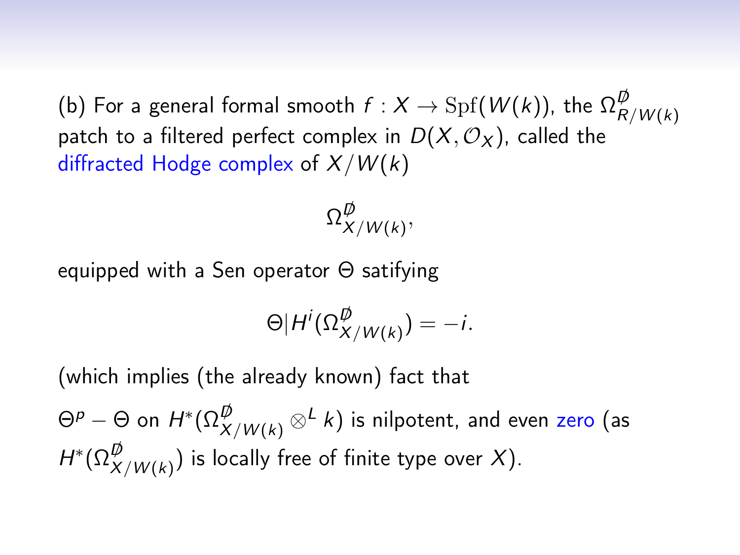(b) For a general formal smooth $f : X \to \mathrm{Spf}(W(k))$, the $\Omega^{\not{D}}_{R/W(k)}$ patch to a filtered perfect complex in $D(X, \mathcal{O}_X)$, called the diffracted Hodge complex of $X/W(k)$

$$\Omega^{\not{D}}_{X/W(k)},$$

equipped with a Sen operator $\Theta$ satifying

$$\Theta | H^i(\Omega^{\not{D}}_{X/W(k)}) = -i.$$

(which implies (the already known) fact that

$\Theta^p - \Theta$ on $H^*(\Omega^{\not{D}}_{X/W(k)} \otimes^L k)$ is nilpotent, and even zero (as $H^*(\Omega^{\not{D}}_{X/W(k)})$ is locally free of finite type over $X$).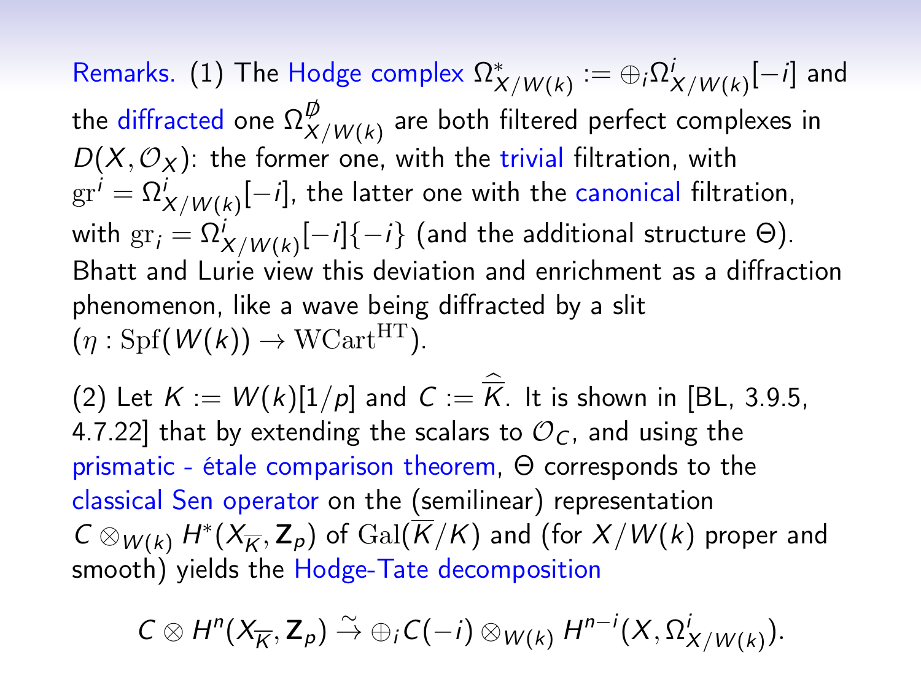Remarks. (1) The Hodge complex $\Omega^*_{X/W(k)} := \oplus_i \Omega^i_{X/W(k)}[-i]$ and the diffracted one $\Omega^{\not{D}}_{X/W(k)}$ are both filtered perfect complexes in $D(X, \mathcal{O}_X)$: the former one, with the trivial filtration, with $\mathrm{gr}^i = \Omega^i_{X/W(k)}[-i]$, the latter one with the canonical filtration, with $\mathrm{gr}_i = \Omega^i_{X/W(k)}[-i]\{-i\}$ (and the additional structure $\Theta$). Bhatt and Lurie view this deviation and enrichment as a diffraction phenomenon, like a wave being diffracted by a slit ($\eta : \mathrm{Spf}(W(k)) \to \mathrm{WCart}^{\mathrm{HT}}$).

(2) Let $K := W(k)[1/p]$ and $C := \widehat{\overline{K}}$. It is shown in [BL, 3.9.5, 4.7.22] that by extending the scalars to $\mathcal{O}_C$, and using the prismatic - étale comparison theorem, $\Theta$ corresponds to the classical Sen operator on the (semilinear) representation $C \otimes_{W(k)} H^*(X_{\overline{K}}, \mathbf{Z}_p)$ of $\mathrm{Gal}(\overline{K}/K)$ and (for $X/W(k)$ proper and smooth) yields the Hodge-Tate decomposition

$$C \otimes H^n(X_{\overline{K}}, \mathbf{Z}_p) \xrightarrow{\sim} \oplus_i C(-i) \otimes_{W(k)} H^{n-i}(X, \Omega^i_{X/W(k)}).$$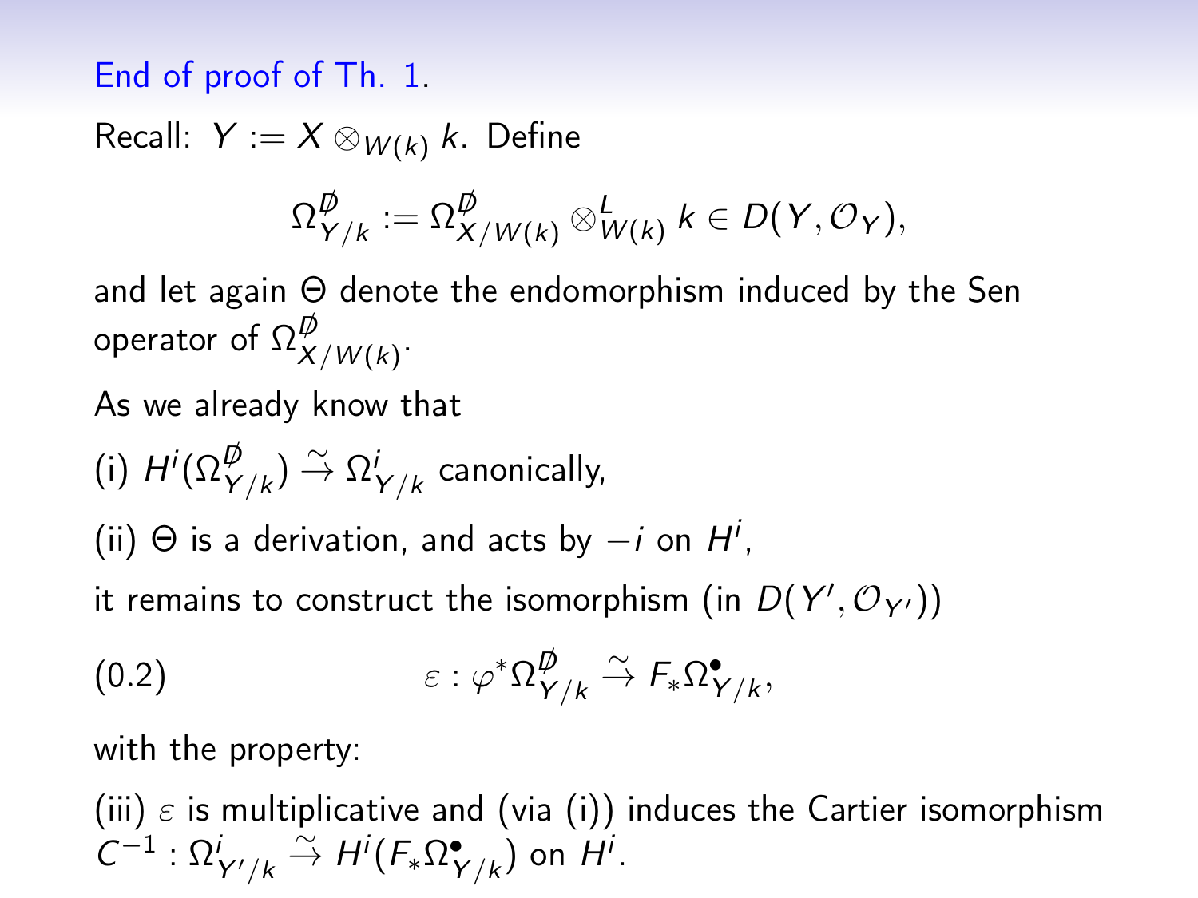## End of proof of Th. 1.

Recall: $Y := X \otimes_{W(k)} k$. Define

$$\Omega^{\not{D}}_{Y/k} := \Omega^{\not{D}}_{X/W(k)} \otimes^{L}_{W(k)} k \in D(Y, \mathcal{O}_Y),$$

and let again $\Theta$ denote the endomorphism induced by the Sen operator of $\Omega^{\not{D}}_{X/W(k)}$.

As we already know that

(i) $H^i(\Omega^{\not{D}}_{Y/k}) \xrightarrow{\sim} \Omega^i_{Y/k}$ canonically,

(ii) $\Theta$ is a derivation, and acts by $-i$ on $H^i$,

it remains to construct the isomorphism (in $D(Y', \mathcal{O}_{Y'})$)

$$\varepsilon : \varphi^* \Omega^{\not{D}}_{Y/k} \xrightarrow{\sim} F_* \Omega^{\bullet}_{Y/k}, \tag{0.2}$$

with the property:

(iii) $\varepsilon$ is multiplicative and (via (i)) induces the Cartier isomorphism $C^{-1} : \Omega^i_{Y'/k} \xrightarrow{\sim} H^i(F_* \Omega^{\bullet}_{Y/k})$ on $H^i$.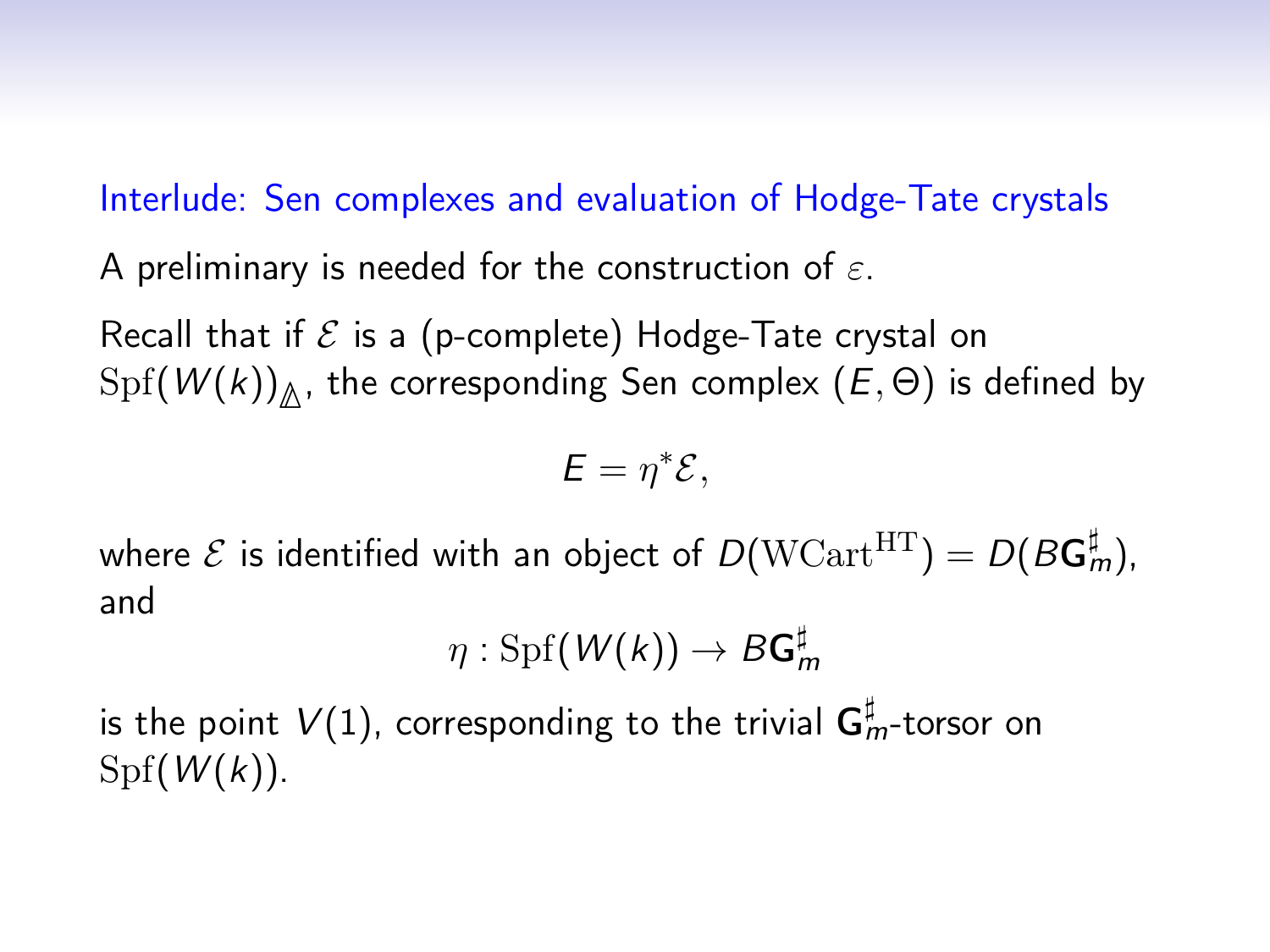## Interlude: Sen complexes and evaluation of Hodge-Tate crystals

A preliminary is needed for the construction of $\varepsilon$.

Recall that if $\mathcal{E}$ is a (p-complete) Hodge-Tate crystal on $\mathrm{Spf}(W(k))_{\Delta}$, the corresponding Sen complex $(E, \Theta)$ is defined by

$$E = \eta^* \mathcal{E},$$

where $\mathcal{E}$ is identified with an object of $D(\mathrm{WCart}^{\mathrm{HT}}) = D(B\mathbf{G}_m^\sharp)$, and

$$\eta : \mathrm{Spf}(W(k)) \to B\mathbf{G}_m^\sharp$$

is the point $V(1)$, corresponding to the trivial $\mathbf{G}_m^\sharp$-torsor on $\mathrm{Spf}(W(k))$.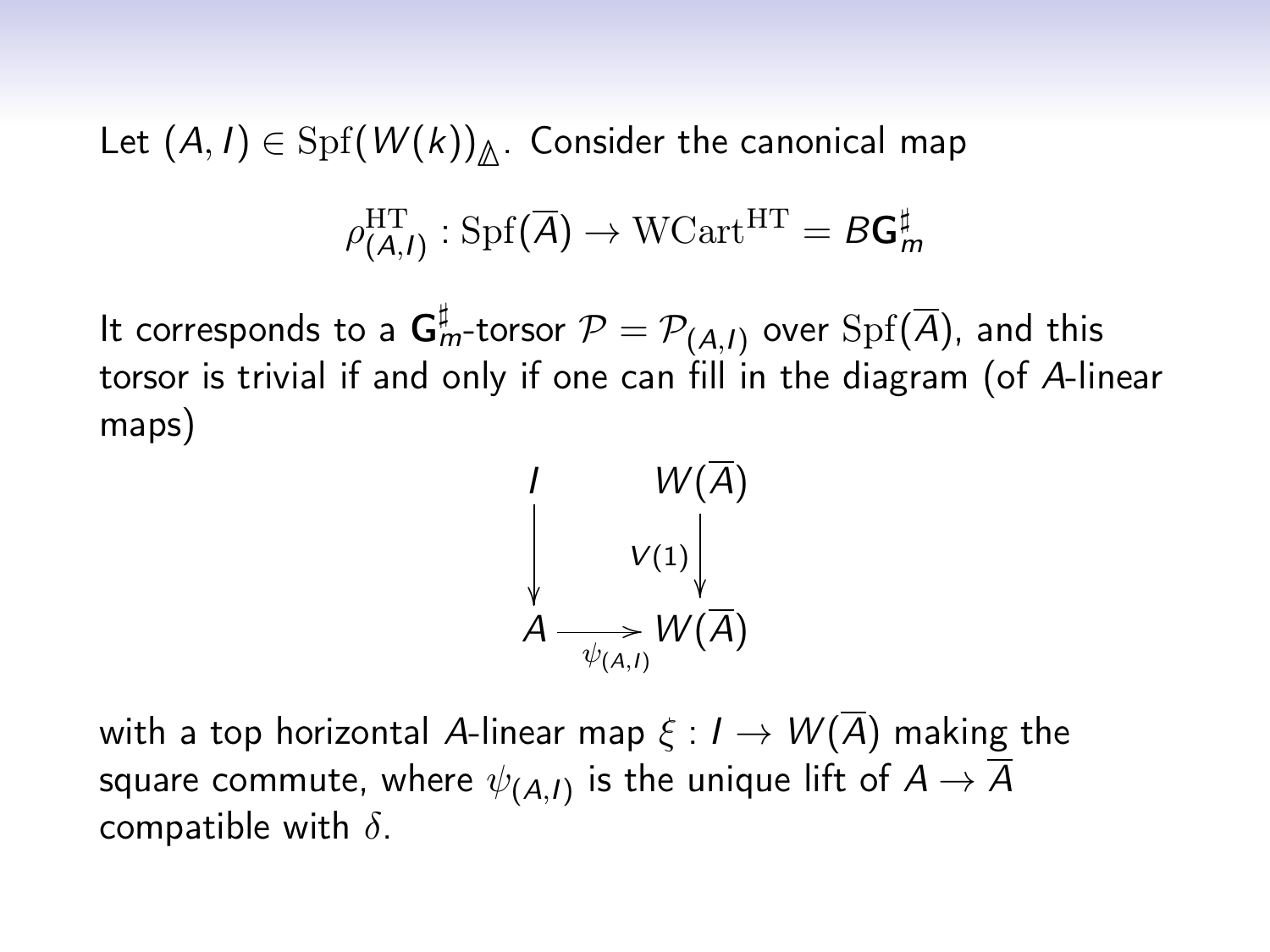Let $(A, I) \in \mathrm{Spf}(W(k))_{\mathbb{A}}$. Consider the canonical map

$$\rho^{\mathrm{HT}}_{(A,I)} : \mathrm{Spf}(\overline{A}) \to \mathrm{WCart}^{\mathrm{HT}} = B\mathbf{G}_m^\sharp$$

It corresponds to a $\mathbf{G}_m^\sharp$-torsor $\mathcal{P} = \mathcal{P}_{(A,I)}$ over $\mathrm{Spf}(\overline{A})$, and this torsor is trivial if and only if one can fill in the diagram (of $A$-linear maps)

$$\begin{array}{ccc} I & & W(\overline{A}) \\ \big\downarrow & & \big\downarrow {\scriptstyle V(1)} \\ A & \xrightarrow[\psi_{(A,I)}]{} & W(\overline{A}) \end{array}$$

with a top horizontal $A$-linear map $\xi : I \to W(\overline{A})$ making the square commute, where $\psi_{(A,I)}$ is the unique lift of $A \to \overline{A}$ compatible with $\delta$.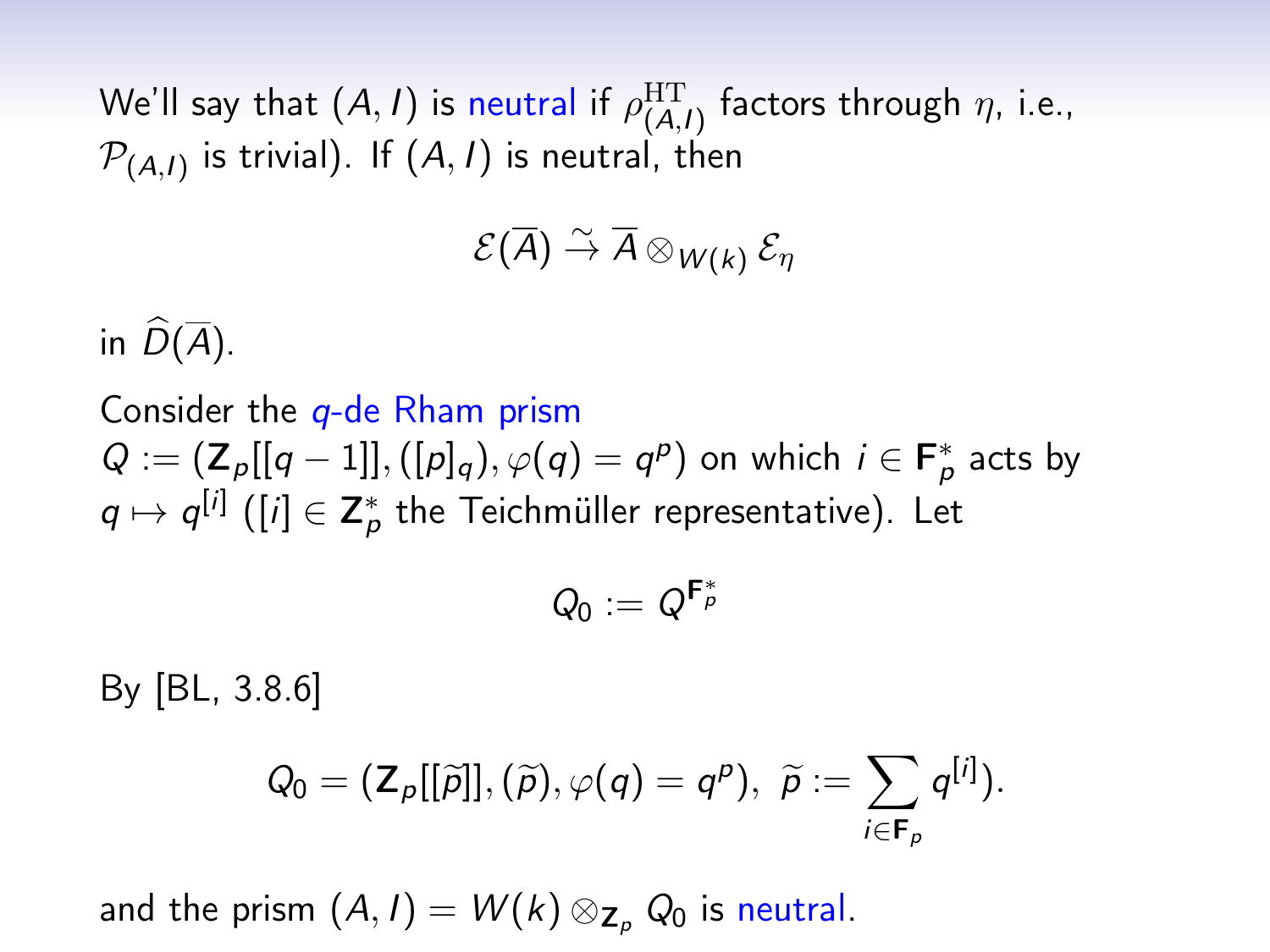We'll say that $(A, I)$ is neutral if $\rho^{\mathrm{HT}}_{(A,I)}$ factors through $\eta$, i.e., $\mathcal{P}_{(A,I)}$ is trivial). If $(A, I)$ is neutral, then

$$\mathcal{E}(\overline{A}) \xrightarrow{\sim} \overline{A} \otimes_{W(k)} \mathcal{E}_\eta$$

in $\widehat{D}(\overline{A})$.

Consider the $q$-de Rham prism $Q := (\mathbf{Z}_p[[q-1]], ([p]_q), \varphi(q) = q^p)$ on which $i \in \mathbf{F}_p^*$ acts by $q \mapsto q^{[i]}$ ($[i] \in \mathbf{Z}_p^*$ the Teichmüller representative). Let

$$Q_0 := Q^{\mathbf{F}_p^*}$$

By [BL, 3.8.6]

$$Q_0 = (\mathbf{Z}_p[[\widetilde{p}]], (\widetilde{p}), \varphi(q) = q^p),\ \widetilde{p} := \sum_{i \in \mathbf{F}_p} q^{[i]}).$$

and the prism $(A, I) = W(k) \otimes_{\mathbf{Z}_p} Q_0$ is neutral.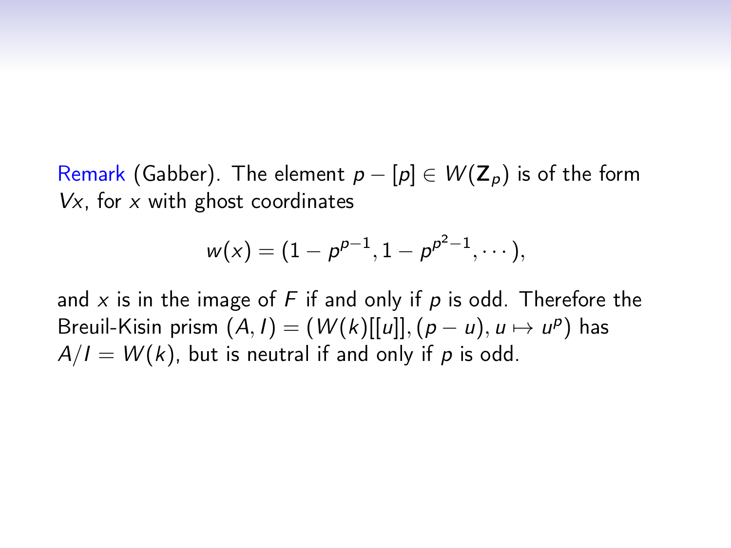Remark (Gabber). The element $p - [p] \in W(\mathbf{Z}_p)$ is of the form $Vx$, for $x$ with ghost coordinates

$$w(x) = (1 - p^{p-1}, 1 - p^{p^2-1}, \cdots),$$

and $x$ is in the image of $F$ if and only if $p$ is odd. Therefore the Breuil-Kisin prism $(A, I) = (W(k)[[u]], (p - u), u \mapsto u^p)$ has $A/I = W(k)$, but is neutral if and only if $p$ is odd.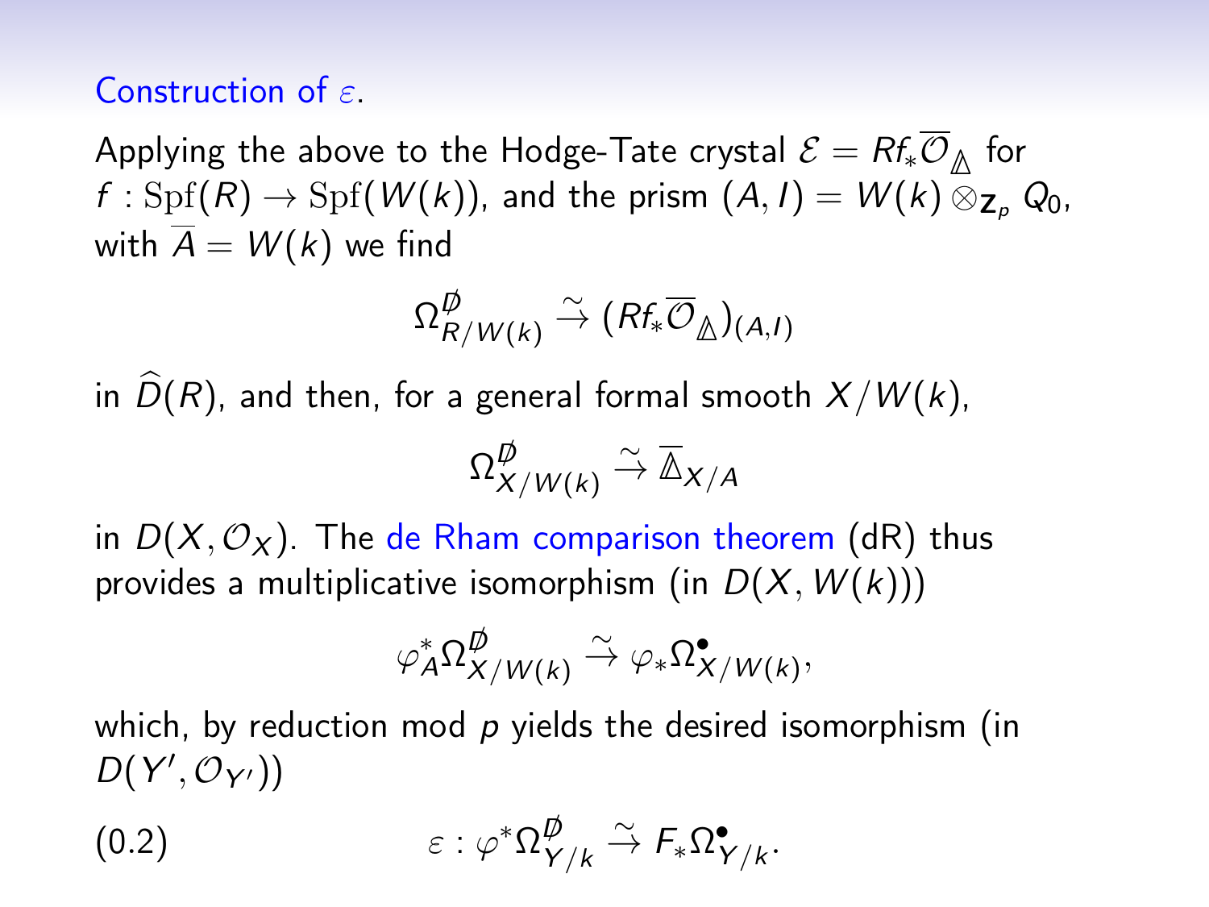## Construction of $\varepsilon$.

Applying the above to the Hodge-Tate crystal $\mathcal{E} = Rf_*\overline{\mathcal{O}}_{\mathbb{\Delta}}$ for $f : \mathrm{Spf}(R) \to \mathrm{Spf}(W(k))$, and the prism $(A, I) = W(k) \otimes_{\mathbf{Z}_p} Q_0$, with $\overline{A} = W(k)$ we find

$$\Omega^{\not{D}}_{R/W(k)} \xrightarrow{\sim} (Rf_*\overline{\mathcal{O}}_{\mathbb{\Delta}})_{(A,I)}$$

in $\widehat{D}(R)$, and then, for a general formal smooth $X/W(k)$,

$$\Omega^{\not{D}}_{X/W(k)} \xrightarrow{\sim} \overline{\mathbb{\Delta}}_{X/A}$$

in $D(X, \mathcal{O}_X)$. The de Rham comparison theorem (dR) thus provides a multiplicative isomorphism (in $D(X, W(k))$)

$$\varphi_A^* \Omega^{\not{D}}_{X/W(k)} \xrightarrow{\sim} \varphi_* \Omega^{\bullet}_{X/W(k)},$$

which, by reduction mod $p$ yields the desired isomorphism (in $D(Y', \mathcal{O}_{Y'})$)

$$\varepsilon : \varphi^* \Omega^{\not{D}}_{Y/k} \xrightarrow{\sim} F_* \Omega^{\bullet}_{Y/k}. \tag{0.2}$$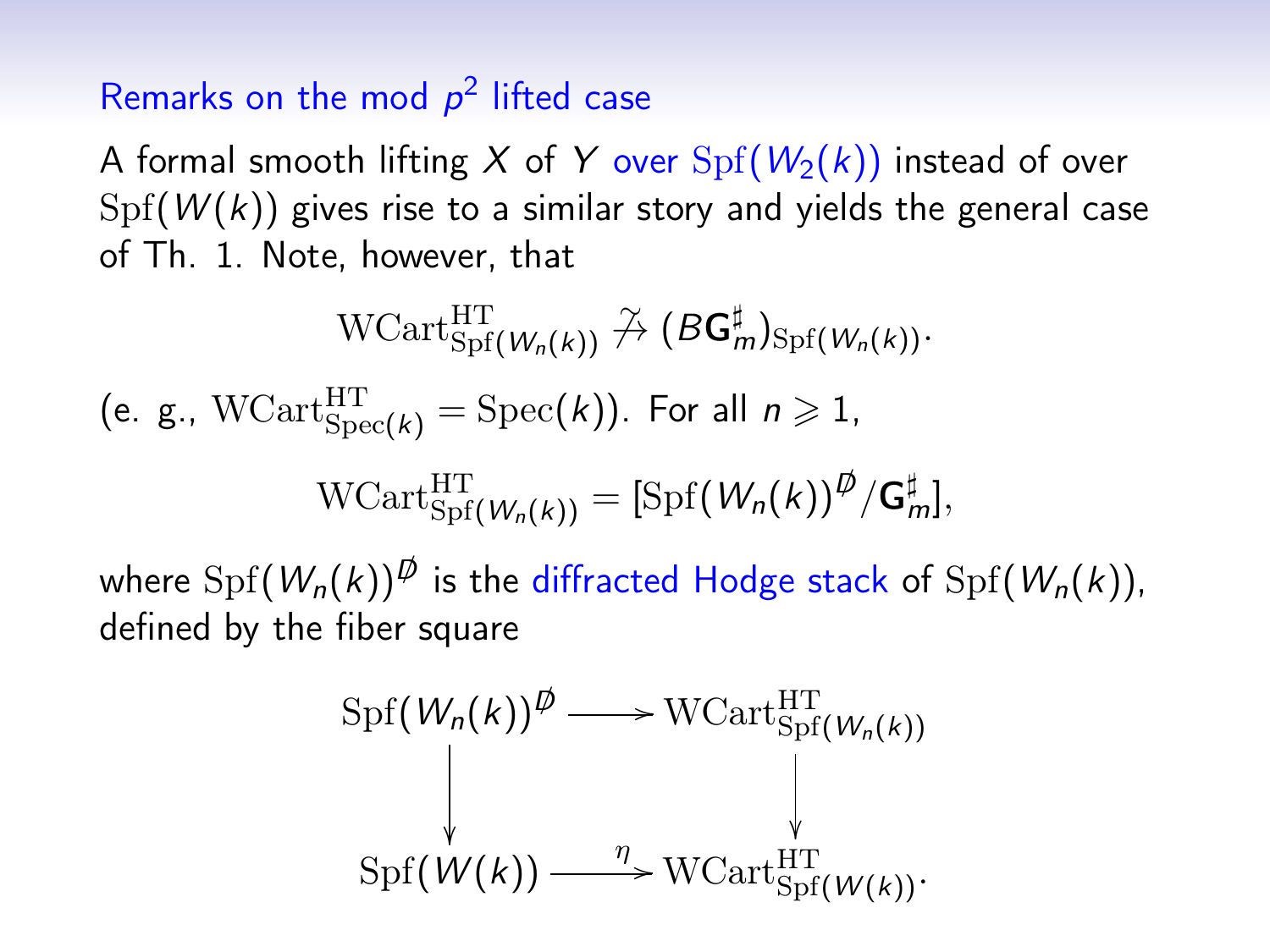## Remarks on the mod $p^2$ lifted case

A formal smooth lifting $X$ of $Y$ over $\mathrm{Spf}(W_2(k))$ instead of over $\mathrm{Spf}(W(k))$ gives rise to a similar story and yields the general case of Th. 1. Note, however, that

$$\mathrm{WCart}^{\mathrm{HT}}_{\mathrm{Spf}(W_n(k))} \not\xrightarrow{\sim} (B\mathbf{G}_m^\sharp)_{\mathrm{Spf}(W_n(k))}.$$

(e. g., $\mathrm{WCart}^{\mathrm{HT}}_{\mathrm{Spec}(k)} = \mathrm{Spec}(k)$). For all $n \geqslant 1$,

$$\mathrm{WCart}^{\mathrm{HT}}_{\mathrm{Spf}(W_n(k))} = [\mathrm{Spf}(W_n(k))^{\not{D}}/\mathbf{G}_m^\sharp],$$

where $\mathrm{Spf}(W_n(k))^{\not{D}}$ is the diffracted Hodge stack of $\mathrm{Spf}(W_n(k))$, defined by the fiber square

$$\begin{array}{ccc}
\mathrm{Spf}(W_n(k))^{\not{D}} & \longrightarrow & \mathrm{WCart}^{\mathrm{HT}}_{\mathrm{Spf}(W_n(k))} \\
\big\downarrow & & \big\downarrow \\
\mathrm{Spf}(W(k)) & \xrightarrow{\eta} & \mathrm{WCart}^{\mathrm{HT}}_{\mathrm{Spf}(W(k))}.
\end{array}$$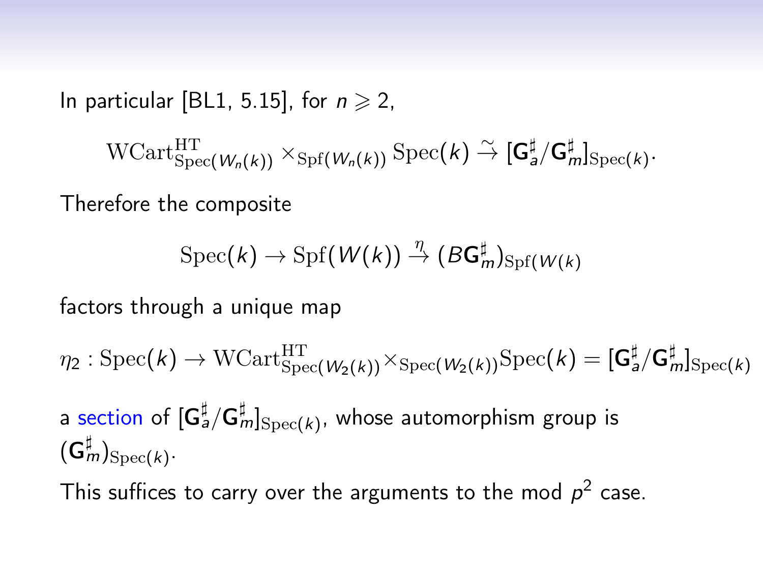In particular [BL1, 5.15], for $n \geqslant 2$,

$$\mathrm{WCart}^{\mathrm{HT}}_{\mathrm{Spec}(W_n(k))} \times_{\mathrm{Spf}(W_n(k))} \mathrm{Spec}(k) \xrightarrow{\sim} [\mathbf{G}_a^\sharp / \mathbf{G}_m^\sharp]_{\mathrm{Spec}(k)}.$$

Therefore the composite

$$\mathrm{Spec}(k) \to \mathrm{Spf}(W(k)) \xrightarrow{\eta} (B\mathbf{G}_m^\sharp)_{\mathrm{Spf}(W(k)}$$

factors through a unique map

$$\eta_2 : \mathrm{Spec}(k) \to \mathrm{WCart}^{\mathrm{HT}}_{\mathrm{Spec}(W_2(k))} \times_{\mathrm{Spec}(W_2(k))} \mathrm{Spec}(k) = [\mathbf{G}_a^\sharp / \mathbf{G}_m^\sharp]_{\mathrm{Spec}(k)}$$

a section of $[\mathbf{G}_a^\sharp / \mathbf{G}_m^\sharp]_{\mathrm{Spec}(k)}$, whose automorphism group is $(\mathbf{G}_m^\sharp)_{\mathrm{Spec}(k)}$.

This suffices to carry over the arguments to the mod $p^2$ case.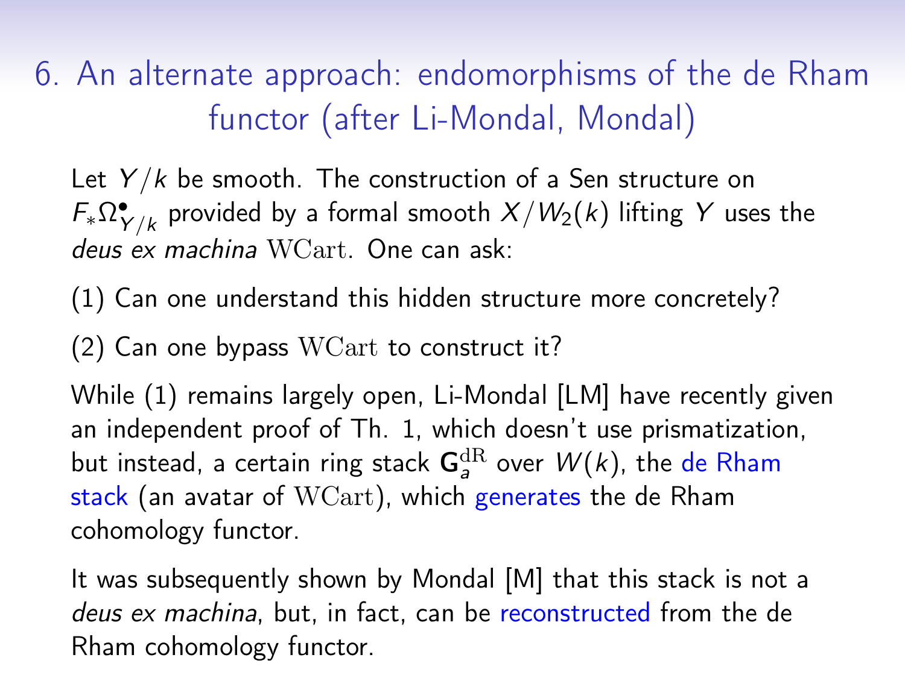# 6. An alternate approach: endomorphisms of the de Rham functor (after Li-Mondal, Mondal)

Let $Y/k$ be smooth. The construction of a Sen structure on $F_*\Omega^\bullet_{Y/k}$ provided by a formal smooth $X/W_2(k)$ lifting $Y$ uses the *deus ex machina* $\mathrm{WCart}$. One can ask:

(1) Can one understand this hidden structure more concretely?

(2) Can one bypass $\mathrm{WCart}$ to construct it?

While (1) remains largely open, Li-Mondal [LM] have recently given an independent proof of Th. 1, which doesn't use prismatization, but instead, a certain ring stack $\mathbf{G}_a^{\mathrm{dR}}$ over $W(k)$, the de Rham stack (an avatar of $\mathrm{WCart}$), which generates the de Rham cohomology functor.

It was subsequently shown by Mondal [M] that this stack is not a *deus ex machina*, but, in fact, can be reconstructed from the de Rham cohomology functor.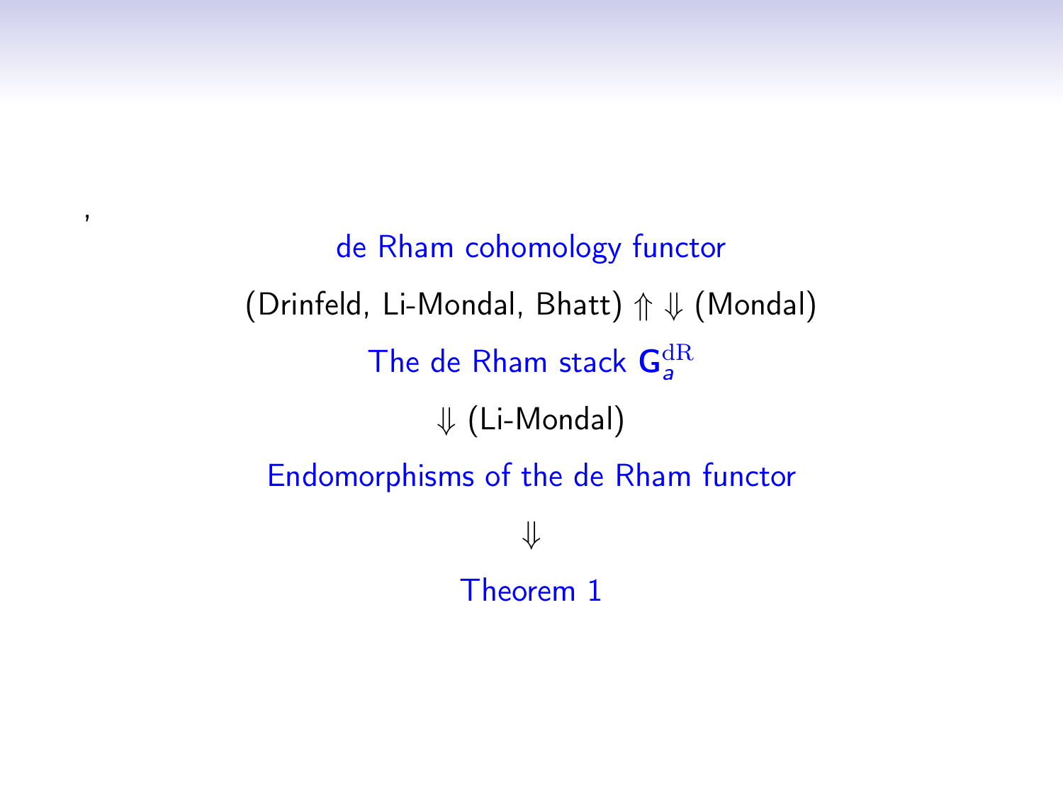,

de Rham cohomology functor

(Drinfeld, Li-Mondal, Bhatt) $\Uparrow$ $\Downarrow$ (Mondal)

The de Rham stack $\mathbf{G}_a^{\mathrm{dR}}$

$\Downarrow$ (Li-Mondal)

Endomorphisms of the de Rham functor

$\Downarrow$

Theorem 1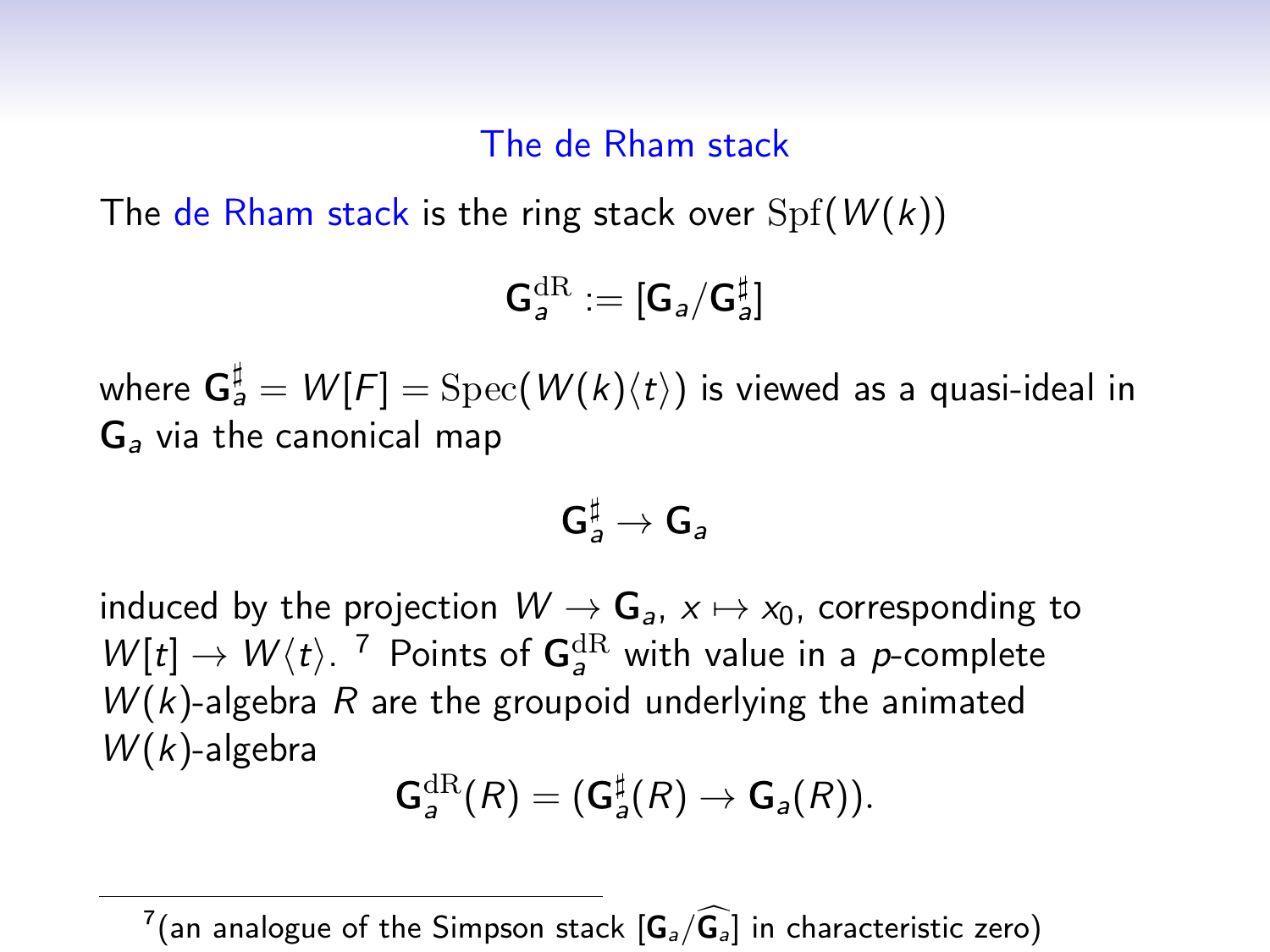## The de Rham stack

The de Rham stack is the ring stack over $\mathrm{Spf}(W(k))$

$$\mathbf{G}_a^{\mathrm{dR}} := [\mathbf{G}_a/\mathbf{G}_a^\sharp]$$

where $\mathbf{G}_a^\sharp = W[F] = \mathrm{Spec}(W(k)\langle t\rangle)$ is viewed as a quasi-ideal in $\mathbf{G}_a$ via the canonical map

$$\mathbf{G}_a^\sharp \to \mathbf{G}_a$$

induced by the projection $W \to \mathbf{G}_a$, $x \mapsto x_0$, corresponding to $W[t] \to W\langle t\rangle$. [7] Points of $\mathbf{G}_a^{\mathrm{dR}}$ with value in a $p$-complete $W(k)$-algebra $R$ are the groupoid underlying the animated $W(k)$-algebra

$$\mathbf{G}_a^{\mathrm{dR}}(R) = (\mathbf{G}_a^\sharp(R) \to \mathbf{G}_a(R)).$$

---

[7] (an analogue of the Simpson stack $[\mathbf{G}_a/\widehat{\mathbf{G}_a}]$ in characteristic zero)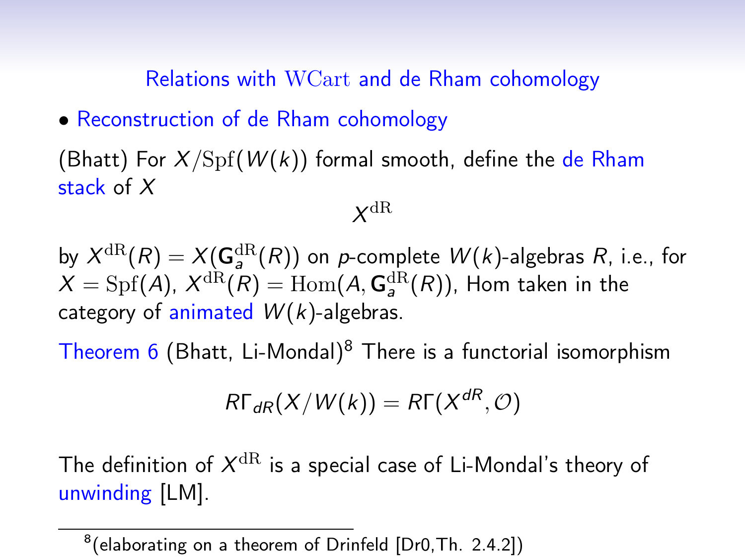## Relations with $\mathrm{WCart}$ and de Rham cohomology

- Reconstruction of de Rham cohomology

(Bhatt) For $X/\mathrm{Spf}(W(k))$ formal smooth, define the de Rham stack of $X$

$$X^{\mathrm{dR}}$$

by $X^{\mathrm{dR}}(R) = X(\mathbf{G}_a^{\mathrm{dR}}(R))$ on $p$-complete $W(k)$-algebras $R$, i.e., for $X = \mathrm{Spf}(A)$, $X^{\mathrm{dR}}(R) = \mathrm{Hom}(A, \mathbf{G}_a^{\mathrm{dR}}(R))$, Hom taken in the category of animated $W(k)$-algebras.

Theorem 6 (Bhatt, Li-Mondal)[8] There is a functorial isomorphism

$$R\Gamma_{dR}(X/W(k)) = R\Gamma(X^{dR}, \mathcal{O})$$

The definition of $X^{\mathrm{dR}}$ is a special case of Li-Mondal's theory of unwinding [LM].

[8] (elaborating on a theorem of Drinfeld [Dr0,Th. 2.4.2])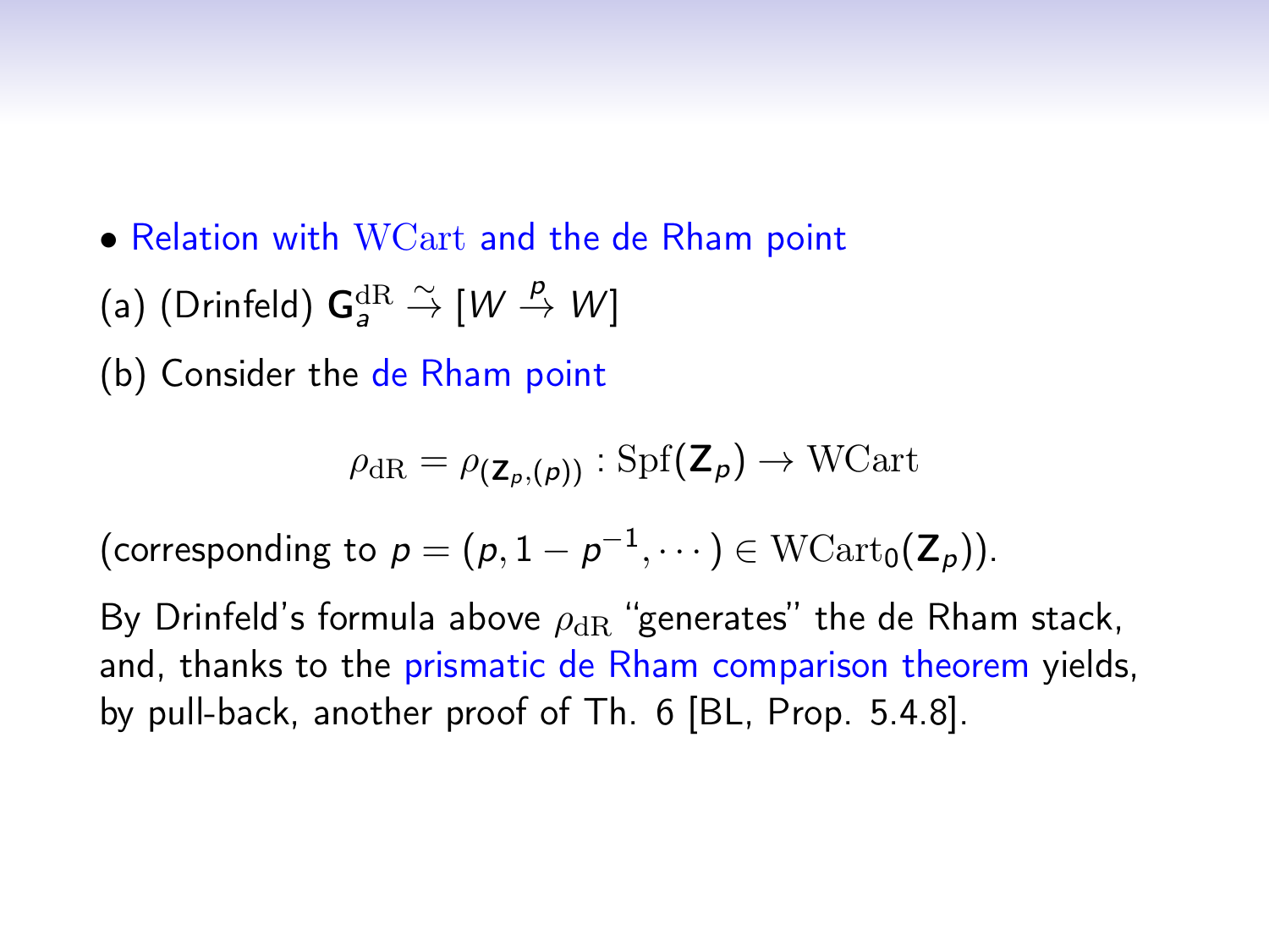- Relation with $\mathrm{WCart}$ and the de Rham point

(a) (Drinfeld) $\mathbf{G}_a^{\mathrm{dR}} \overset{\sim}{\to} [W \overset{p}{\to} W]$

(b) Consider the de Rham point

$$\rho_{\mathrm{dR}} = \rho_{(\mathbf{Z}_p,(p))} : \mathrm{Spf}(\mathbf{Z}_p) \to \mathrm{WCart}$$

(corresponding to $p = (p, 1 - p^{-1}, \cdots) \in \mathrm{WCart}_0(\mathbf{Z}_p)$).

By Drinfeld's formula above $\rho_{\mathrm{dR}}$ "generates" the de Rham stack, and, thanks to the prismatic de Rham comparison theorem yields, by pull-back, another proof of Th. 6 [BL, Prop. 5.4.8].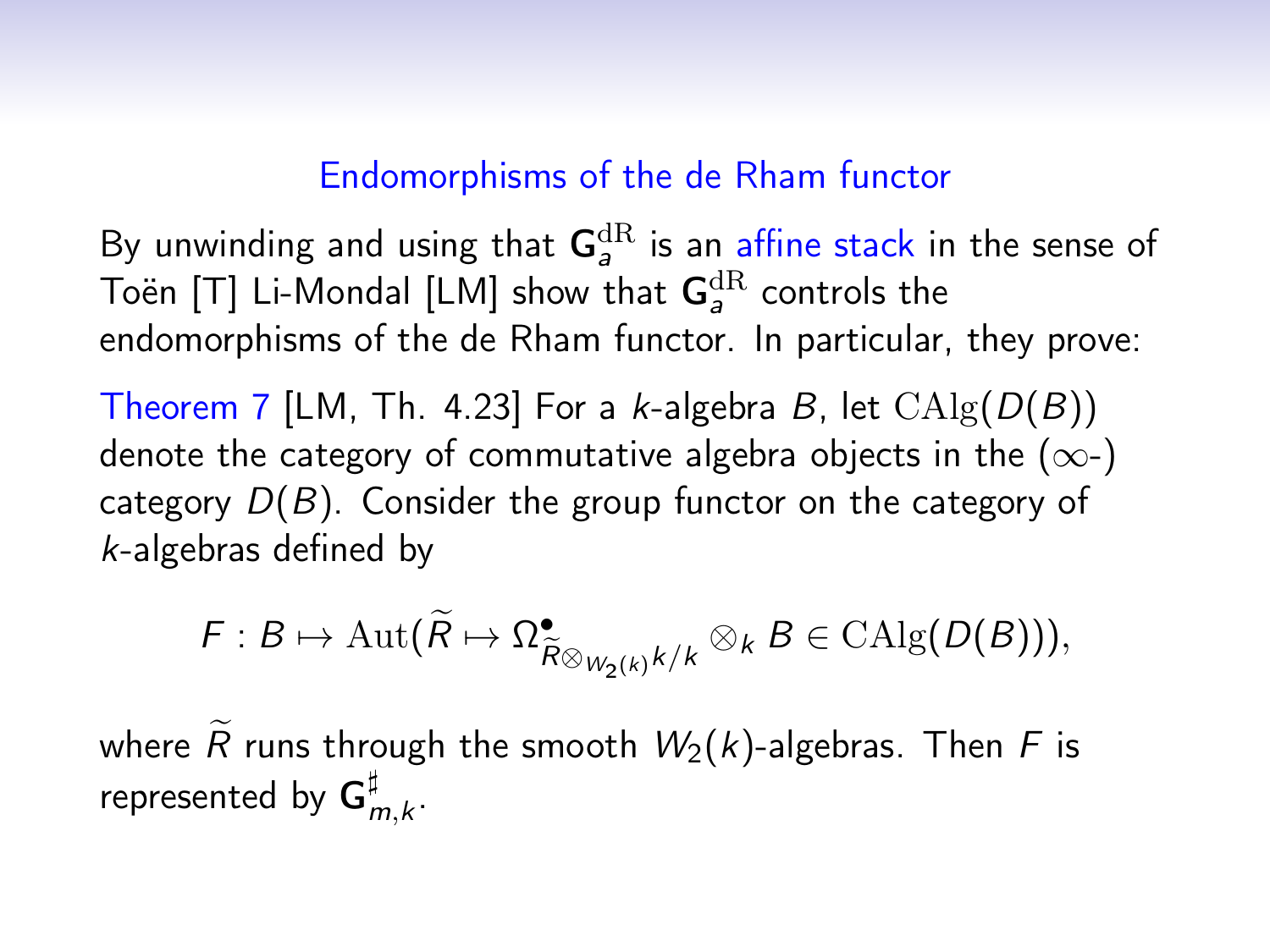## Endomorphisms of the de Rham functor

By unwinding and using that $\mathbf{G}_a^{\mathrm{dR}}$ is an affine stack in the sense of Toën [T] Li-Mondal [LM] show that $\mathbf{G}_a^{\mathrm{dR}}$ controls the endomorphisms of the de Rham functor. In particular, they prove:

Theorem 7 [LM, Th. 4.23] For a $k$-algebra $B$, let $\mathrm{CAlg}(D(B))$ denote the category of commutative algebra objects in the ($\infty$-) category $D(B)$. Consider the group functor on the category of $k$-algebras defined by

$$F : B \mapsto \mathrm{Aut}(\widetilde{R} \mapsto \Omega^{\bullet}_{\widetilde{R}\otimes_{W_2(k)} k/k} \otimes_k B \in \mathrm{CAlg}(D(B))),$$

where $\widetilde{R}$ runs through the smooth $W_2(k)$-algebras. Then $F$ is represented by $\mathbf{G}^{\sharp}_{m,k}$.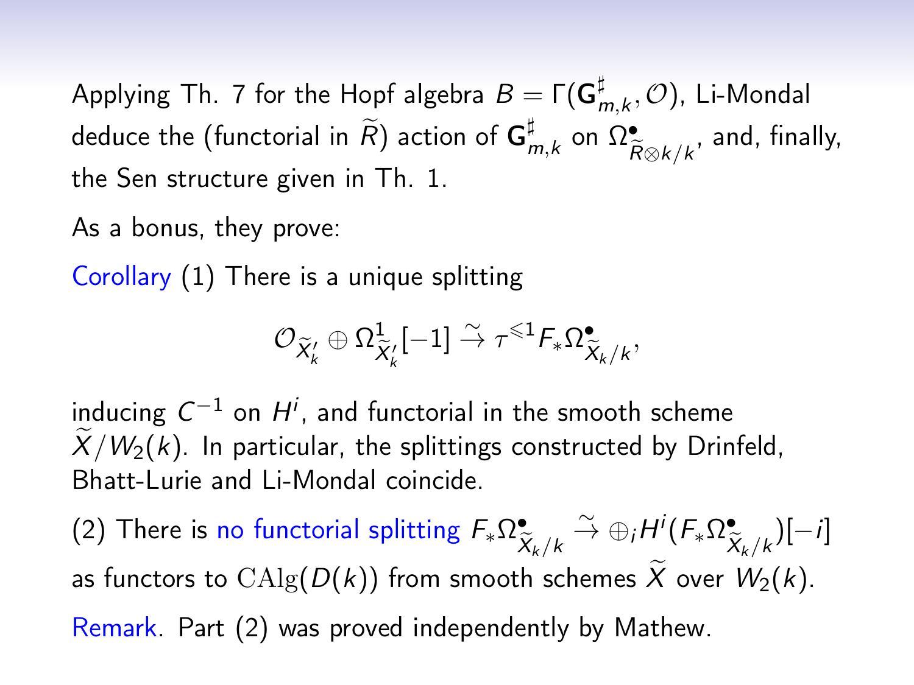Applying Th. 7 for the Hopf algebra $B = \Gamma(\mathbf{G}^{\sharp}_{m,k}, \mathcal{O})$, Li-Mondal deduce the (functorial in $\widetilde{R}$) action of $\mathbf{G}^{\sharp}_{m,k}$ on $\Omega^{\bullet}_{\widetilde{R}\otimes k/k}$, and, finally, the Sen structure given in Th. 1.

As a bonus, they prove:

Corollary (1) There is a unique splitting

$$\mathcal{O}_{\widetilde{X}'_k} \oplus \Omega^1_{\widetilde{X}'_k}[-1] \xrightarrow{\sim} \tau^{\leqslant 1} F_* \Omega^{\bullet}_{\widetilde{X}_k/k},$$

inducing $C^{-1}$ on $H^i$, and functorial in the smooth scheme $\widetilde{X}/W_2(k)$. In particular, the splittings constructed by Drinfeld, Bhatt-Lurie and Li-Mondal coincide.

(2) There is no functorial splitting $F_* \Omega^{\bullet}_{\widetilde{X}_k/k} \xrightarrow{\sim} \oplus_i H^i(F_* \Omega^{\bullet}_{\widetilde{X}_k/k})[-i]$ as functors to $\mathrm{CAlg}(D(k))$ from smooth schemes $\widetilde{X}$ over $W_2(k)$.

Remark. Part (2) was proved independently by Mathew.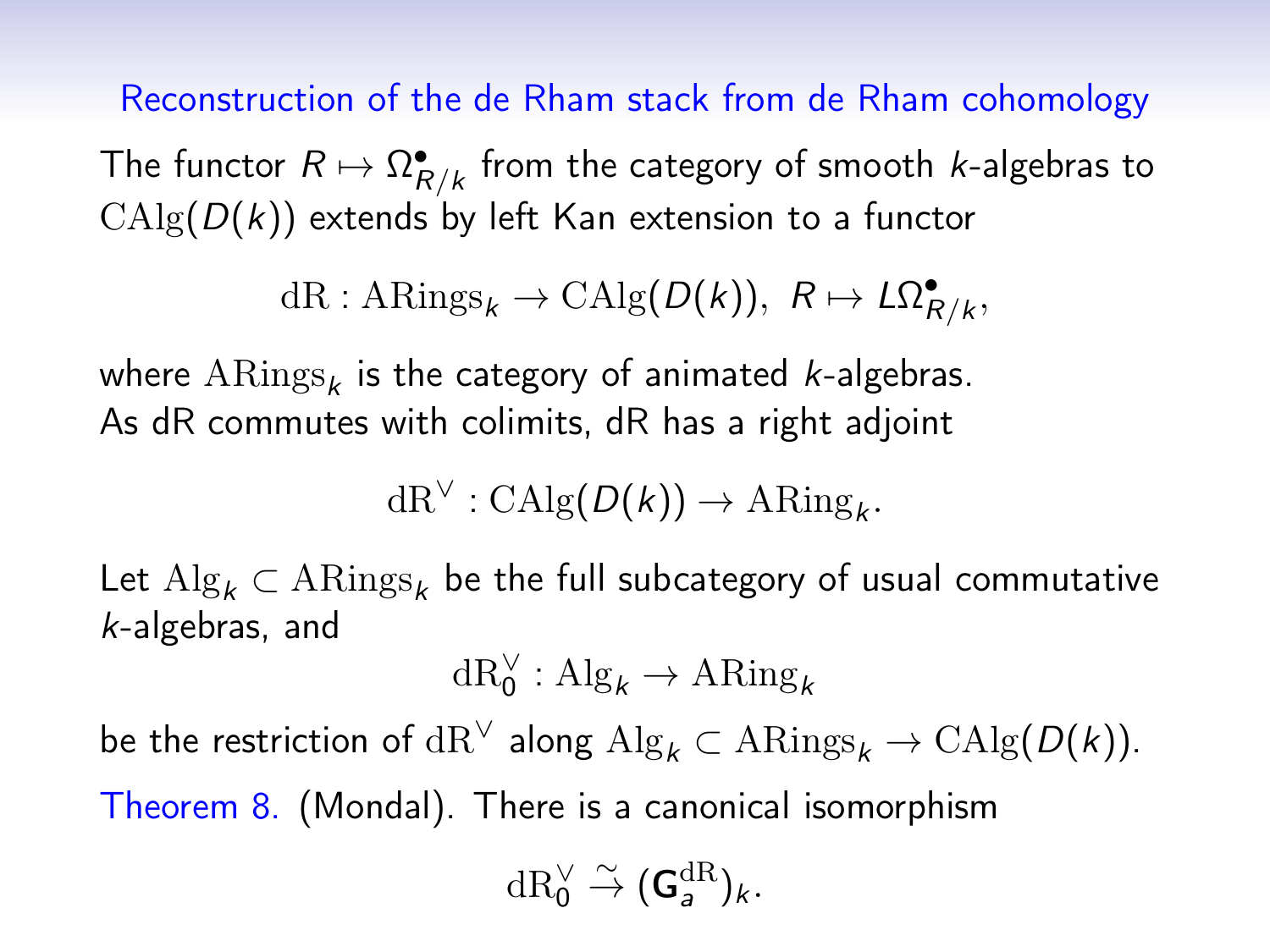## Reconstruction of the de Rham stack from de Rham cohomology

The functor $R \mapsto \Omega^\bullet_{R/k}$ from the category of smooth $k$-algebras to $\mathrm{CAlg}(D(k))$ extends by left Kan extension to a functor

$$\mathrm{dR} : \mathrm{ARings}_k \to \mathrm{CAlg}(D(k)),\ R \mapsto L\Omega^\bullet_{R/k},$$

where $\mathrm{ARings}_k$ is the category of animated $k$-algebras.
As dR commutes with colimits, dR has a right adjoint

$$\mathrm{dR}^\vee : \mathrm{CAlg}(D(k)) \to \mathrm{ARing}_k.$$

Let $\mathrm{Alg}_k \subset \mathrm{ARings}_k$ be the full subcategory of usual commutative $k$-algebras, and

$$\mathrm{dR}_0^\vee : \mathrm{Alg}_k \to \mathrm{ARing}_k$$

be the restriction of $\mathrm{dR}^\vee$ along $\mathrm{Alg}_k \subset \mathrm{ARings}_k \to \mathrm{CAlg}(D(k))$.

Theorem 8. (Mondal). There is a canonical isomorphism

$$\mathrm{dR}_0^\vee \xrightarrow{\sim} (\mathbf{G}_a^{\mathrm{dR}})_k.$$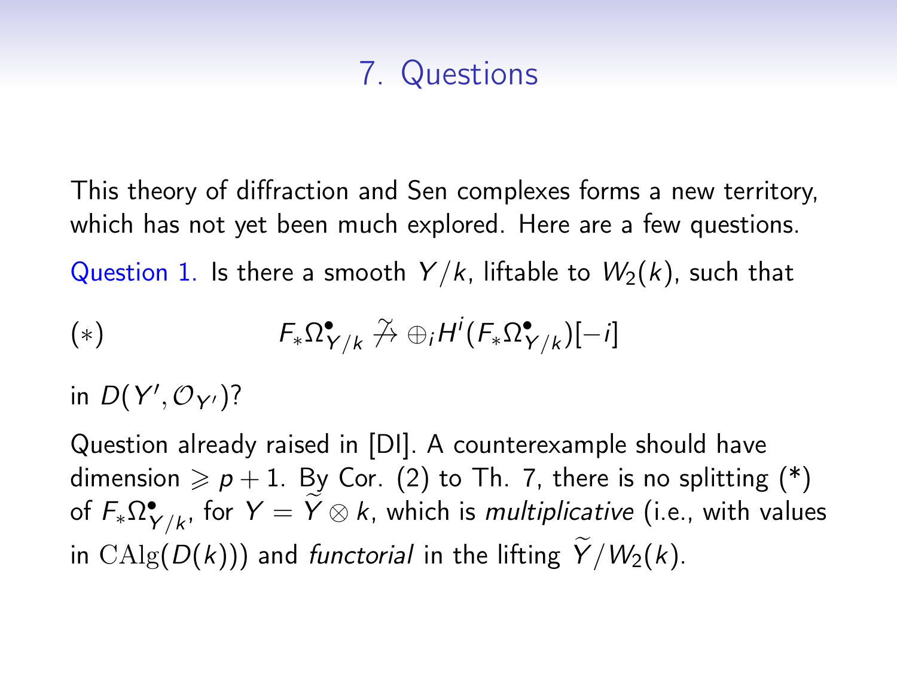# 7. Questions

This theory of diffraction and Sen complexes forms a new territory, which has not yet been much explored. Here are a few questions.

Question 1. Is there a smooth $Y/k$, liftable to $W_2(k)$, such that

$$(*) \qquad F_*\Omega^\bullet_{Y/k} \not\stackrel{\sim}{\to} \oplus_i H^i(F_*\Omega^\bullet_{Y/k})[-i]$$

in $D(Y', \mathcal{O}_{Y'})$?

Question already raised in [DI]. A counterexample should have dimension $\geqslant p+1$. By Cor. (2) to Th. 7, there is no splitting (*) of $F_*\Omega^\bullet_{Y/k}$, for $Y = \widetilde{Y} \otimes k$, which is *multiplicative* (i.e., with values in $\mathrm{CAlg}(D(k))$) and *functorial* in the lifting $\widetilde{Y}/W_2(k)$.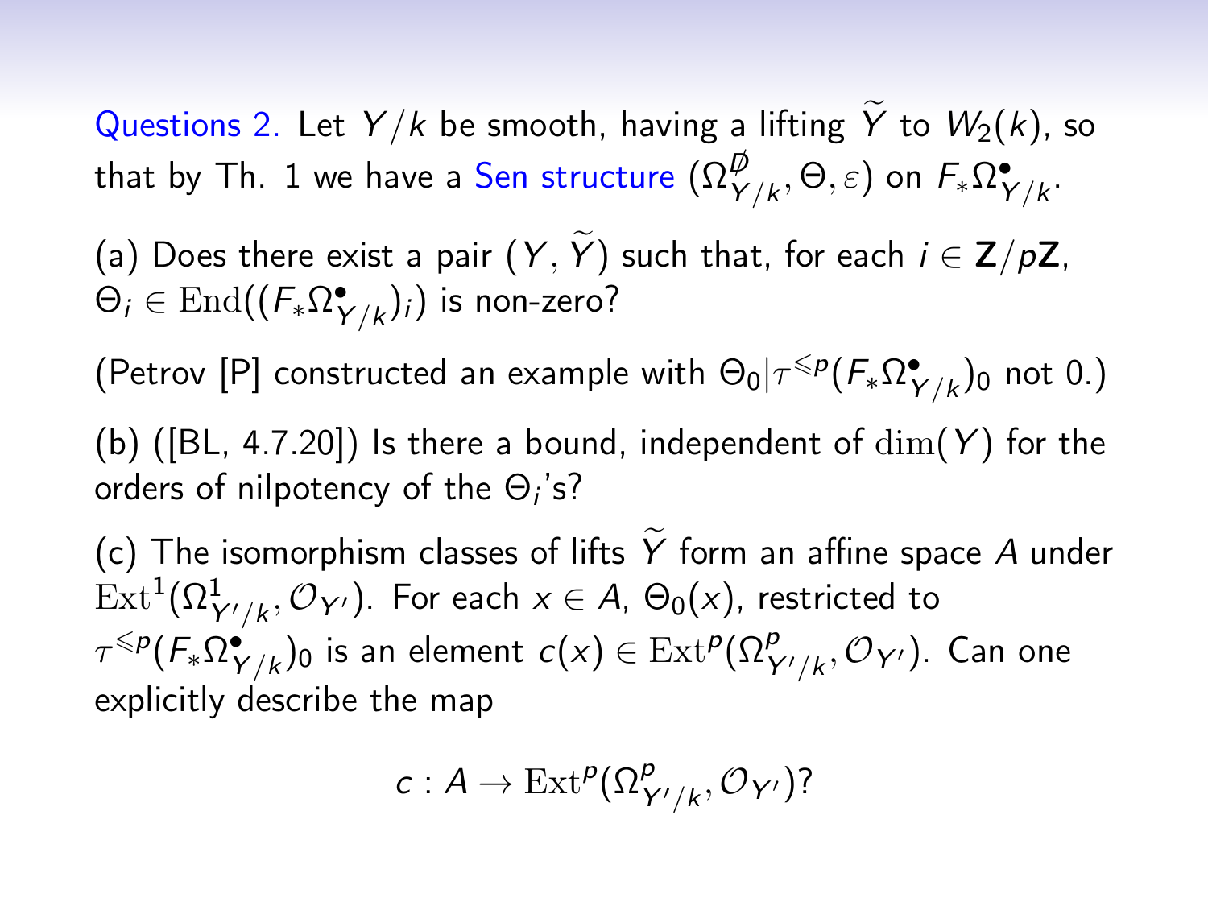Questions 2. Let $Y/k$ be smooth, having a lifting $\widetilde{Y}$ to $W_2(k)$, so that by Th. 1 we have a Sen structure $(\Omega^{\not{D}}_{Y/k}, \Theta, \varepsilon)$ on $F_*\Omega^\bullet_{Y/k}$.

(a) Does there exist a pair $(Y, \widetilde{Y})$ such that, for each $i \in \mathbf{Z}/p\mathbf{Z}$, $\Theta_i \in \mathrm{End}((F_*\Omega^\bullet_{Y/k})_i)$ is non-zero?

(Petrov [P] constructed an example with $\Theta_0 | \tau^{\leqslant p}(F_*\Omega^\bullet_{Y/k})_0$ not 0.)

(b) ([BL, 4.7.20]) Is there a bound, independent of $\dim(Y)$ for the orders of nilpotency of the $\Theta_i$'s?

(c) The isomorphism classes of lifts $\widetilde{Y}$ form an affine space $A$ under $\mathrm{Ext}^1(\Omega^1_{Y'/k}, \mathcal{O}_{Y'})$. For each $x \in A$, $\Theta_0(x)$, restricted to $\tau^{\leqslant p}(F_*\Omega^\bullet_{Y/k})_0$ is an element $c(x) \in \mathrm{Ext}^p(\Omega^p_{Y'/k}, \mathcal{O}_{Y'})$. Can one explicitly describe the map

$$c : A \to \mathrm{Ext}^p(\Omega^p_{Y'/k}, \mathcal{O}_{Y'})?$$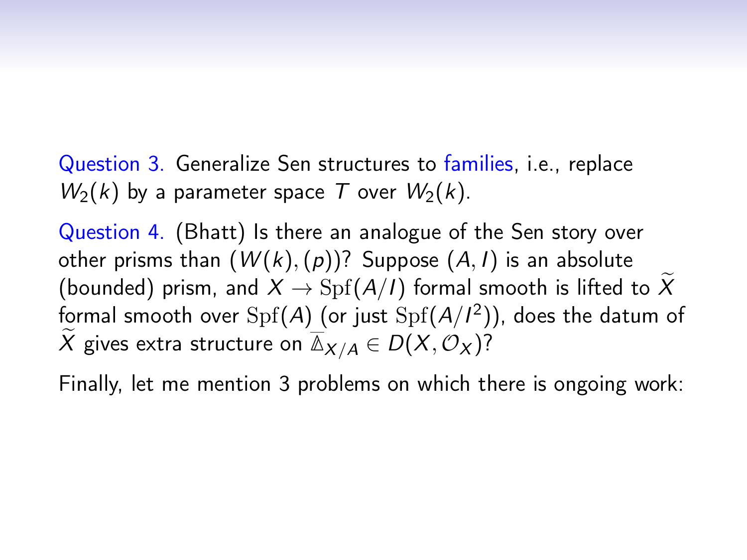Question 3. Generalize Sen structures to families, i.e., replace $W_2(k)$ by a parameter space $T$ over $W_2(k)$.

Question 4. (Bhatt) Is there an analogue of the Sen story over other prisms than $(W(k), (p))$? Suppose $(A, I)$ is an absolute (bounded) prism, and $X \to \mathrm{Spf}(A/I)$ formal smooth is lifted to $\widetilde{X}$ formal smooth over $\mathrm{Spf}(A)$ (or just $\mathrm{Spf}(A/I^2)$), does the datum of $\widetilde{X}$ gives extra structure on $\overline{\mathbb{\Delta}}_{X/A} \in D(X, \mathcal{O}_X)$?

Finally, let me mention 3 problems on which there is ongoing work: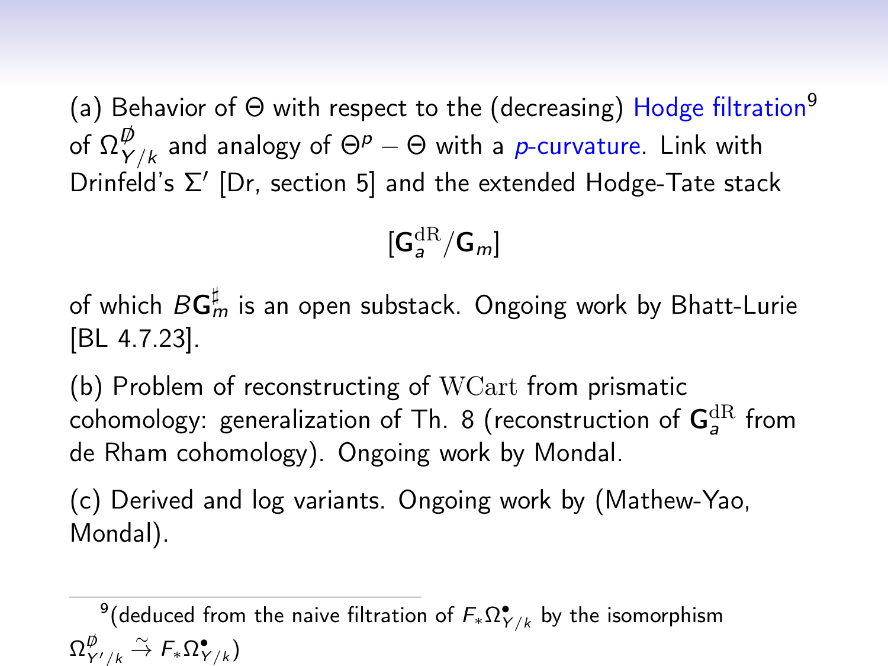(a) Behavior of $\Theta$ with respect to the (decreasing) Hodge filtration[9] of $\Omega^{\not{D}}_{Y/k}$ and analogy of $\Theta^p - \Theta$ with a $p$-curvature. Link with Drinfeld's $\Sigma'$ [Dr, section 5] and the extended Hodge-Tate stack

$$[\mathbf{G}_a^{\mathrm{dR}}/\mathbf{G}_m]$$

of which $B\mathbf{G}_m^{\sharp}$ is an open substack. Ongoing work by Bhatt-Lurie [BL 4.7.23].

(b) Problem of reconstructing of $\mathrm{WCart}$ from prismatic cohomology: generalization of Th. 8 (reconstruction of $\mathbf{G}_a^{\mathrm{dR}}$ from de Rham cohomology). Ongoing work by Mondal.

(c) Derived and log variants. Ongoing work by (Mathew-Yao, Mondal).

[9](deduced from the naive filtration of $F_*\Omega^{\bullet}_{Y/k}$ by the isomorphism $\Omega^{\not{D}}_{Y'/k} \xrightarrow{\sim} F_*\Omega^{\bullet}_{Y/k}$)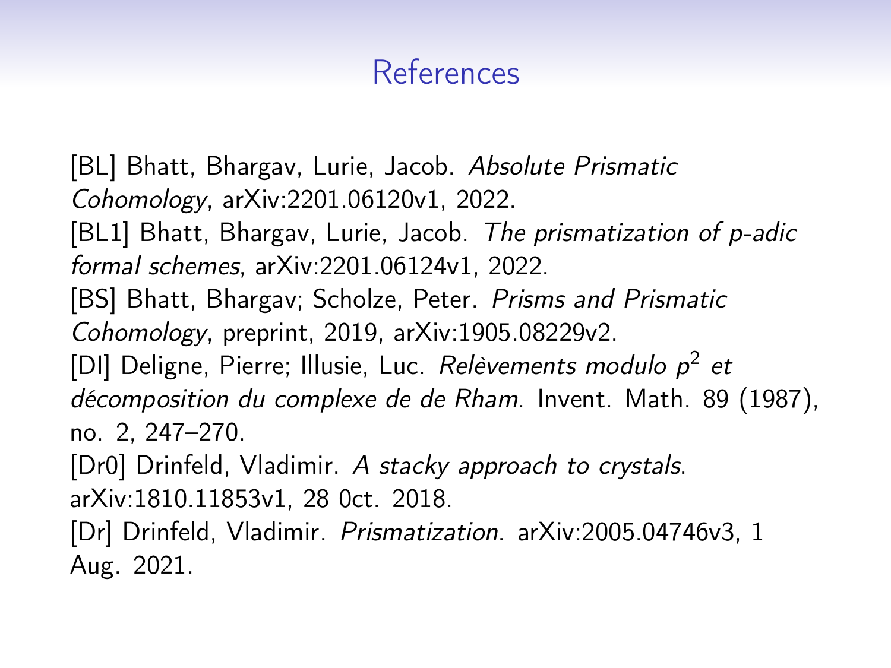# References

[BL] Bhatt, Bhargav, Lurie, Jacob. *Absolute Prismatic Cohomology*, arXiv:2201.06120v1, 2022.

[BL1] Bhatt, Bhargav, Lurie, Jacob. *The prismatization of p-adic formal schemes*, arXiv:2201.06124v1, 2022.

[BS] Bhatt, Bhargav; Scholze, Peter. *Prisms and Prismatic Cohomology*, preprint, 2019, arXiv:1905.08229v2.

[DI] Deligne, Pierre; Illusie, Luc. *Relèvements modulo $p^2$ et décomposition du complexe de de Rham*. Invent. Math. 89 (1987), no. 2, 247–270.

[Dr0] Drinfeld, Vladimir. *A stacky approach to crystals*. arXiv:1810.11853v1, 28 0ct. 2018.

[Dr] Drinfeld, Vladimir. *Prismatization*. arXiv:2005.04746v3, 1 Aug. 2021.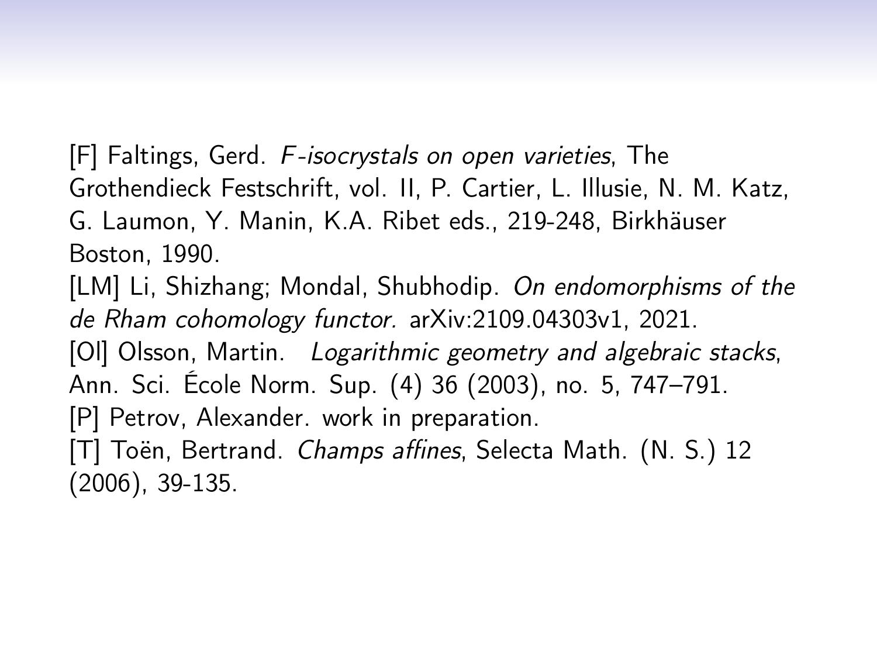[F] Faltings, Gerd. *$F$-isocrystals on open varieties*, The Grothendieck Festschrift, vol. II, P. Cartier, L. Illusie, N. M. Katz, G. Laumon, Y. Manin, K.A. Ribet eds., 219-248, Birkhäuser Boston, 1990.

[LM] Li, Shizhang; Mondal, Shubhodip. *On endomorphisms of the de Rham cohomology functor.* arXiv:2109.04303v1, 2021.

[Ol] Olsson, Martin. *Logarithmic geometry and algebraic stacks*, Ann. Sci. École Norm. Sup. (4) 36 (2003), no. 5, 747–791.

[P] Petrov, Alexander. work in preparation.

[T] Toën, Bertrand. *Champs affines*, Selecta Math. (N. S.) 12 (2006), 39-135.